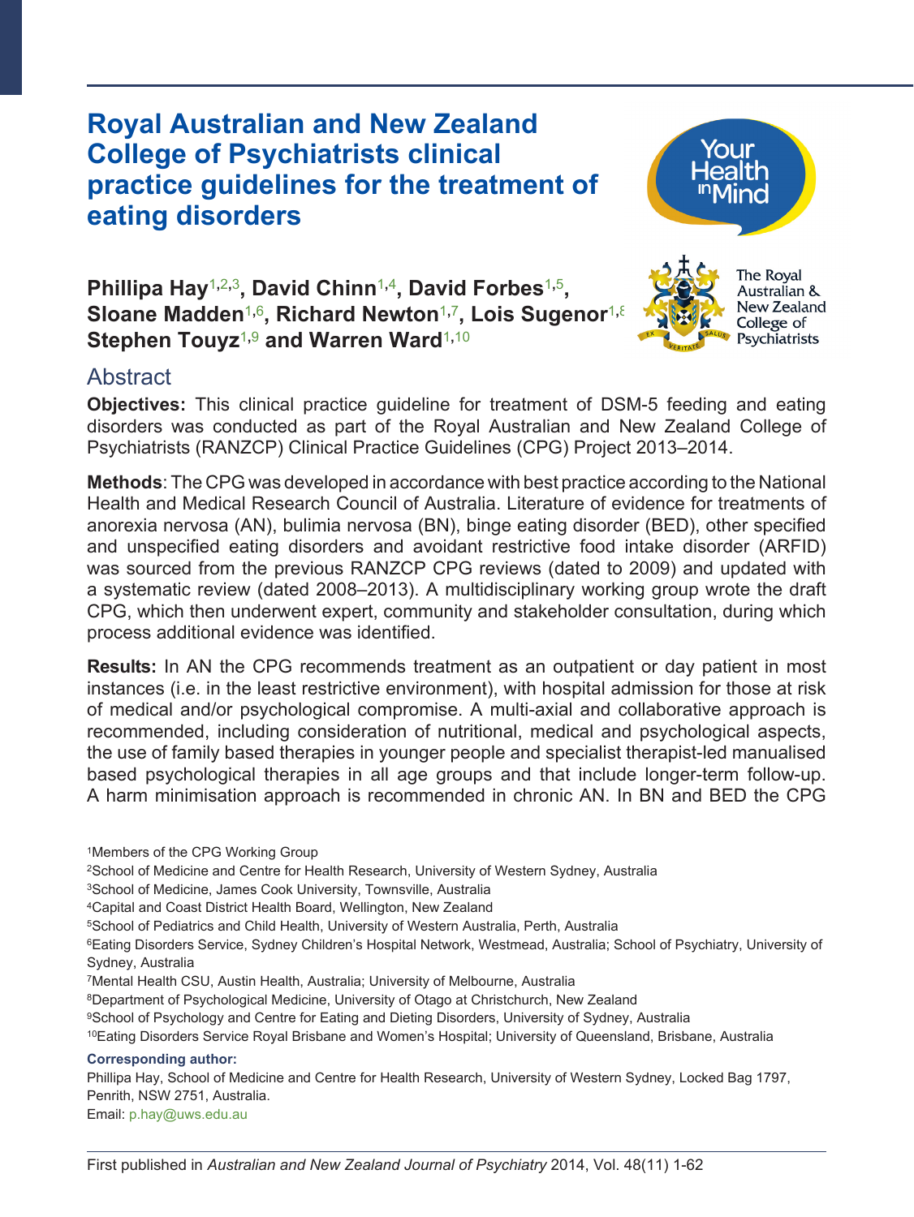# Royal Australian and New Zealand College of Psychiatrists clinical practice guidelines for the treatment of eating disorders

**Phillipa Hay[1,2,3], David Chinn[1,4], David Forbes[1,5], Sloane Madden[1,6], Richard Newton[1,7], Lois Sugenor[1,8], Stephen Touyz[1,9] and Warren Ward[1,10]**

## Abstract

**Objectives:** This clinical practice guideline for treatment of DSM-5 feeding and eating disorders was conducted as part of the Royal Australian and New Zealand College of Psychiatrists (RANZCP) Clinical Practice Guidelines (CPG) Project 2013–2014.

**Methods**: The CPG was developed in accordance with best practice according to the National Health and Medical Research Council of Australia. Literature of evidence for treatments of anorexia nervosa (AN), bulimia nervosa (BN), binge eating disorder (BED), other specified and unspecified eating disorders and avoidant restrictive food intake disorder (ARFID) was sourced from the previous RANZCP CPG reviews (dated to 2009) and updated with a systematic review (dated 2008–2013). A multidisciplinary working group wrote the draft CPG, which then underwent expert, community and stakeholder consultation, during which process additional evidence was identified.

**Results:** In AN the CPG recommends treatment as an outpatient or day patient in most instances (i.e. in the least restrictive environment), with hospital admission for those at risk of medical and/or psychological compromise. A multi-axial and collaborative approach is recommended, including consideration of nutritional, medical and psychological aspects, the use of family based therapies in younger people and specialist therapist-led manualised based psychological therapies in all age groups and that include longer-term follow-up. A harm minimisation approach is recommended in chronic AN. In BN and BED the CPG

[1]Members of the CPG Working Group
[2]School of Medicine and Centre for Health Research, University of Western Sydney, Australia
[3]School of Medicine, James Cook University, Townsville, Australia
[4]Capital and Coast District Health Board, Wellington, New Zealand
[5]School of Pediatrics and Child Health, University of Western Australia, Perth, Australia
[6]Eating Disorders Service, Sydney Children's Hospital Network, Westmead, Australia; School of Psychiatry, University of Sydney, Australia
[7]Mental Health CSU, Austin Health, Australia; University of Melbourne, Australia
[8]Department of Psychological Medicine, University of Otago at Christchurch, New Zealand
[9]School of Psychology and Centre for Eating and Dieting Disorders, University of Sydney, Australia
[10]Eating Disorders Service Royal Brisbane and Women's Hospital; University of Queensland, Brisbane, Australia

**Corresponding author:**
Phillipa Hay, School of Medicine and Centre for Health Research, University of Western Sydney, Locked Bag 1797, Penrith, NSW 2751, Australia.
Email: p.hay@uws.edu.au

First published in *Australian and New Zealand Journal of Psychiatry* 2014, Vol. 48(11) 1-62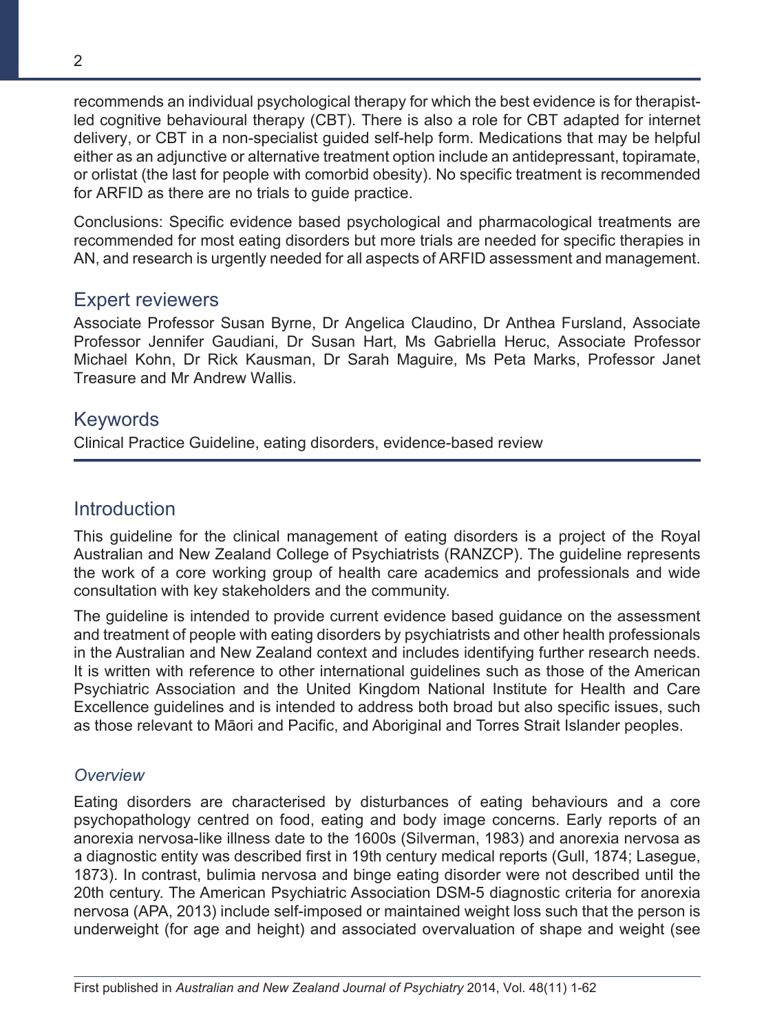recommends an individual psychological therapy for which the best evidence is for therapist-led cognitive behavioural therapy (CBT). There is also a role for CBT adapted for internet delivery, or CBT in a non-specialist guided self-help form. Medications that may be helpful either as an adjunctive or alternative treatment option include an antidepressant, topiramate, or orlistat (the last for people with comorbid obesity). No specific treatment is recommended for ARFID as there are no trials to guide practice.

Conclusions: Specific evidence based psychological and pharmacological treatments are recommended for most eating disorders but more trials are needed for specific therapies in AN, and research is urgently needed for all aspects of ARFID assessment and management.

## Expert reviewers

Associate Professor Susan Byrne, Dr Angelica Claudino, Dr Anthea Fursland, Associate Professor Jennifer Gaudiani, Dr Susan Hart, Ms Gabriella Heruc, Associate Professor Michael Kohn, Dr Rick Kausman, Dr Sarah Maguire, Ms Peta Marks, Professor Janet Treasure and Mr Andrew Wallis.

## Keywords

Clinical Practice Guideline, eating disorders, evidence-based review

## Introduction

This guideline for the clinical management of eating disorders is a project of the Royal Australian and New Zealand College of Psychiatrists (RANZCP). The guideline represents the work of a core working group of health care academics and professionals and wide consultation with key stakeholders and the community.

The guideline is intended to provide current evidence based guidance on the assessment and treatment of people with eating disorders by psychiatrists and other health professionals in the Australian and New Zealand context and includes identifying further research needs. It is written with reference to other international guidelines such as those of the American Psychiatric Association and the United Kingdom National Institute for Health and Care Excellence guidelines and is intended to address both broad but also specific issues, such as those relevant to Māori and Pacific, and Aboriginal and Torres Strait Islander peoples.

### *Overview*

Eating disorders are characterised by disturbances of eating behaviours and a core psychopathology centred on food, eating and body image concerns. Early reports of an anorexia nervosa-like illness date to the 1600s (Silverman, 1983) and anorexia nervosa as a diagnostic entity was described first in 19th century medical reports (Gull, 1874; Lasegue, 1873). In contrast, bulimia nervosa and binge eating disorder were not described until the 20th century. The American Psychiatric Association DSM-5 diagnostic criteria for anorexia nervosa (APA, 2013) include self-imposed or maintained weight loss such that the person is underweight (for age and height) and associated overvaluation of shape and weight (see

First published in *Australian and New Zealand Journal of Psychiatry* 2014, Vol. 48(11) 1-62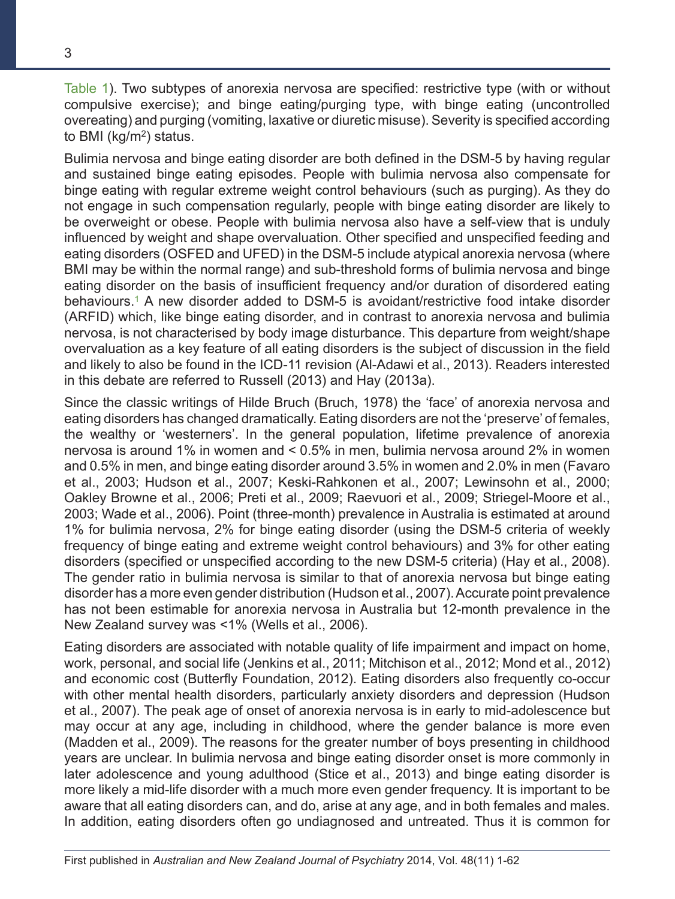Table 1). Two subtypes of anorexia nervosa are specified: restrictive type (with or without compulsive exercise); and binge eating/purging type, with binge eating (uncontrolled overeating) and purging (vomiting, laxative or diuretic misuse). Severity is specified according to BMI ($kg/m^2$) status.

Bulimia nervosa and binge eating disorder are both defined in the DSM-5 by having regular and sustained binge eating episodes. People with bulimia nervosa also compensate for binge eating with regular extreme weight control behaviours (such as purging). As they do not engage in such compensation regularly, people with binge eating disorder are likely to be overweight or obese. People with bulimia nervosa also have a self-view that is unduly influenced by weight and shape overvaluation. Other specified and unspecified feeding and eating disorders (OSFED and UFED) in the DSM-5 include atypical anorexia nervosa (where BMI may be within the normal range) and sub-threshold forms of bulimia nervosa and binge eating disorder on the basis of insufficient frequency and/or duration of disordered eating behaviours.[1] A new disorder added to DSM-5 is avoidant/restrictive food intake disorder (ARFID) which, like binge eating disorder, and in contrast to anorexia nervosa and bulimia nervosa, is not characterised by body image disturbance. This departure from weight/shape overvaluation as a key feature of all eating disorders is the subject of discussion in the field and likely to also be found in the ICD-11 revision (Al-Adawi et al., 2013). Readers interested in this debate are referred to Russell (2013) and Hay (2013a).

Since the classic writings of Hilde Bruch (Bruch, 1978) the 'face' of anorexia nervosa and eating disorders has changed dramatically. Eating disorders are not the 'preserve' of females, the wealthy or 'westerners'. In the general population, lifetime prevalence of anorexia nervosa is around 1% in women and < 0.5% in men, bulimia nervosa around 2% in women and 0.5% in men, and binge eating disorder around 3.5% in women and 2.0% in men (Favaro et al., 2003; Hudson et al., 2007; Keski-Rahkonen et al., 2007; Lewinsohn et al., 2000; Oakley Browne et al., 2006; Preti et al., 2009; Raevuori et al., 2009; Striegel-Moore et al., 2003; Wade et al., 2006). Point (three-month) prevalence in Australia is estimated at around 1% for bulimia nervosa, 2% for binge eating disorder (using the DSM-5 criteria of weekly frequency of binge eating and extreme weight control behaviours) and 3% for other eating disorders (specified or unspecified according to the new DSM-5 criteria) (Hay et al., 2008). The gender ratio in bulimia nervosa is similar to that of anorexia nervosa but binge eating disorder has a more even gender distribution (Hudson et al., 2007). Accurate point prevalence has not been estimable for anorexia nervosa in Australia but 12-month prevalence in the New Zealand survey was <1% (Wells et al., 2006).

Eating disorders are associated with notable quality of life impairment and impact on home, work, personal, and social life (Jenkins et al., 2011; Mitchison et al., 2012; Mond et al., 2012) and economic cost (Butterfly Foundation, 2012). Eating disorders also frequently co-occur with other mental health disorders, particularly anxiety disorders and depression (Hudson et al., 2007). The peak age of onset of anorexia nervosa is in early to mid-adolescence but may occur at any age, including in childhood, where the gender balance is more even (Madden et al., 2009). The reasons for the greater number of boys presenting in childhood years are unclear. In bulimia nervosa and binge eating disorder onset is more commonly in later adolescence and young adulthood (Stice et al., 2013) and binge eating disorder is more likely a mid-life disorder with a much more even gender frequency. It is important to be aware that all eating disorders can, and do, arise at any age, and in both females and males. In addition, eating disorders often go undiagnosed and untreated. Thus it is common for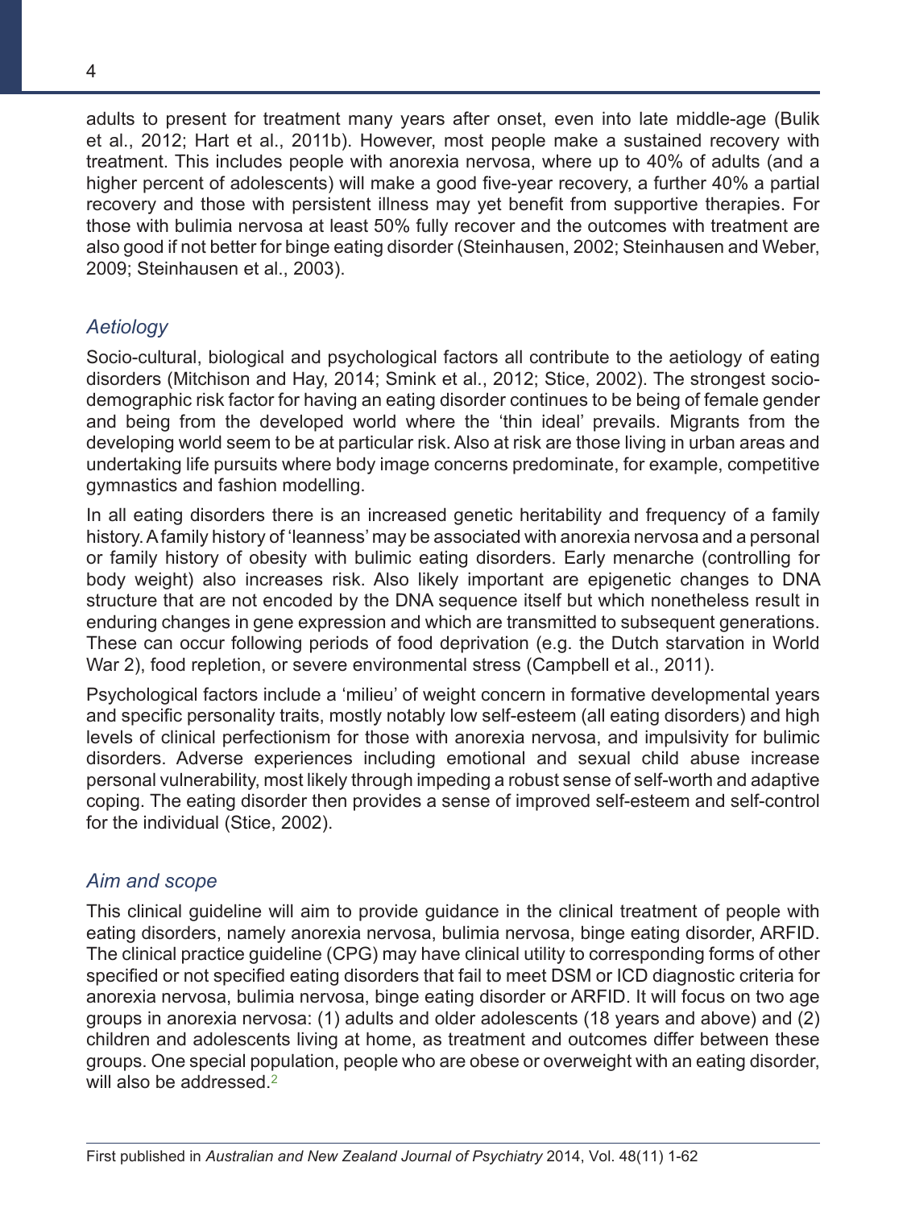adults to present for treatment many years after onset, even into late middle-age (Bulik et al., 2012; Hart et al., 2011b). However, most people make a sustained recovery with treatment. This includes people with anorexia nervosa, where up to 40% of adults (and a higher percent of adolescents) will make a good five-year recovery, a further 40% a partial recovery and those with persistent illness may yet benefit from supportive therapies. For those with bulimia nervosa at least 50% fully recover and the outcomes with treatment are also good if not better for binge eating disorder (Steinhausen, 2002; Steinhausen and Weber, 2009; Steinhausen et al., 2003).

### *Aetiology*

Socio-cultural, biological and psychological factors all contribute to the aetiology of eating disorders (Mitchison and Hay, 2014; Smink et al., 2012; Stice, 2002). The strongest socio-demographic risk factor for having an eating disorder continues to be being of female gender and being from the developed world where the 'thin ideal' prevails. Migrants from the developing world seem to be at particular risk. Also at risk are those living in urban areas and undertaking life pursuits where body image concerns predominate, for example, competitive gymnastics and fashion modelling.

In all eating disorders there is an increased genetic heritability and frequency of a family history. A family history of 'leanness' may be associated with anorexia nervosa and a personal or family history of obesity with bulimic eating disorders. Early menarche (controlling for body weight) also increases risk. Also likely important are epigenetic changes to DNA structure that are not encoded by the DNA sequence itself but which nonetheless result in enduring changes in gene expression and which are transmitted to subsequent generations. These can occur following periods of food deprivation (e.g. the Dutch starvation in World War 2), food repletion, or severe environmental stress (Campbell et al., 2011).

Psychological factors include a 'milieu' of weight concern in formative developmental years and specific personality traits, mostly notably low self-esteem (all eating disorders) and high levels of clinical perfectionism for those with anorexia nervosa, and impulsivity for bulimic disorders. Adverse experiences including emotional and sexual child abuse increase personal vulnerability, most likely through impeding a robust sense of self-worth and adaptive coping. The eating disorder then provides a sense of improved self-esteem and self-control for the individual (Stice, 2002).

### *Aim and scope*

This clinical guideline will aim to provide guidance in the clinical treatment of people with eating disorders, namely anorexia nervosa, bulimia nervosa, binge eating disorder, ARFID. The clinical practice guideline (CPG) may have clinical utility to corresponding forms of other specified or not specified eating disorders that fail to meet DSM or ICD diagnostic criteria for anorexia nervosa, bulimia nervosa, binge eating disorder or ARFID. It will focus on two age groups in anorexia nervosa: (1) adults and older adolescents (18 years and above) and (2) children and adolescents living at home, as treatment and outcomes differ between these groups. One special population, people who are obese or overweight with an eating disorder, will also be addressed.[2]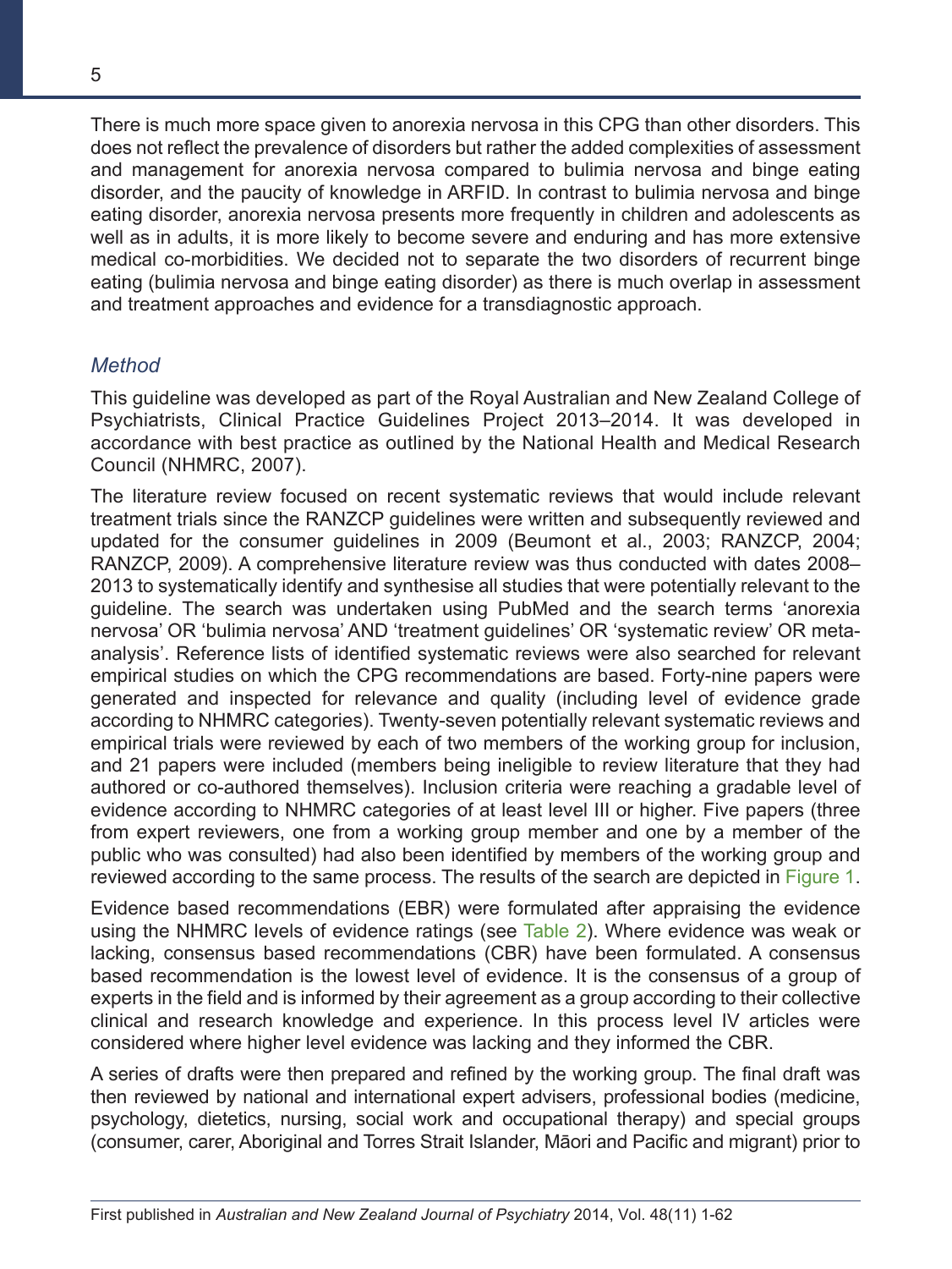There is much more space given to anorexia nervosa in this CPG than other disorders. This does not reflect the prevalence of disorders but rather the added complexities of assessment and management for anorexia nervosa compared to bulimia nervosa and binge eating disorder, and the paucity of knowledge in ARFID. In contrast to bulimia nervosa and binge eating disorder, anorexia nervosa presents more frequently in children and adolescents as well as in adults, it is more likely to become severe and enduring and has more extensive medical co-morbidities. We decided not to separate the two disorders of recurrent binge eating (bulimia nervosa and binge eating disorder) as there is much overlap in assessment and treatment approaches and evidence for a transdiagnostic approach.

### *Method*

This guideline was developed as part of the Royal Australian and New Zealand College of Psychiatrists, Clinical Practice Guidelines Project 2013–2014. It was developed in accordance with best practice as outlined by the National Health and Medical Research Council (NHMRC, 2007).

The literature review focused on recent systematic reviews that would include relevant treatment trials since the RANZCP guidelines were written and subsequently reviewed and updated for the consumer guidelines in 2009 (Beumont et al., 2003; RANZCP, 2004; RANZCP, 2009). A comprehensive literature review was thus conducted with dates 2008–2013 to systematically identify and synthesise all studies that were potentially relevant to the guideline. The search was undertaken using PubMed and the search terms 'anorexia nervosa' OR 'bulimia nervosa' AND 'treatment guidelines' OR 'systematic review' OR meta-analysis'. Reference lists of identified systematic reviews were also searched for relevant empirical studies on which the CPG recommendations are based. Forty-nine papers were generated and inspected for relevance and quality (including level of evidence grade according to NHMRC categories). Twenty-seven potentially relevant systematic reviews and empirical trials were reviewed by each of two members of the working group for inclusion, and 21 papers were included (members being ineligible to review literature that they had authored or co-authored themselves). Inclusion criteria were reaching a gradable level of evidence according to NHMRC categories of at least level III or higher. Five papers (three from expert reviewers, one from a working group member and one by a member of the public who was consulted) had also been identified by members of the working group and reviewed according to the same process. The results of the search are depicted in Figure 1.

Evidence based recommendations (EBR) were formulated after appraising the evidence using the NHMRC levels of evidence ratings (see Table 2). Where evidence was weak or lacking, consensus based recommendations (CBR) have been formulated. A consensus based recommendation is the lowest level of evidence. It is the consensus of a group of experts in the field and is informed by their agreement as a group according to their collective clinical and research knowledge and experience. In this process level IV articles were considered where higher level evidence was lacking and they informed the CBR.

A series of drafts were then prepared and refined by the working group. The final draft was then reviewed by national and international expert advisers, professional bodies (medicine, psychology, dietetics, nursing, social work and occupational therapy) and special groups (consumer, carer, Aboriginal and Torres Strait Islander, Māori and Pacific and migrant) prior to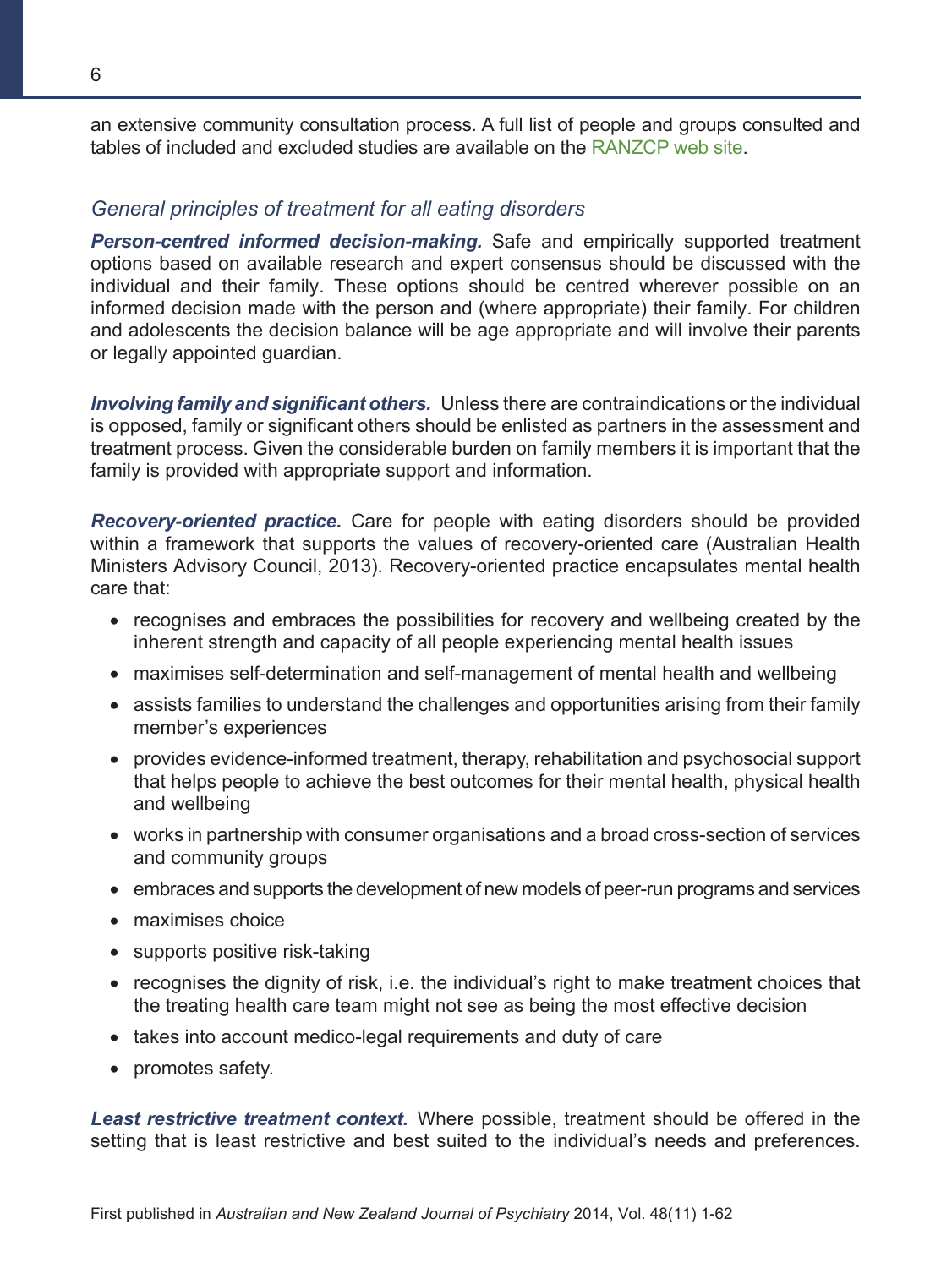an extensive community consultation process. A full list of people and groups consulted and tables of included and excluded studies are available on the RANZCP web site.

### *General principles of treatment for all eating disorders*

***Person-centred informed decision-making.*** Safe and empirically supported treatment options based on available research and expert consensus should be discussed with the individual and their family. These options should be centred wherever possible on an informed decision made with the person and (where appropriate) their family. For children and adolescents the decision balance will be age appropriate and will involve their parents or legally appointed guardian.

***Involving family and significant others.*** Unless there are contraindications or the individual is opposed, family or significant others should be enlisted as partners in the assessment and treatment process. Given the considerable burden on family members it is important that the family is provided with appropriate support and information.

***Recovery-oriented practice.*** Care for people with eating disorders should be provided within a framework that supports the values of recovery-oriented care (Australian Health Ministers Advisory Council, 2013). Recovery-oriented practice encapsulates mental health care that:

- recognises and embraces the possibilities for recovery and wellbeing created by the inherent strength and capacity of all people experiencing mental health issues
- maximises self-determination and self-management of mental health and wellbeing
- assists families to understand the challenges and opportunities arising from their family member's experiences
- provides evidence-informed treatment, therapy, rehabilitation and psychosocial support that helps people to achieve the best outcomes for their mental health, physical health and wellbeing
- works in partnership with consumer organisations and a broad cross-section of services and community groups
- embraces and supports the development of new models of peer-run programs and services
- maximises choice
- supports positive risk-taking
- recognises the dignity of risk, i.e. the individual's right to make treatment choices that the treating health care team might not see as being the most effective decision
- takes into account medico-legal requirements and duty of care
- promotes safety.

***Least restrictive treatment context.*** Where possible, treatment should be offered in the setting that is least restrictive and best suited to the individual's needs and preferences.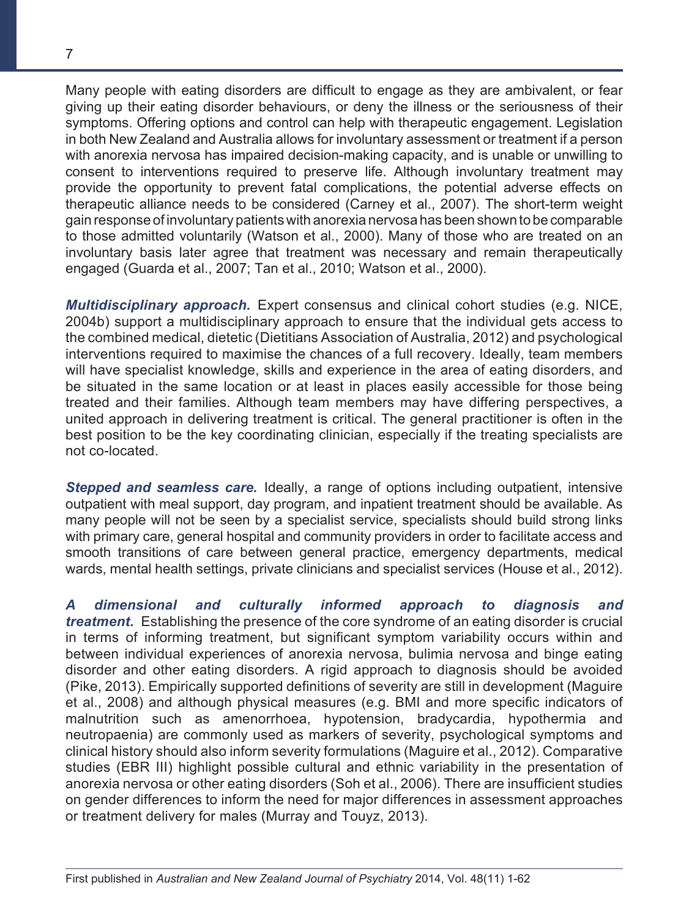Many people with eating disorders are difficult to engage as they are ambivalent, or fear giving up their eating disorder behaviours, or deny the illness or the seriousness of their symptoms. Offering options and control can help with therapeutic engagement. Legislation in both New Zealand and Australia allows for involuntary assessment or treatment if a person with anorexia nervosa has impaired decision-making capacity, and is unable or unwilling to consent to interventions required to preserve life. Although involuntary treatment may provide the opportunity to prevent fatal complications, the potential adverse effects on therapeutic alliance needs to be considered (Carney et al., 2007). The short-term weight gain response of involuntary patients with anorexia nervosa has been shown to be comparable to those admitted voluntarily (Watson et al., 2000). Many of those who are treated on an involuntary basis later agree that treatment was necessary and remain therapeutically engaged (Guarda et al., 2007; Tan et al., 2010; Watson et al., 2000).

***Multidisciplinary approach.*** Expert consensus and clinical cohort studies (e.g. NICE, 2004b) support a multidisciplinary approach to ensure that the individual gets access to the combined medical, dietetic (Dietitians Association of Australia, 2012) and psychological interventions required to maximise the chances of a full recovery. Ideally, team members will have specialist knowledge, skills and experience in the area of eating disorders, and be situated in the same location or at least in places easily accessible for those being treated and their families. Although team members may have differing perspectives, a united approach in delivering treatment is critical. The general practitioner is often in the best position to be the key coordinating clinician, especially if the treating specialists are not co-located.

***Stepped and seamless care.*** Ideally, a range of options including outpatient, intensive outpatient with meal support, day program, and inpatient treatment should be available. As many people will not be seen by a specialist service, specialists should build strong links with primary care, general hospital and community providers in order to facilitate access and smooth transitions of care between general practice, emergency departments, medical wards, mental health settings, private clinicians and specialist services (House et al., 2012).

***A dimensional and culturally informed approach to diagnosis and treatment.*** Establishing the presence of the core syndrome of an eating disorder is crucial in terms of informing treatment, but significant symptom variability occurs within and between individual experiences of anorexia nervosa, bulimia nervosa and binge eating disorder and other eating disorders. A rigid approach to diagnosis should be avoided (Pike, 2013). Empirically supported definitions of severity are still in development (Maguire et al., 2008) and although physical measures (e.g. BMI and more specific indicators of malnutrition such as amenorrhoea, hypotension, bradycardia, hypothermia and neutropaenia) are commonly used as markers of severity, psychological symptoms and clinical history should also inform severity formulations (Maguire et al., 2012). Comparative studies (EBR III) highlight possible cultural and ethnic variability in the presentation of anorexia nervosa or other eating disorders (Soh et al., 2006). There are insufficient studies on gender differences to inform the need for major differences in assessment approaches or treatment delivery for males (Murray and Touyz, 2013).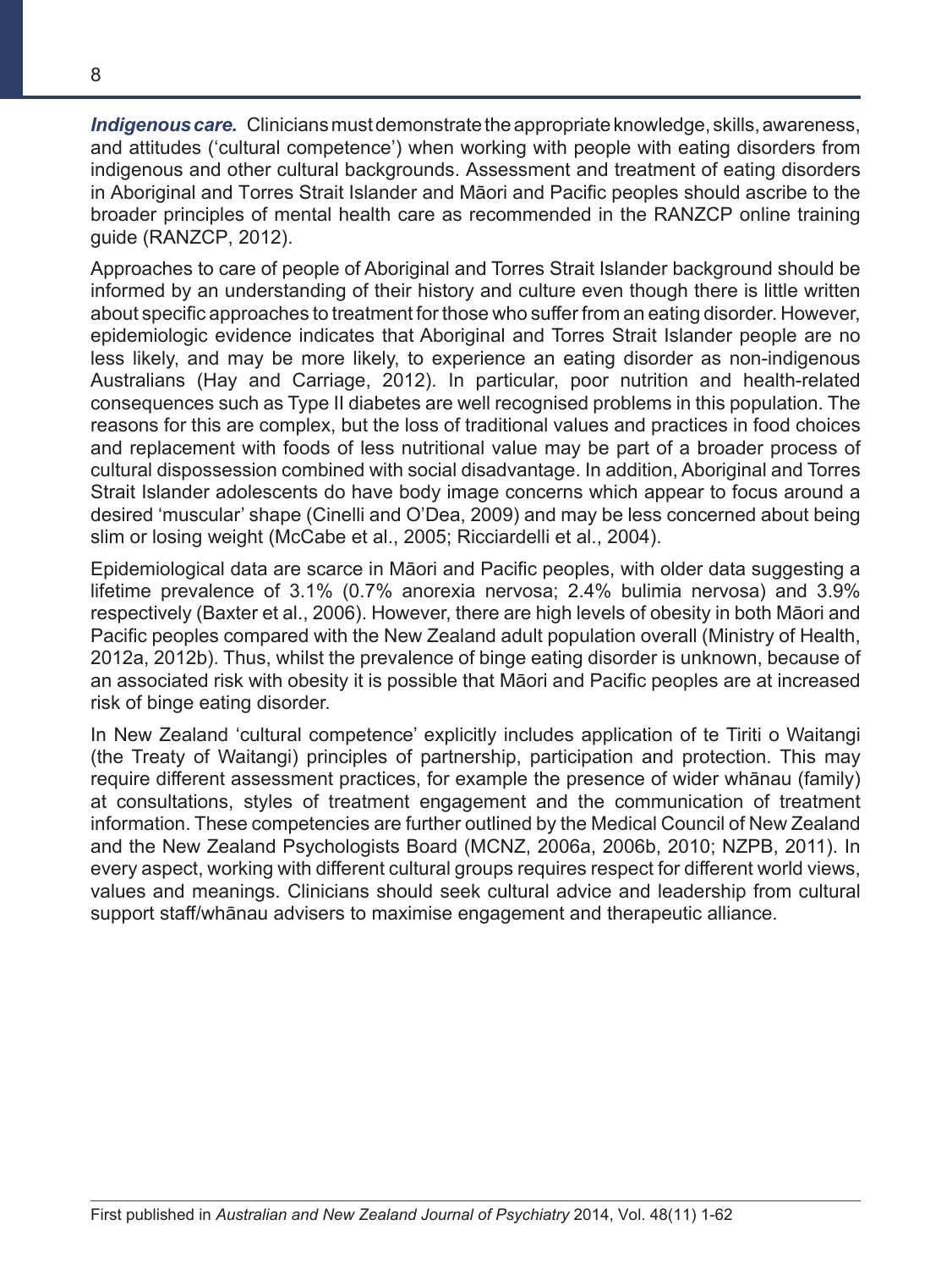***Indigenous care.*** Clinicians must demonstrate the appropriate knowledge, skills, awareness, and attitudes ('cultural competence') when working with people with eating disorders from indigenous and other cultural backgrounds. Assessment and treatment of eating disorders in Aboriginal and Torres Strait Islander and Māori and Pacific peoples should ascribe to the broader principles of mental health care as recommended in the RANZCP online training guide (RANZCP, 2012).

Approaches to care of people of Aboriginal and Torres Strait Islander background should be informed by an understanding of their history and culture even though there is little written about specific approaches to treatment for those who suffer from an eating disorder. However, epidemiologic evidence indicates that Aboriginal and Torres Strait Islander people are no less likely, and may be more likely, to experience an eating disorder as non-indigenous Australians (Hay and Carriage, 2012). In particular, poor nutrition and health-related consequences such as Type II diabetes are well recognised problems in this population. The reasons for this are complex, but the loss of traditional values and practices in food choices and replacement with foods of less nutritional value may be part of a broader process of cultural dispossession combined with social disadvantage. In addition, Aboriginal and Torres Strait Islander adolescents do have body image concerns which appear to focus around a desired 'muscular' shape (Cinelli and O'Dea, 2009) and may be less concerned about being slim or losing weight (McCabe et al., 2005; Ricciardelli et al., 2004).

Epidemiological data are scarce in Māori and Pacific peoples, with older data suggesting a lifetime prevalence of 3.1% (0.7% anorexia nervosa; 2.4% bulimia nervosa) and 3.9% respectively (Baxter et al., 2006). However, there are high levels of obesity in both Māori and Pacific peoples compared with the New Zealand adult population overall (Ministry of Health, 2012a, 2012b). Thus, whilst the prevalence of binge eating disorder is unknown, because of an associated risk with obesity it is possible that Māori and Pacific peoples are at increased risk of binge eating disorder.

In New Zealand 'cultural competence' explicitly includes application of te Tiriti o Waitangi (the Treaty of Waitangi) principles of partnership, participation and protection. This may require different assessment practices, for example the presence of wider whānau (family) at consultations, styles of treatment engagement and the communication of treatment information. These competencies are further outlined by the Medical Council of New Zealand and the New Zealand Psychologists Board (MCNZ, 2006a, 2006b, 2010; NZPB, 2011). In every aspect, working with different cultural groups requires respect for different world views, values and meanings. Clinicians should seek cultural advice and leadership from cultural support staff/whānau advisers to maximise engagement and therapeutic alliance.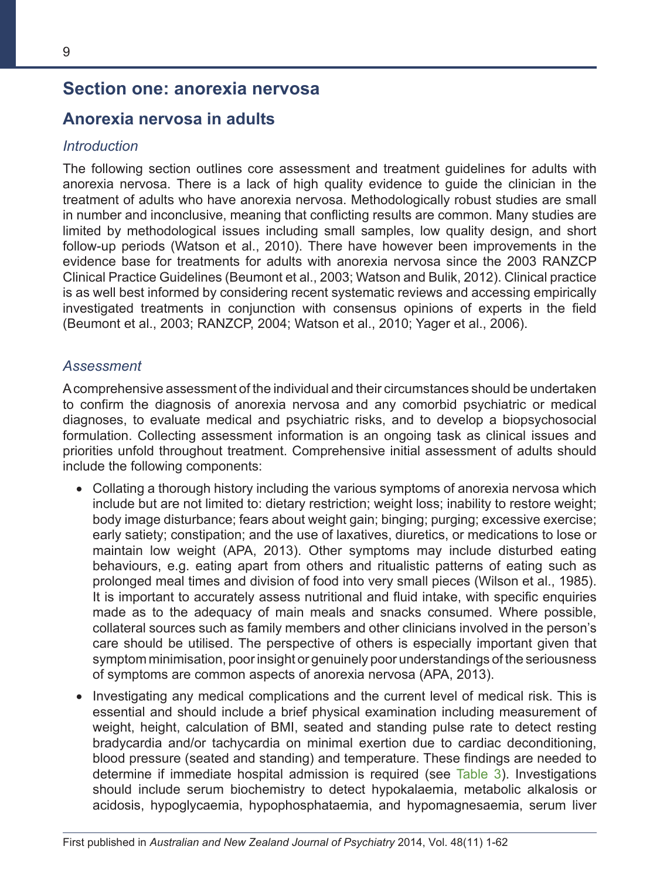## Section one: anorexia nervosa

### Anorexia nervosa in adults

#### *Introduction*

The following section outlines core assessment and treatment guidelines for adults with anorexia nervosa. There is a lack of high quality evidence to guide the clinician in the treatment of adults who have anorexia nervosa. Methodologically robust studies are small in number and inconclusive, meaning that conflicting results are common. Many studies are limited by methodological issues including small samples, low quality design, and short follow-up periods (Watson et al., 2010). There have however been improvements in the evidence base for treatments for adults with anorexia nervosa since the 2003 RANZCP Clinical Practice Guidelines (Beumont et al., 2003; Watson and Bulik, 2012). Clinical practice is as well best informed by considering recent systematic reviews and accessing empirically investigated treatments in conjunction with consensus opinions of experts in the field (Beumont et al., 2003; RANZCP, 2004; Watson et al., 2010; Yager et al., 2006).

#### *Assessment*

A comprehensive assessment of the individual and their circumstances should be undertaken to confirm the diagnosis of anorexia nervosa and any comorbid psychiatric or medical diagnoses, to evaluate medical and psychiatric risks, and to develop a biopsychosocial formulation. Collecting assessment information is an ongoing task as clinical issues and priorities unfold throughout treatment. Comprehensive initial assessment of adults should include the following components:

- Collating a thorough history including the various symptoms of anorexia nervosa which include but are not limited to: dietary restriction; weight loss; inability to restore weight; body image disturbance; fears about weight gain; binging; purging; excessive exercise; early satiety; constipation; and the use of laxatives, diuretics, or medications to lose or maintain low weight (APA, 2013). Other symptoms may include disturbed eating behaviours, e.g. eating apart from others and ritualistic patterns of eating such as prolonged meal times and division of food into very small pieces (Wilson et al., 1985). It is important to accurately assess nutritional and fluid intake, with specific enquiries made as to the adequacy of main meals and snacks consumed. Where possible, collateral sources such as family members and other clinicians involved in the person's care should be utilised. The perspective of others is especially important given that symptom minimisation, poor insight or genuinely poor understandings of the seriousness of symptoms are common aspects of anorexia nervosa (APA, 2013).
- Investigating any medical complications and the current level of medical risk. This is essential and should include a brief physical examination including measurement of weight, height, calculation of BMI, seated and standing pulse rate to detect resting bradycardia and/or tachycardia on minimal exertion due to cardiac deconditioning, blood pressure (seated and standing) and temperature. These findings are needed to determine if immediate hospital admission is required (see Table 3). Investigations should include serum biochemistry to detect hypokalaemia, metabolic alkalosis or acidosis, hypoglycaemia, hypophosphataemia, and hypomagnesaemia, serum liver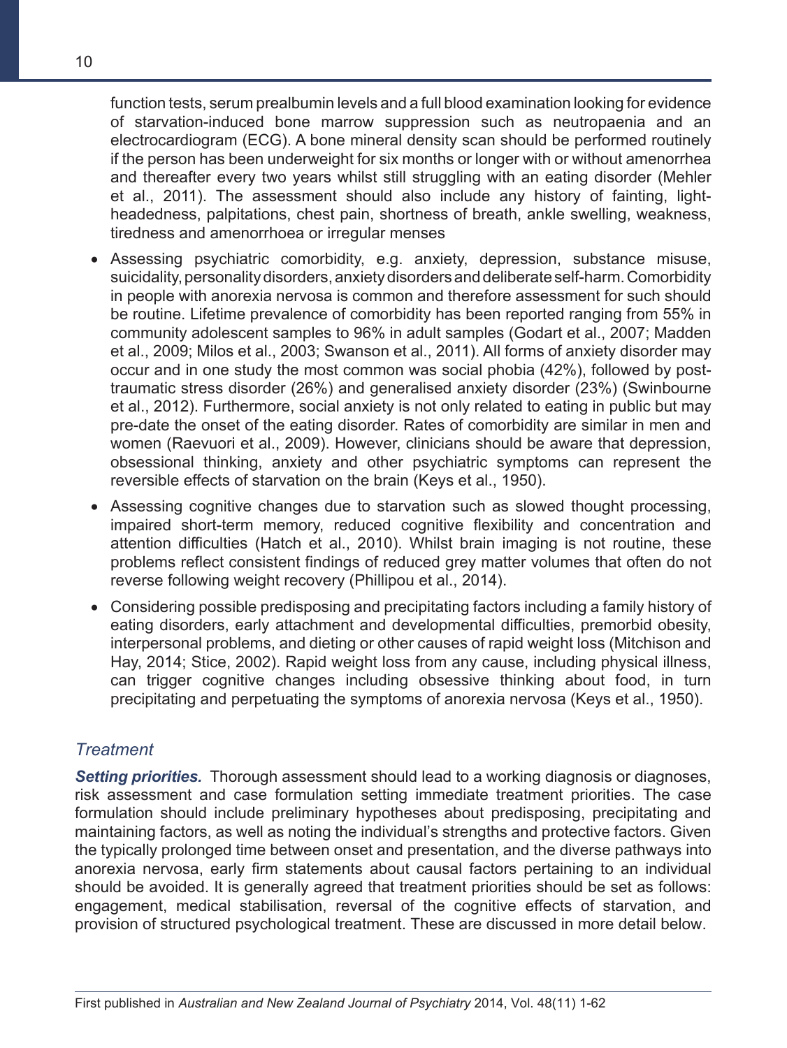function tests, serum prealbumin levels and a full blood examination looking for evidence of starvation-induced bone marrow suppression such as neutropaenia and an electrocardiogram (ECG). A bone mineral density scan should be performed routinely if the person has been underweight for six months or longer with or without amenorrhea and thereafter every two years whilst still struggling with an eating disorder (Mehler et al., 2011). The assessment should also include any history of fainting, light-headedness, palpitations, chest pain, shortness of breath, ankle swelling, weakness, tiredness and amenorrhoea or irregular menses

- Assessing psychiatric comorbidity, e.g. anxiety, depression, substance misuse, suicidality, personality disorders, anxiety disorders and deliberate self-harm. Comorbidity in people with anorexia nervosa is common and therefore assessment for such should be routine. Lifetime prevalence of comorbidity has been reported ranging from 55% in community adolescent samples to 96% in adult samples (Godart et al., 2007; Madden et al., 2009; Milos et al., 2003; Swanson et al., 2011). All forms of anxiety disorder may occur and in one study the most common was social phobia (42%), followed by post-traumatic stress disorder (26%) and generalised anxiety disorder (23%) (Swinbourne et al., 2012). Furthermore, social anxiety is not only related to eating in public but may pre-date the onset of the eating disorder. Rates of comorbidity are similar in men and women (Raevuori et al., 2009). However, clinicians should be aware that depression, obsessional thinking, anxiety and other psychiatric symptoms can represent the reversible effects of starvation on the brain (Keys et al., 1950).
- Assessing cognitive changes due to starvation such as slowed thought processing, impaired short-term memory, reduced cognitive flexibility and concentration and attention difficulties (Hatch et al., 2010). Whilst brain imaging is not routine, these problems reflect consistent findings of reduced grey matter volumes that often do not reverse following weight recovery (Phillipou et al., 2014).
- Considering possible predisposing and precipitating factors including a family history of eating disorders, early attachment and developmental difficulties, premorbid obesity, interpersonal problems, and dieting or other causes of rapid weight loss (Mitchison and Hay, 2014; Stice, 2002). Rapid weight loss from any cause, including physical illness, can trigger cognitive changes including obsessive thinking about food, in turn precipitating and perpetuating the symptoms of anorexia nervosa (Keys et al., 1950).

### *Treatment*

***Setting priorities.*** Thorough assessment should lead to a working diagnosis or diagnoses, risk assessment and case formulation setting immediate treatment priorities. The case formulation should include preliminary hypotheses about predisposing, precipitating and maintaining factors, as well as noting the individual's strengths and protective factors. Given the typically prolonged time between onset and presentation, and the diverse pathways into anorexia nervosa, early firm statements about causal factors pertaining to an individual should be avoided. It is generally agreed that treatment priorities should be set as follows: engagement, medical stabilisation, reversal of the cognitive effects of starvation, and provision of structured psychological treatment. These are discussed in more detail below.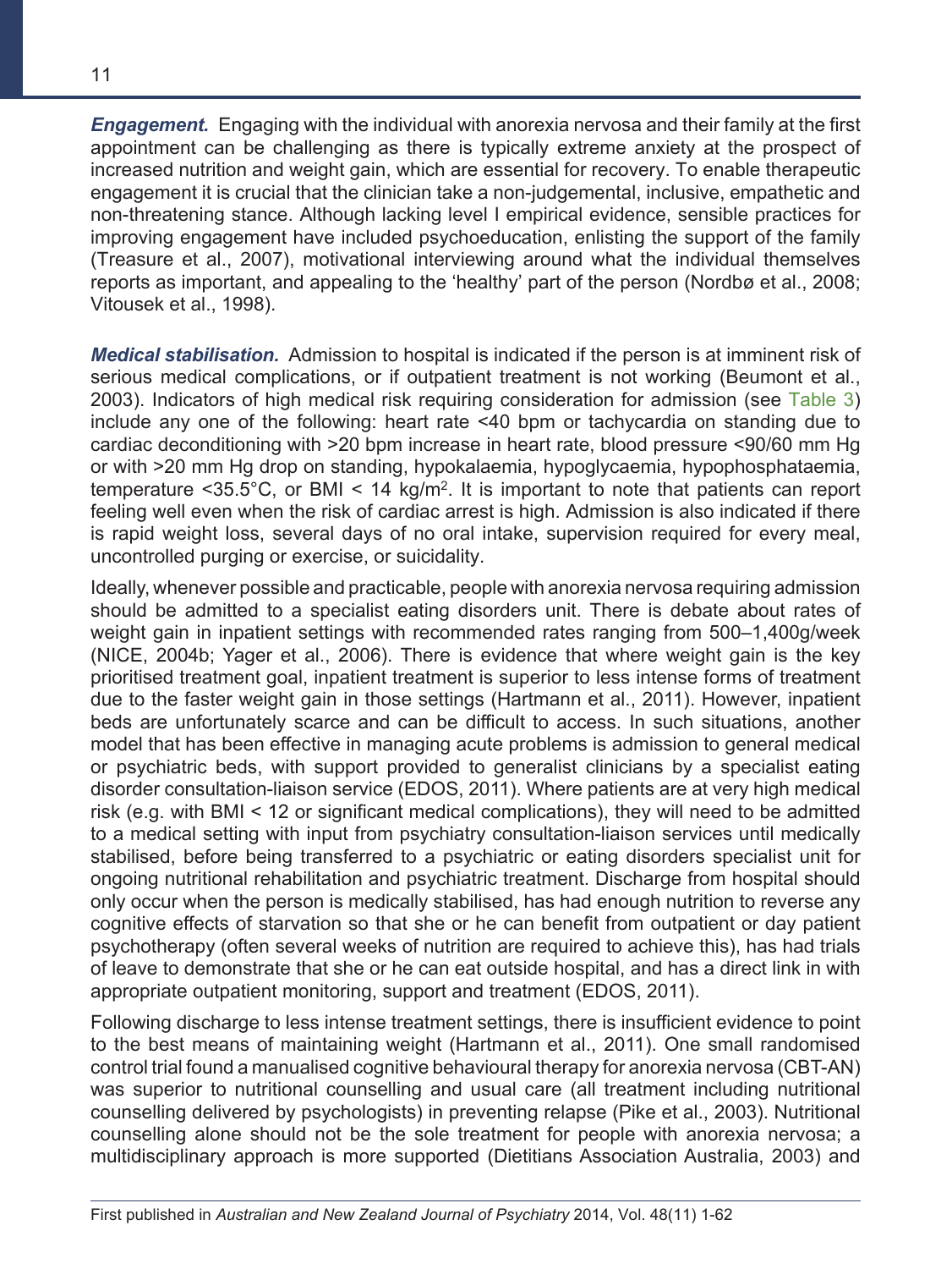***Engagement.*** Engaging with the individual with anorexia nervosa and their family at the first appointment can be challenging as there is typically extreme anxiety at the prospect of increased nutrition and weight gain, which are essential for recovery. To enable therapeutic engagement it is crucial that the clinician take a non-judgemental, inclusive, empathetic and non-threatening stance. Although lacking level I empirical evidence, sensible practices for improving engagement have included psychoeducation, enlisting the support of the family (Treasure et al., 2007), motivational interviewing around what the individual themselves reports as important, and appealing to the 'healthy' part of the person (Nordbø et al., 2008; Vitousek et al., 1998).

***Medical stabilisation.*** Admission to hospital is indicated if the person is at imminent risk of serious medical complications, or if outpatient treatment is not working (Beumont et al., 2003). Indicators of high medical risk requiring consideration for admission (see Table 3) include any one of the following: heart rate <40 bpm or tachycardia on standing due to cardiac deconditioning with >20 bpm increase in heart rate, blood pressure <90/60 mm Hg or with >20 mm Hg drop on standing, hypokalaemia, hypoglycaemia, hypophosphataemia, temperature <35.5°C, or BMI < 14 kg/m$^2$. It is important to note that patients can report feeling well even when the risk of cardiac arrest is high. Admission is also indicated if there is rapid weight loss, several days of no oral intake, supervision required for every meal, uncontrolled purging or exercise, or suicidality.

Ideally, whenever possible and practicable, people with anorexia nervosa requiring admission should be admitted to a specialist eating disorders unit. There is debate about rates of weight gain in inpatient settings with recommended rates ranging from 500–1,400g/week (NICE, 2004b; Yager et al., 2006). There is evidence that where weight gain is the key prioritised treatment goal, inpatient treatment is superior to less intense forms of treatment due to the faster weight gain in those settings (Hartmann et al., 2011). However, inpatient beds are unfortunately scarce and can be difficult to access. In such situations, another model that has been effective in managing acute problems is admission to general medical or psychiatric beds, with support provided to generalist clinicians by a specialist eating disorder consultation-liaison service (EDOS, 2011). Where patients are at very high medical risk (e.g. with BMI < 12 or significant medical complications), they will need to be admitted to a medical setting with input from psychiatry consultation-liaison services until medically stabilised, before being transferred to a psychiatric or eating disorders specialist unit for ongoing nutritional rehabilitation and psychiatric treatment. Discharge from hospital should only occur when the person is medically stabilised, has had enough nutrition to reverse any cognitive effects of starvation so that she or he can benefit from outpatient or day patient psychotherapy (often several weeks of nutrition are required to achieve this), has had trials of leave to demonstrate that she or he can eat outside hospital, and has a direct link in with appropriate outpatient monitoring, support and treatment (EDOS, 2011).

Following discharge to less intense treatment settings, there is insufficient evidence to point to the best means of maintaining weight (Hartmann et al., 2011). One small randomised control trial found a manualised cognitive behavioural therapy for anorexia nervosa (CBT-AN) was superior to nutritional counselling and usual care (all treatment including nutritional counselling delivered by psychologists) in preventing relapse (Pike et al., 2003). Nutritional counselling alone should not be the sole treatment for people with anorexia nervosa; a multidisciplinary approach is more supported (Dietitians Association Australia, 2003) and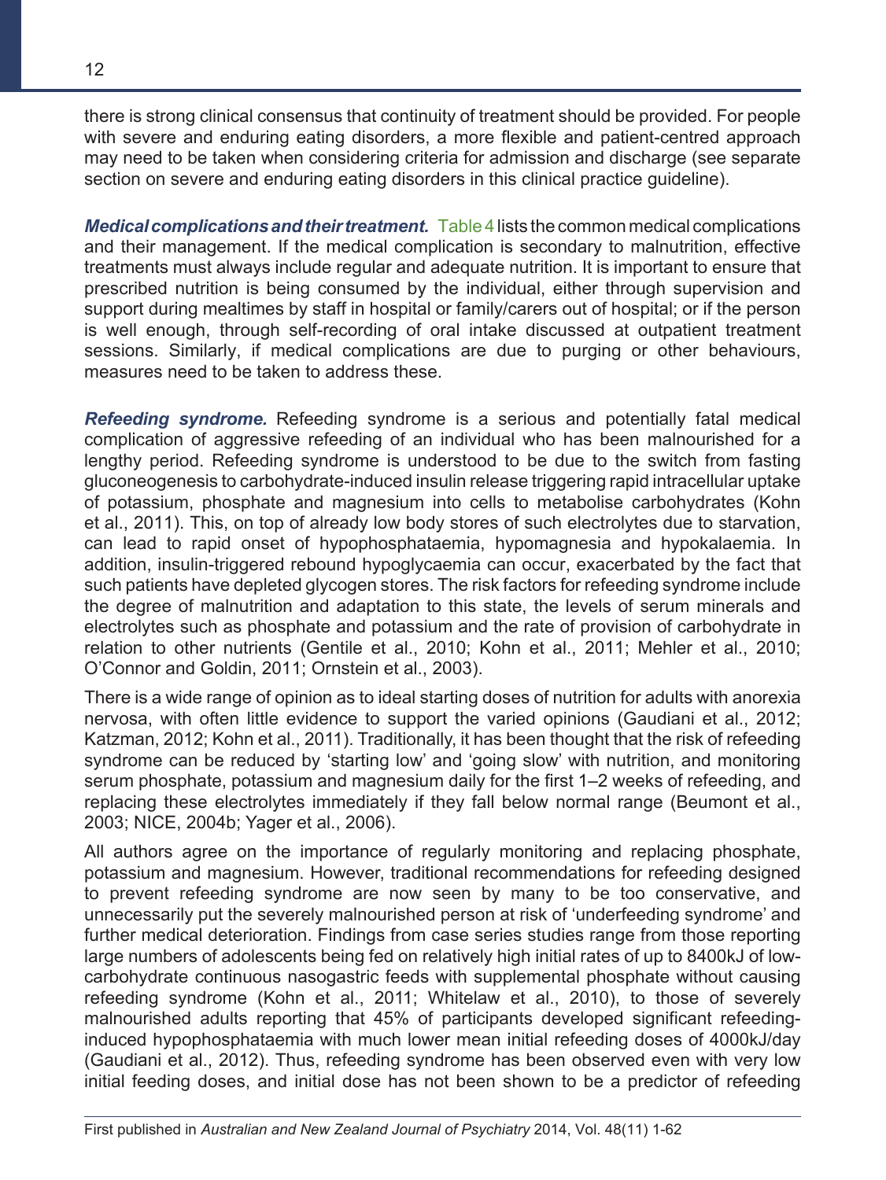there is strong clinical consensus that continuity of treatment should be provided. For people with severe and enduring eating disorders, a more flexible and patient-centred approach may need to be taken when considering criteria for admission and discharge (see separate section on severe and enduring eating disorders in this clinical practice guideline).

***Medical complications and their treatment.*** Table 4 lists the common medical complications and their management. If the medical complication is secondary to malnutrition, effective treatments must always include regular and adequate nutrition. It is important to ensure that prescribed nutrition is being consumed by the individual, either through supervision and support during mealtimes by staff in hospital or family/carers out of hospital; or if the person is well enough, through self-recording of oral intake discussed at outpatient treatment sessions. Similarly, if medical complications are due to purging or other behaviours, measures need to be taken to address these.

***Refeeding syndrome.*** Refeeding syndrome is a serious and potentially fatal medical complication of aggressive refeeding of an individual who has been malnourished for a lengthy period. Refeeding syndrome is understood to be due to the switch from fasting gluconeogenesis to carbohydrate-induced insulin release triggering rapid intracellular uptake of potassium, phosphate and magnesium into cells to metabolise carbohydrates (Kohn et al., 2011). This, on top of already low body stores of such electrolytes due to starvation, can lead to rapid onset of hypophosphataemia, hypomagnesia and hypokalaemia. In addition, insulin-triggered rebound hypoglycaemia can occur, exacerbated by the fact that such patients have depleted glycogen stores. The risk factors for refeeding syndrome include the degree of malnutrition and adaptation to this state, the levels of serum minerals and electrolytes such as phosphate and potassium and the rate of provision of carbohydrate in relation to other nutrients (Gentile et al., 2010; Kohn et al., 2011; Mehler et al., 2010; O'Connor and Goldin, 2011; Ornstein et al., 2003).

There is a wide range of opinion as to ideal starting doses of nutrition for adults with anorexia nervosa, with often little evidence to support the varied opinions (Gaudiani et al., 2012; Katzman, 2012; Kohn et al., 2011). Traditionally, it has been thought that the risk of refeeding syndrome can be reduced by 'starting low' and 'going slow' with nutrition, and monitoring serum phosphate, potassium and magnesium daily for the first 1–2 weeks of refeeding, and replacing these electrolytes immediately if they fall below normal range (Beumont et al., 2003; NICE, 2004b; Yager et al., 2006).

All authors agree on the importance of regularly monitoring and replacing phosphate, potassium and magnesium. However, traditional recommendations for refeeding designed to prevent refeeding syndrome are now seen by many to be too conservative, and unnecessarily put the severely malnourished person at risk of 'underfeeding syndrome' and further medical deterioration. Findings from case series studies range from those reporting large numbers of adolescents being fed on relatively high initial rates of up to 8400kJ of low-carbohydrate continuous nasogastric feeds with supplemental phosphate without causing refeeding syndrome (Kohn et al., 2011; Whitelaw et al., 2010), to those of severely malnourished adults reporting that 45% of participants developed significant refeeding-induced hypophosphataemia with much lower mean initial refeeding doses of 4000kJ/day (Gaudiani et al., 2012). Thus, refeeding syndrome has been observed even with very low initial feeding doses, and initial dose has not been shown to be a predictor of refeeding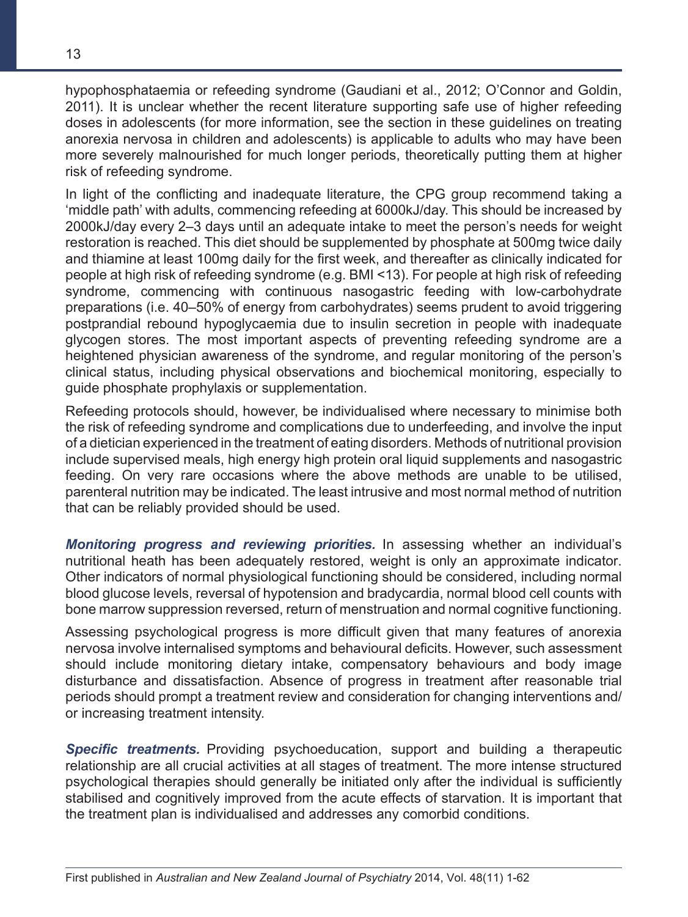hypophosphataemia or refeeding syndrome (Gaudiani et al., 2012; O'Connor and Goldin, 2011). It is unclear whether the recent literature supporting safe use of higher refeeding doses in adolescents (for more information, see the section in these guidelines on treating anorexia nervosa in children and adolescents) is applicable to adults who may have been more severely malnourished for much longer periods, theoretically putting them at higher risk of refeeding syndrome.

In light of the conflicting and inadequate literature, the CPG group recommend taking a 'middle path' with adults, commencing refeeding at 6000kJ/day. This should be increased by 2000kJ/day every 2–3 days until an adequate intake to meet the person's needs for weight restoration is reached. This diet should be supplemented by phosphate at 500mg twice daily and thiamine at least 100mg daily for the first week, and thereafter as clinically indicated for people at high risk of refeeding syndrome (e.g. BMI <13). For people at high risk of refeeding syndrome, commencing with continuous nasogastric feeding with low-carbohydrate preparations (i.e. 40–50% of energy from carbohydrates) seems prudent to avoid triggering postprandial rebound hypoglycaemia due to insulin secretion in people with inadequate glycogen stores. The most important aspects of preventing refeeding syndrome are a heightened physician awareness of the syndrome, and regular monitoring of the person's clinical status, including physical observations and biochemical monitoring, especially to guide phosphate prophylaxis or supplementation.

Refeeding protocols should, however, be individualised where necessary to minimise both the risk of refeeding syndrome and complications due to underfeeding, and involve the input of a dietician experienced in the treatment of eating disorders. Methods of nutritional provision include supervised meals, high energy high protein oral liquid supplements and nasogastric feeding. On very rare occasions where the above methods are unable to be utilised, parenteral nutrition may be indicated. The least intrusive and most normal method of nutrition that can be reliably provided should be used.

***Monitoring progress and reviewing priorities.*** In assessing whether an individual's nutritional heath has been adequately restored, weight is only an approximate indicator. Other indicators of normal physiological functioning should be considered, including normal blood glucose levels, reversal of hypotension and bradycardia, normal blood cell counts with bone marrow suppression reversed, return of menstruation and normal cognitive functioning.

Assessing psychological progress is more difficult given that many features of anorexia nervosa involve internalised symptoms and behavioural deficits. However, such assessment should include monitoring dietary intake, compensatory behaviours and body image disturbance and dissatisfaction. Absence of progress in treatment after reasonable trial periods should prompt a treatment review and consideration for changing interventions and/or increasing treatment intensity.

***Specific treatments.*** Providing psychoeducation, support and building a therapeutic relationship are all crucial activities at all stages of treatment. The more intense structured psychological therapies should generally be initiated only after the individual is sufficiently stabilised and cognitively improved from the acute effects of starvation. It is important that the treatment plan is individualised and addresses any comorbid conditions.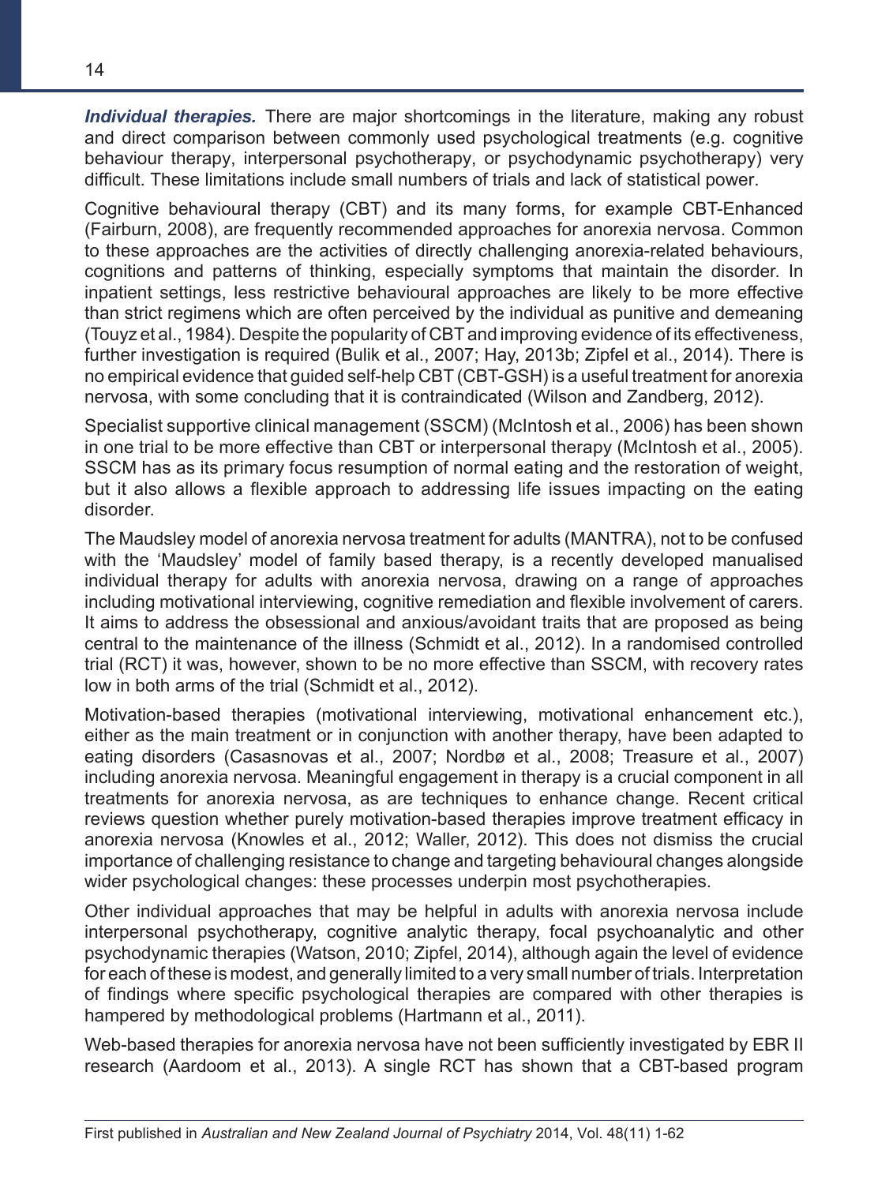***Individual therapies.*** There are major shortcomings in the literature, making any robust and direct comparison between commonly used psychological treatments (e.g. cognitive behaviour therapy, interpersonal psychotherapy, or psychodynamic psychotherapy) very difficult. These limitations include small numbers of trials and lack of statistical power.

Cognitive behavioural therapy (CBT) and its many forms, for example CBT-Enhanced (Fairburn, 2008), are frequently recommended approaches for anorexia nervosa. Common to these approaches are the activities of directly challenging anorexia-related behaviours, cognitions and patterns of thinking, especially symptoms that maintain the disorder. In inpatient settings, less restrictive behavioural approaches are likely to be more effective than strict regimens which are often perceived by the individual as punitive and demeaning (Touyz et al., 1984). Despite the popularity of CBT and improving evidence of its effectiveness, further investigation is required (Bulik et al., 2007; Hay, 2013b; Zipfel et al., 2014). There is no empirical evidence that guided self-help CBT (CBT-GSH) is a useful treatment for anorexia nervosa, with some concluding that it is contraindicated (Wilson and Zandberg, 2012).

Specialist supportive clinical management (SSCM) (McIntosh et al., 2006) has been shown in one trial to be more effective than CBT or interpersonal therapy (McIntosh et al., 2005). SSCM has as its primary focus resumption of normal eating and the restoration of weight, but it also allows a flexible approach to addressing life issues impacting on the eating disorder.

The Maudsley model of anorexia nervosa treatment for adults (MANTRA), not to be confused with the 'Maudsley' model of family based therapy, is a recently developed manualised individual therapy for adults with anorexia nervosa, drawing on a range of approaches including motivational interviewing, cognitive remediation and flexible involvement of carers. It aims to address the obsessional and anxious/avoidant traits that are proposed as being central to the maintenance of the illness (Schmidt et al., 2012). In a randomised controlled trial (RCT) it was, however, shown to be no more effective than SSCM, with recovery rates low in both arms of the trial (Schmidt et al., 2012).

Motivation-based therapies (motivational interviewing, motivational enhancement etc.), either as the main treatment or in conjunction with another therapy, have been adapted to eating disorders (Casasnovas et al., 2007; Nordbø et al., 2008; Treasure et al., 2007) including anorexia nervosa. Meaningful engagement in therapy is a crucial component in all treatments for anorexia nervosa, as are techniques to enhance change. Recent critical reviews question whether purely motivation-based therapies improve treatment efficacy in anorexia nervosa (Knowles et al., 2012; Waller, 2012). This does not dismiss the crucial importance of challenging resistance to change and targeting behavioural changes alongside wider psychological changes: these processes underpin most psychotherapies.

Other individual approaches that may be helpful in adults with anorexia nervosa include interpersonal psychotherapy, cognitive analytic therapy, focal psychoanalytic and other psychodynamic therapies (Watson, 2010; Zipfel, 2014), although again the level of evidence for each of these is modest, and generally limited to a very small number of trials. Interpretation of findings where specific psychological therapies are compared with other therapies is hampered by methodological problems (Hartmann et al., 2011).

Web-based therapies for anorexia nervosa have not been sufficiently investigated by EBR II research (Aardoom et al., 2013). A single RCT has shown that a CBT-based program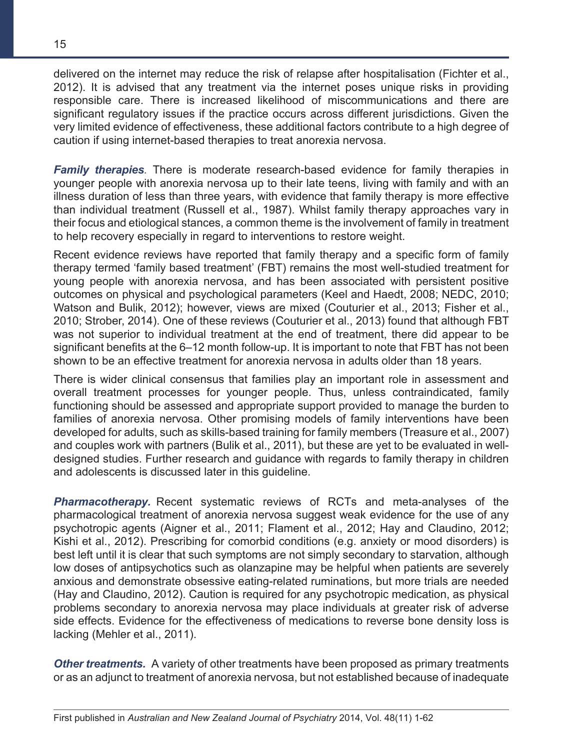delivered on the internet may reduce the risk of relapse after hospitalisation (Fichter et al., 2012). It is advised that any treatment via the internet poses unique risks in providing responsible care. There is increased likelihood of miscommunications and there are significant regulatory issues if the practice occurs across different jurisdictions. Given the very limited evidence of effectiveness, these additional factors contribute to a high degree of caution if using internet-based therapies to treat anorexia nervosa.

***Family therapies***. There is moderate research-based evidence for family therapies in younger people with anorexia nervosa up to their late teens, living with family and with an illness duration of less than three years, with evidence that family therapy is more effective than individual treatment (Russell et al., 1987). Whilst family therapy approaches vary in their focus and etiological stances, a common theme is the involvement of family in treatment to help recovery especially in regard to interventions to restore weight.

Recent evidence reviews have reported that family therapy and a specific form of family therapy termed 'family based treatment' (FBT) remains the most well-studied treatment for young people with anorexia nervosa, and has been associated with persistent positive outcomes on physical and psychological parameters (Keel and Haedt, 2008; NEDC, 2010; Watson and Bulik, 2012); however, views are mixed (Couturier et al., 2013; Fisher et al., 2010; Strober, 2014). One of these reviews (Couturier et al., 2013) found that although FBT was not superior to individual treatment at the end of treatment, there did appear to be significant benefits at the 6–12 month follow-up. It is important to note that FBT has not been shown to be an effective treatment for anorexia nervosa in adults older than 18 years.

There is wider clinical consensus that families play an important role in assessment and overall treatment processes for younger people. Thus, unless contraindicated, family functioning should be assessed and appropriate support provided to manage the burden to families of anorexia nervosa. Other promising models of family interventions have been developed for adults, such as skills-based training for family members (Treasure et al., 2007) and couples work with partners (Bulik et al., 2011), but these are yet to be evaluated in well-designed studies. Further research and guidance with regards to family therapy in children and adolescents is discussed later in this guideline.

***Pharmacotherapy.*** Recent systematic reviews of RCTs and meta-analyses of the pharmacological treatment of anorexia nervosa suggest weak evidence for the use of any psychotropic agents (Aigner et al., 2011; Flament et al., 2012; Hay and Claudino, 2012; Kishi et al., 2012). Prescribing for comorbid conditions (e.g. anxiety or mood disorders) is best left until it is clear that such symptoms are not simply secondary to starvation, although low doses of antipsychotics such as olanzapine may be helpful when patients are severely anxious and demonstrate obsessive eating-related ruminations, but more trials are needed (Hay and Claudino, 2012). Caution is required for any psychotropic medication, as physical problems secondary to anorexia nervosa may place individuals at greater risk of adverse side effects. Evidence for the effectiveness of medications to reverse bone density loss is lacking (Mehler et al., 2011).

***Other treatments.*** A variety of other treatments have been proposed as primary treatments or as an adjunct to treatment of anorexia nervosa, but not established because of inadequate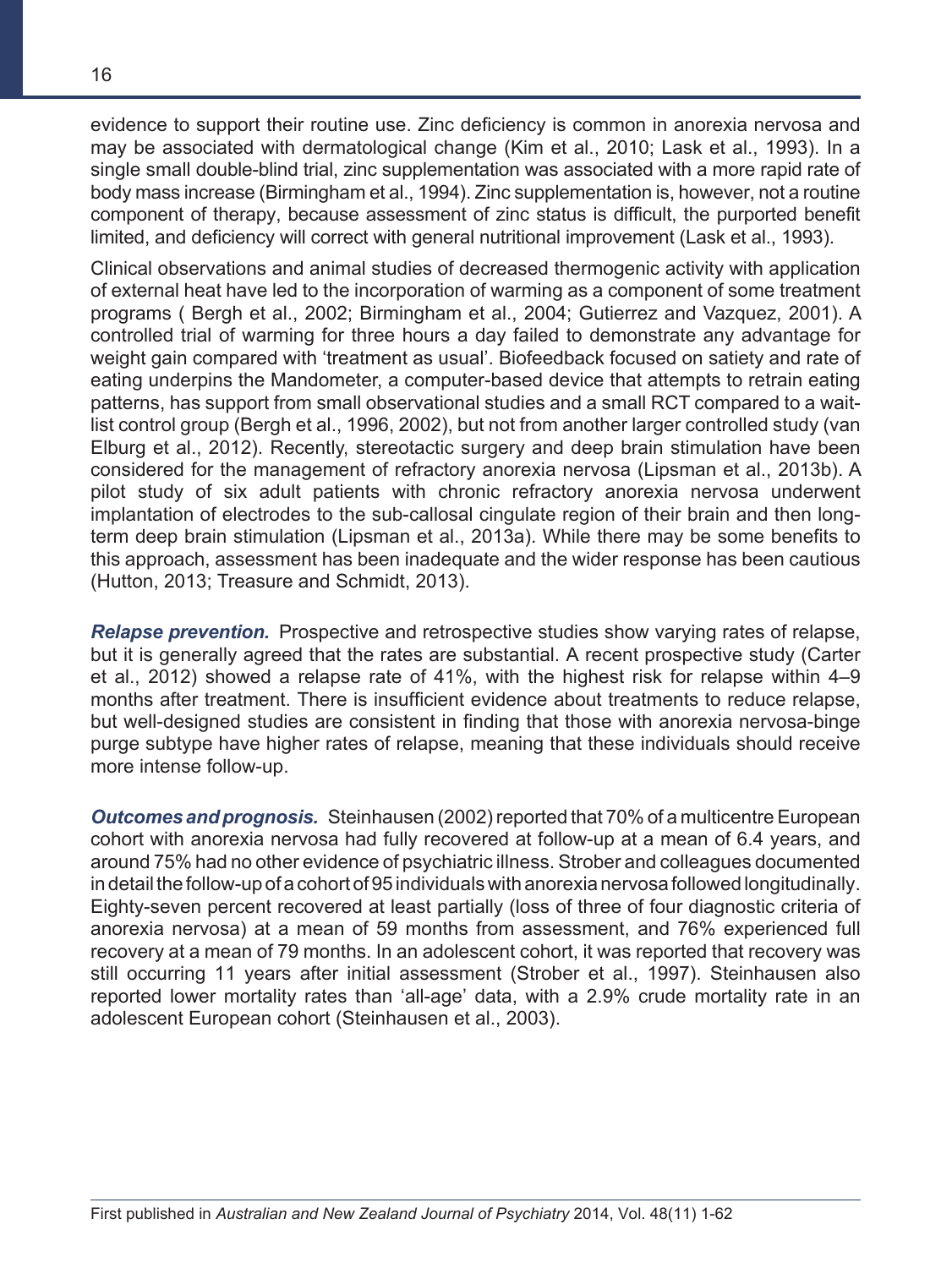evidence to support their routine use. Zinc deficiency is common in anorexia nervosa and may be associated with dermatological change (Kim et al., 2010; Lask et al., 1993). In a single small double-blind trial, zinc supplementation was associated with a more rapid rate of body mass increase (Birmingham et al., 1994). Zinc supplementation is, however, not a routine component of therapy, because assessment of zinc status is difficult, the purported benefit limited, and deficiency will correct with general nutritional improvement (Lask et al., 1993).

Clinical observations and animal studies of decreased thermogenic activity with application of external heat have led to the incorporation of warming as a component of some treatment programs ( Bergh et al., 2002; Birmingham et al., 2004; Gutierrez and Vazquez, 2001). A controlled trial of warming for three hours a day failed to demonstrate any advantage for weight gain compared with 'treatment as usual'. Biofeedback focused on satiety and rate of eating underpins the Mandometer, a computer-based device that attempts to retrain eating patterns, has support from small observational studies and a small RCT compared to a wait-list control group (Bergh et al., 1996, 2002), but not from another larger controlled study (van Elburg et al., 2012). Recently, stereotactic surgery and deep brain stimulation have been considered for the management of refractory anorexia nervosa (Lipsman et al., 2013b). A pilot study of six adult patients with chronic refractory anorexia nervosa underwent implantation of electrodes to the sub-callosal cingulate region of their brain and then long-term deep brain stimulation (Lipsman et al., 2013a). While there may be some benefits to this approach, assessment has been inadequate and the wider response has been cautious (Hutton, 2013; Treasure and Schmidt, 2013).

***Relapse prevention.*** Prospective and retrospective studies show varying rates of relapse, but it is generally agreed that the rates are substantial. A recent prospective study (Carter et al., 2012) showed a relapse rate of 41%, with the highest risk for relapse within 4–9 months after treatment. There is insufficient evidence about treatments to reduce relapse, but well-designed studies are consistent in finding that those with anorexia nervosa-binge purge subtype have higher rates of relapse, meaning that these individuals should receive more intense follow-up.

***Outcomes and prognosis.*** Steinhausen (2002) reported that 70% of a multicentre European cohort with anorexia nervosa had fully recovered at follow-up at a mean of 6.4 years, and around 75% had no other evidence of psychiatric illness. Strober and colleagues documented in detail the follow-up of a cohort of 95 individuals with anorexia nervosa followed longitudinally. Eighty-seven percent recovered at least partially (loss of three of four diagnostic criteria of anorexia nervosa) at a mean of 59 months from assessment, and 76% experienced full recovery at a mean of 79 months. In an adolescent cohort, it was reported that recovery was still occurring 11 years after initial assessment (Strober et al., 1997). Steinhausen also reported lower mortality rates than 'all-age' data, with a 2.9% crude mortality rate in an adolescent European cohort (Steinhausen et al., 2003).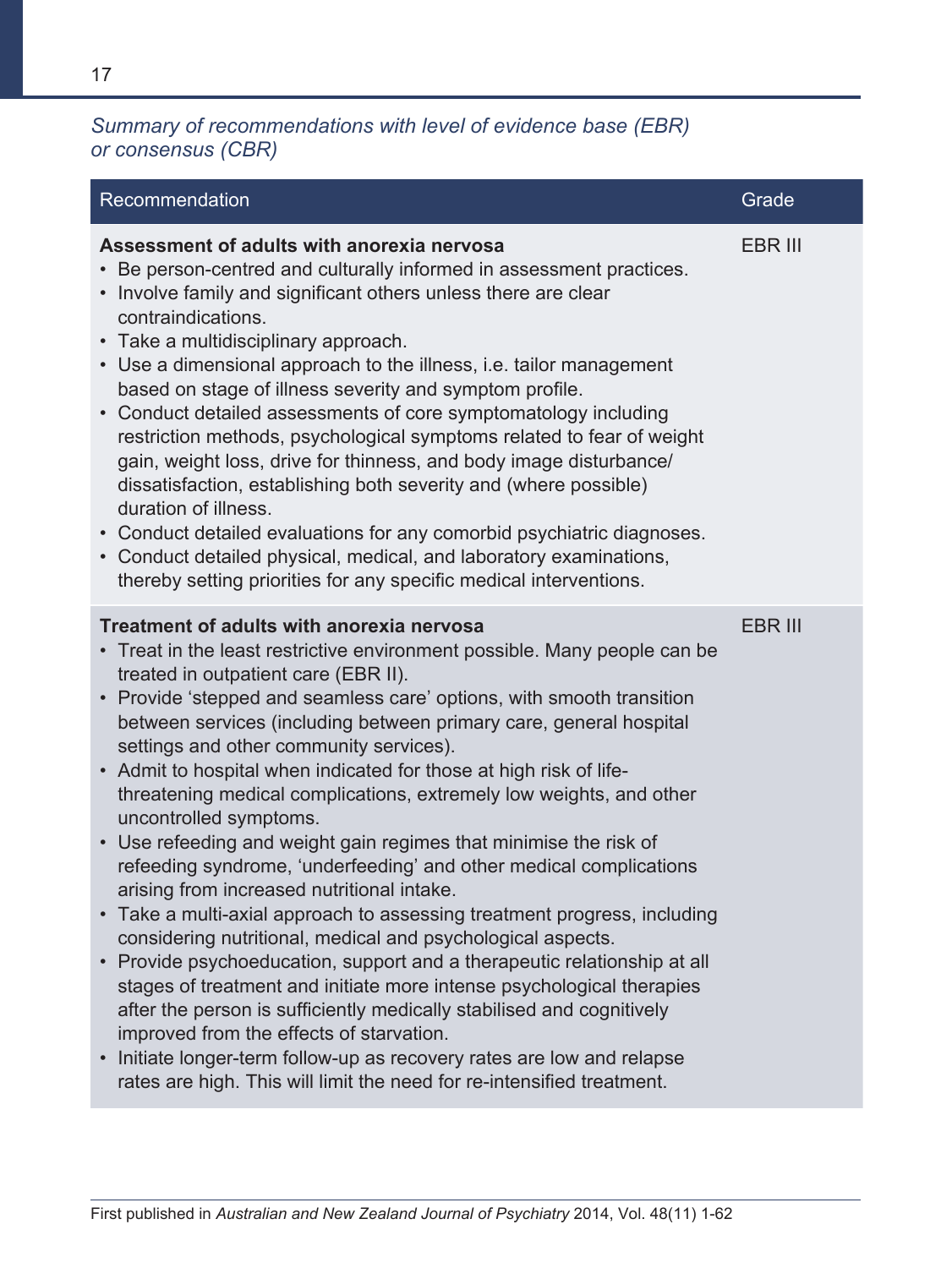*Summary of recommendations with level of evidence base (EBR) or consensus (CBR)*

| Recommendation | Grade |
|---|---|
| **Assessment of adults with anorexia nervosa**<br>• Be person-centred and culturally informed in assessment practices.<br>• Involve family and significant others unless there are clear contraindications.<br>• Take a multidisciplinary approach.<br>• Use a dimensional approach to the illness, i.e. tailor management based on stage of illness severity and symptom profile.<br>• Conduct detailed assessments of core symptomatology including restriction methods, psychological symptoms related to fear of weight gain, weight loss, drive for thinness, and body image disturbance/ dissatisfaction, establishing both severity and (where possible) duration of illness.<br>• Conduct detailed evaluations for any comorbid psychiatric diagnoses.<br>• Conduct detailed physical, medical, and laboratory examinations, thereby setting priorities for any specific medical interventions. | EBR III |
| **Treatment of adults with anorexia nervosa**<br>• Treat in the least restrictive environment possible. Many people can be treated in outpatient care (EBR II).<br>• Provide 'stepped and seamless care' options, with smooth transition between services (including between primary care, general hospital settings and other community services).<br>• Admit to hospital when indicated for those at high risk of life-threatening medical complications, extremely low weights, and other uncontrolled symptoms.<br>• Use refeeding and weight gain regimes that minimise the risk of refeeding syndrome, 'underfeeding' and other medical complications arising from increased nutritional intake.<br>• Take a multi-axial approach to assessing treatment progress, including considering nutritional, medical and psychological aspects.<br>• Provide psychoeducation, support and a therapeutic relationship at all stages of treatment and initiate more intense psychological therapies after the person is sufficiently medically stabilised and cognitively improved from the effects of starvation.<br>• Initiate longer-term follow-up as recovery rates are low and relapse rates are high. This will limit the need for re-intensified treatment. | EBR III |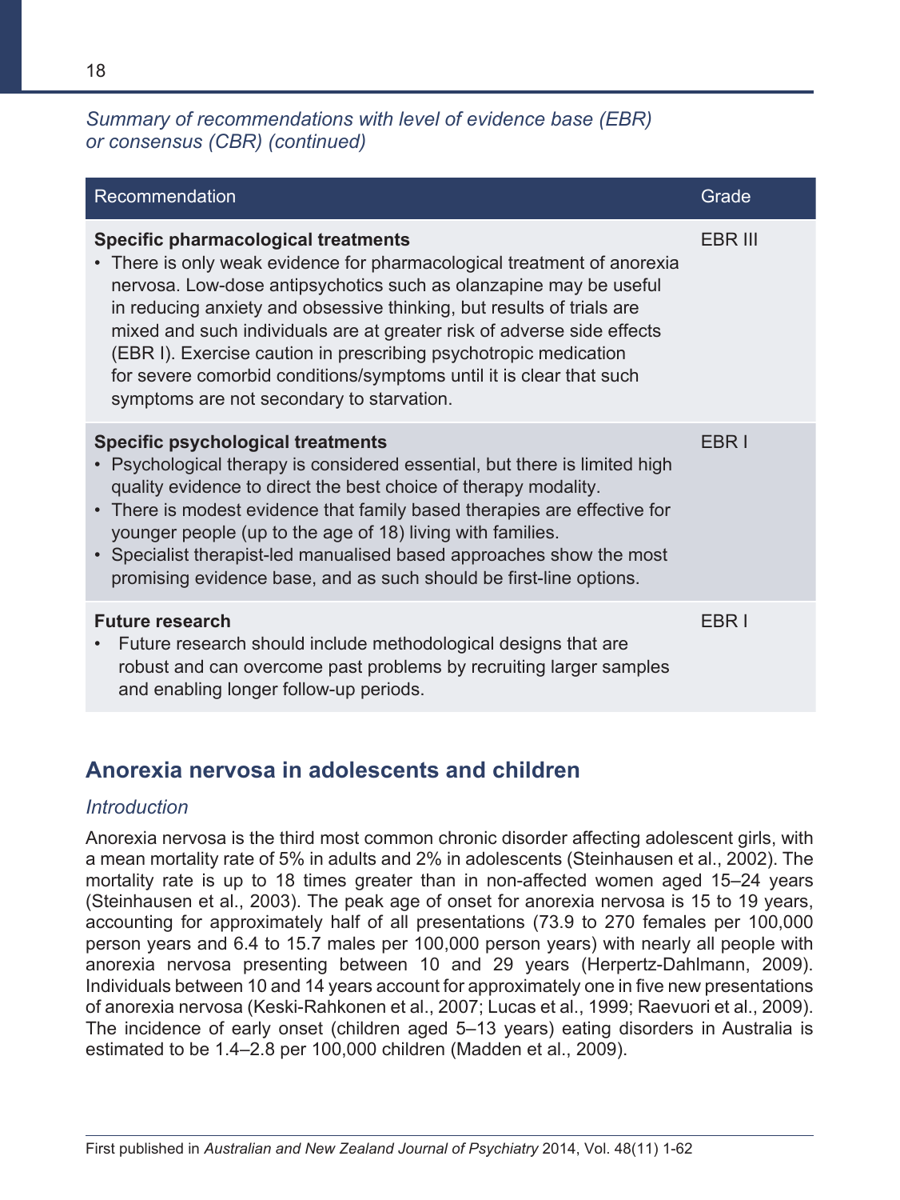*Summary of recommendations with level of evidence base (EBR) or consensus (CBR) (continued)*

| Recommendation | Grade |
| --- | --- |
| **Specific pharmacological treatments**<br>• There is only weak evidence for pharmacological treatment of anorexia nervosa. Low-dose antipsychotics such as olanzapine may be useful in reducing anxiety and obsessive thinking, but results of trials are mixed and such individuals are at greater risk of adverse side effects (EBR I). Exercise caution in prescribing psychotropic medication for severe comorbid conditions/symptoms until it is clear that such symptoms are not secondary to starvation. | EBR III |
| **Specific psychological treatments**<br>• Psychological therapy is considered essential, but there is limited high quality evidence to direct the best choice of therapy modality.<br>• There is modest evidence that family based therapies are effective for younger people (up to the age of 18) living with families.<br>• Specialist therapist-led manualised based approaches show the most promising evidence base, and as such should be first-line options. | EBR I |
| **Future research**<br>• Future research should include methodological designs that are robust and can overcome past problems by recruiting larger samples and enabling longer follow-up periods. | EBR I |

## Anorexia nervosa in adolescents and children

### *Introduction*

Anorexia nervosa is the third most common chronic disorder affecting adolescent girls, with a mean mortality rate of 5% in adults and 2% in adolescents (Steinhausen et al., 2002). The mortality rate is up to 18 times greater than in non-affected women aged 15–24 years (Steinhausen et al., 2003). The peak age of onset for anorexia nervosa is 15 to 19 years, accounting for approximately half of all presentations (73.9 to 270 females per 100,000 person years and 6.4 to 15.7 males per 100,000 person years) with nearly all people with anorexia nervosa presenting between 10 and 29 years (Herpertz-Dahlmann, 2009). Individuals between 10 and 14 years account for approximately one in five new presentations of anorexia nervosa (Keski-Rahkonen et al., 2007; Lucas et al., 1999; Raevuori et al., 2009). The incidence of early onset (children aged 5–13 years) eating disorders in Australia is estimated to be 1.4–2.8 per 100,000 children (Madden et al., 2009).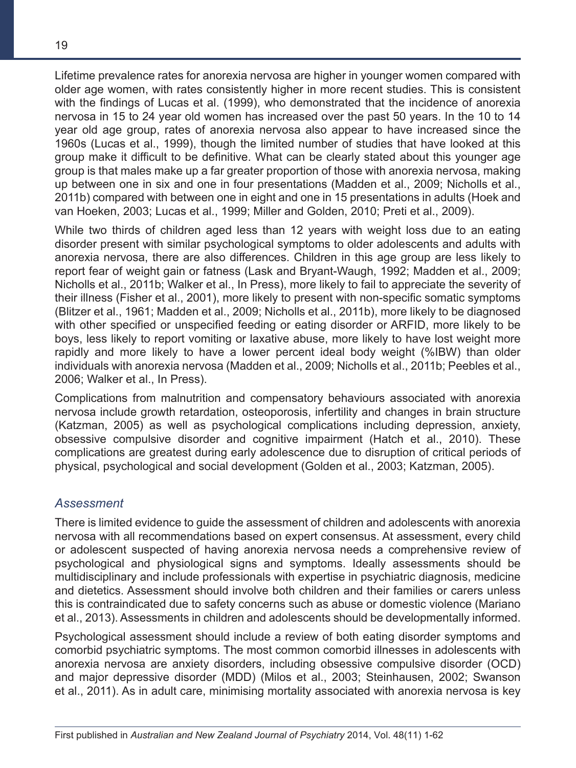Lifetime prevalence rates for anorexia nervosa are higher in younger women compared with older age women, with rates consistently higher in more recent studies. This is consistent with the findings of Lucas et al. (1999), who demonstrated that the incidence of anorexia nervosa in 15 to 24 year old women has increased over the past 50 years. In the 10 to 14 year old age group, rates of anorexia nervosa also appear to have increased since the 1960s (Lucas et al., 1999), though the limited number of studies that have looked at this group make it difficult to be definitive. What can be clearly stated about this younger age group is that males make up a far greater proportion of those with anorexia nervosa, making up between one in six and one in four presentations (Madden et al., 2009; Nicholls et al., 2011b) compared with between one in eight and one in 15 presentations in adults (Hoek and van Hoeken, 2003; Lucas et al., 1999; Miller and Golden, 2010; Preti et al., 2009).

While two thirds of children aged less than 12 years with weight loss due to an eating disorder present with similar psychological symptoms to older adolescents and adults with anorexia nervosa, there are also differences. Children in this age group are less likely to report fear of weight gain or fatness (Lask and Bryant-Waugh, 1992; Madden et al., 2009; Nicholls et al., 2011b; Walker et al., In Press), more likely to fail to appreciate the severity of their illness (Fisher et al., 2001), more likely to present with non-specific somatic symptoms (Blitzer et al., 1961; Madden et al., 2009; Nicholls et al., 2011b), more likely to be diagnosed with other specified or unspecified feeding or eating disorder or ARFID, more likely to be boys, less likely to report vomiting or laxative abuse, more likely to have lost weight more rapidly and more likely to have a lower percent ideal body weight (%IBW) than older individuals with anorexia nervosa (Madden et al., 2009; Nicholls et al., 2011b; Peebles et al., 2006; Walker et al., In Press).

Complications from malnutrition and compensatory behaviours associated with anorexia nervosa include growth retardation, osteoporosis, infertility and changes in brain structure (Katzman, 2005) as well as psychological complications including depression, anxiety, obsessive compulsive disorder and cognitive impairment (Hatch et al., 2010). These complications are greatest during early adolescence due to disruption of critical periods of physical, psychological and social development (Golden et al., 2003; Katzman, 2005).

### *Assessment*

There is limited evidence to guide the assessment of children and adolescents with anorexia nervosa with all recommendations based on expert consensus. At assessment, every child or adolescent suspected of having anorexia nervosa needs a comprehensive review of psychological and physiological signs and symptoms. Ideally assessments should be multidisciplinary and include professionals with expertise in psychiatric diagnosis, medicine and dietetics. Assessment should involve both children and their families or carers unless this is contraindicated due to safety concerns such as abuse or domestic violence (Mariano et al., 2013). Assessments in children and adolescents should be developmentally informed.

Psychological assessment should include a review of both eating disorder symptoms and comorbid psychiatric symptoms. The most common comorbid illnesses in adolescents with anorexia nervosa are anxiety disorders, including obsessive compulsive disorder (OCD) and major depressive disorder (MDD) (Milos et al., 2003; Steinhausen, 2002; Swanson et al., 2011). As in adult care, minimising mortality associated with anorexia nervosa is key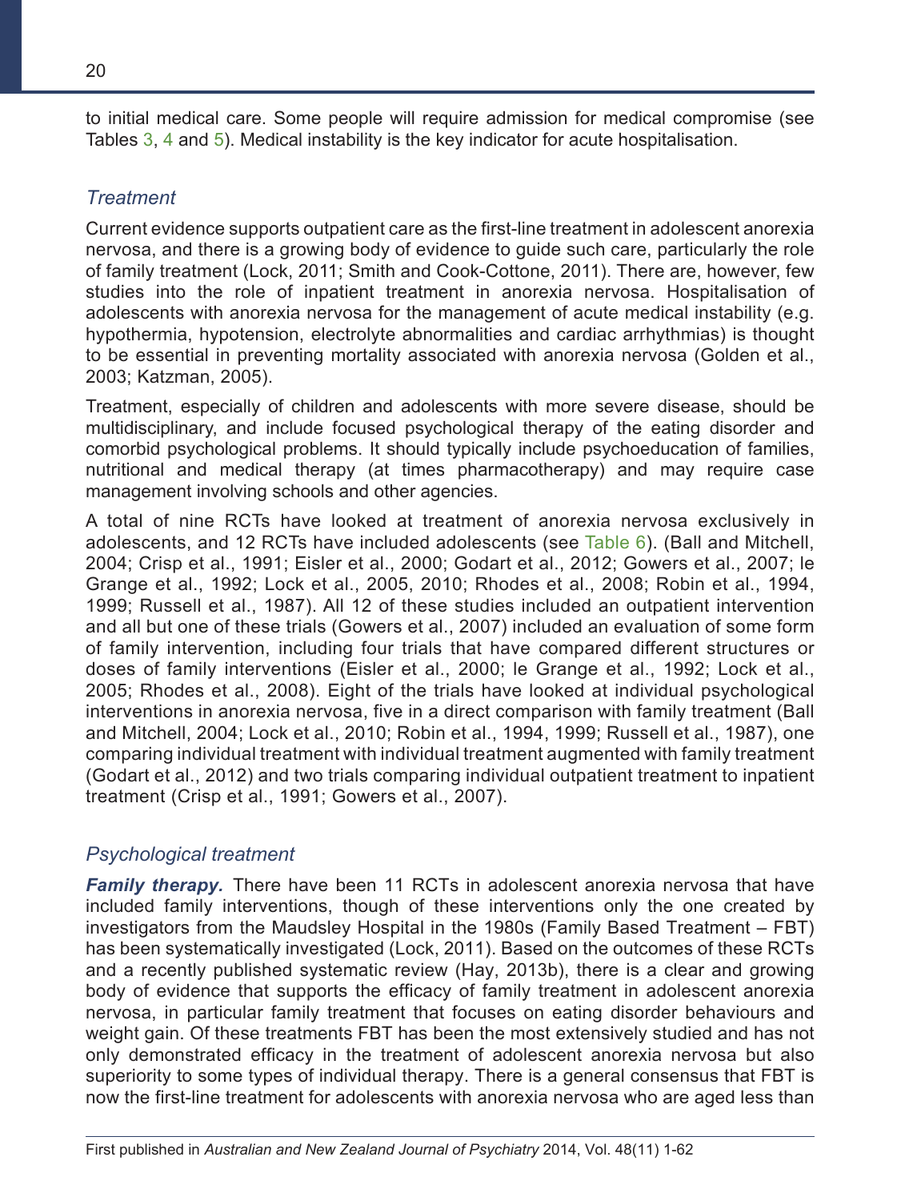to initial medical care. Some people will require admission for medical compromise (see Tables 3, 4 and 5). Medical instability is the key indicator for acute hospitalisation.

### *Treatment*

Current evidence supports outpatient care as the first-line treatment in adolescent anorexia nervosa, and there is a growing body of evidence to guide such care, particularly the role of family treatment (Lock, 2011; Smith and Cook-Cottone, 2011). There are, however, few studies into the role of inpatient treatment in anorexia nervosa. Hospitalisation of adolescents with anorexia nervosa for the management of acute medical instability (e.g. hypothermia, hypotension, electrolyte abnormalities and cardiac arrhythmias) is thought to be essential in preventing mortality associated with anorexia nervosa (Golden et al., 2003; Katzman, 2005).

Treatment, especially of children and adolescents with more severe disease, should be multidisciplinary, and include focused psychological therapy of the eating disorder and comorbid psychological problems. It should typically include psychoeducation of families, nutritional and medical therapy (at times pharmacotherapy) and may require case management involving schools and other agencies.

A total of nine RCTs have looked at treatment of anorexia nervosa exclusively in adolescents, and 12 RCTs have included adolescents (see Table 6). (Ball and Mitchell, 2004; Crisp et al., 1991; Eisler et al., 2000; Godart et al., 2012; Gowers et al., 2007; le Grange et al., 1992; Lock et al., 2005, 2010; Rhodes et al., 2008; Robin et al., 1994, 1999; Russell et al., 1987). All 12 of these studies included an outpatient intervention and all but one of these trials (Gowers et al., 2007) included an evaluation of some form of family intervention, including four trials that have compared different structures or doses of family interventions (Eisler et al., 2000; le Grange et al., 1992; Lock et al., 2005; Rhodes et al., 2008). Eight of the trials have looked at individual psychological interventions in anorexia nervosa, five in a direct comparison with family treatment (Ball and Mitchell, 2004; Lock et al., 2010; Robin et al., 1994, 1999; Russell et al., 1987), one comparing individual treatment with individual treatment augmented with family treatment (Godart et al., 2012) and two trials comparing individual outpatient treatment to inpatient treatment (Crisp et al., 1991; Gowers et al., 2007).

### *Psychological treatment*

***Family therapy.*** There have been 11 RCTs in adolescent anorexia nervosa that have included family interventions, though of these interventions only the one created by investigators from the Maudsley Hospital in the 1980s (Family Based Treatment – FBT) has been systematically investigated (Lock, 2011). Based on the outcomes of these RCTs and a recently published systematic review (Hay, 2013b), there is a clear and growing body of evidence that supports the efficacy of family treatment in adolescent anorexia nervosa, in particular family treatment that focuses on eating disorder behaviours and weight gain. Of these treatments FBT has been the most extensively studied and has not only demonstrated efficacy in the treatment of adolescent anorexia nervosa but also superiority to some types of individual therapy. There is a general consensus that FBT is now the first-line treatment for adolescents with anorexia nervosa who are aged less than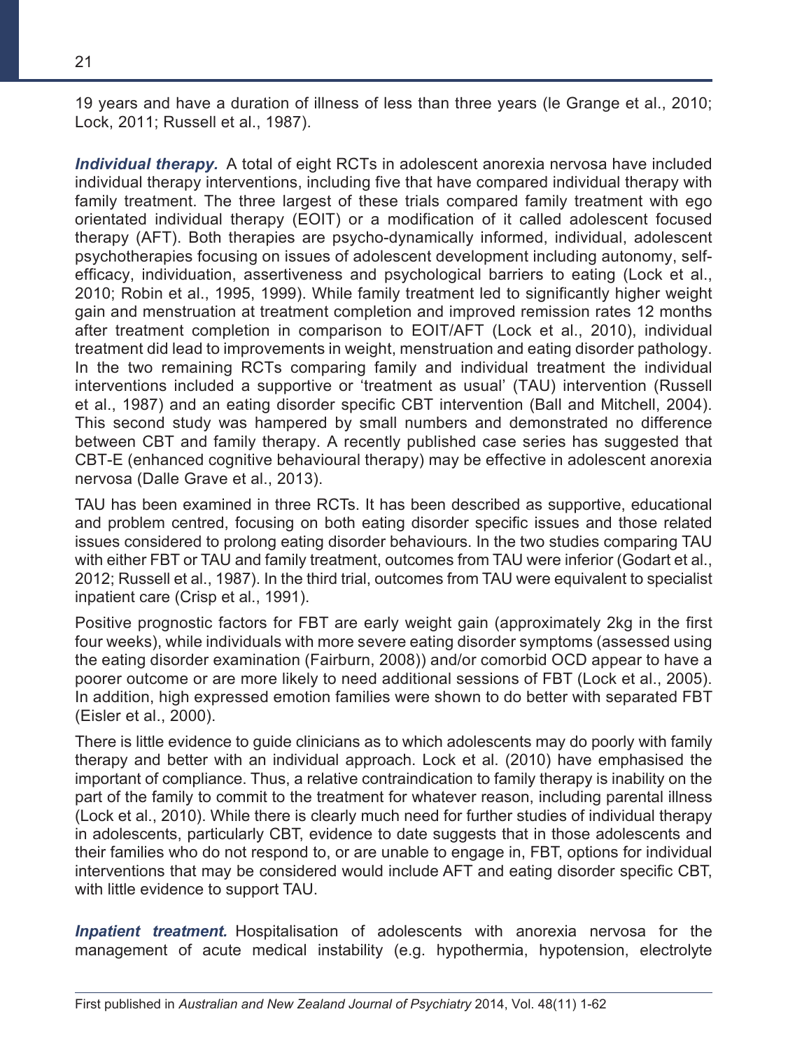19 years and have a duration of illness of less than three years (le Grange et al., 2010; Lock, 2011; Russell et al., 1987).

***Individual therapy.*** A total of eight RCTs in adolescent anorexia nervosa have included individual therapy interventions, including five that have compared individual therapy with family treatment. The three largest of these trials compared family treatment with ego orientated individual therapy (EOIT) or a modification of it called adolescent focused therapy (AFT). Both therapies are psycho-dynamically informed, individual, adolescent psychotherapies focusing on issues of adolescent development including autonomy, self-efficacy, individuation, assertiveness and psychological barriers to eating (Lock et al., 2010; Robin et al., 1995, 1999). While family treatment led to significantly higher weight gain and menstruation at treatment completion and improved remission rates 12 months after treatment completion in comparison to EOIT/AFT (Lock et al., 2010), individual treatment did lead to improvements in weight, menstruation and eating disorder pathology. In the two remaining RCTs comparing family and individual treatment the individual interventions included a supportive or 'treatment as usual' (TAU) intervention (Russell et al., 1987) and an eating disorder specific CBT intervention (Ball and Mitchell, 2004). This second study was hampered by small numbers and demonstrated no difference between CBT and family therapy. A recently published case series has suggested that CBT-E (enhanced cognitive behavioural therapy) may be effective in adolescent anorexia nervosa (Dalle Grave et al., 2013).

TAU has been examined in three RCTs. It has been described as supportive, educational and problem centred, focusing on both eating disorder specific issues and those related issues considered to prolong eating disorder behaviours. In the two studies comparing TAU with either FBT or TAU and family treatment, outcomes from TAU were inferior (Godart et al., 2012; Russell et al., 1987). In the third trial, outcomes from TAU were equivalent to specialist inpatient care (Crisp et al., 1991).

Positive prognostic factors for FBT are early weight gain (approximately 2kg in the first four weeks), while individuals with more severe eating disorder symptoms (assessed using the eating disorder examination (Fairburn, 2008)) and/or comorbid OCD appear to have a poorer outcome or are more likely to need additional sessions of FBT (Lock et al., 2005). In addition, high expressed emotion families were shown to do better with separated FBT (Eisler et al., 2000).

There is little evidence to guide clinicians as to which adolescents may do poorly with family therapy and better with an individual approach. Lock et al. (2010) have emphasised the important of compliance. Thus, a relative contraindication to family therapy is inability on the part of the family to commit to the treatment for whatever reason, including parental illness (Lock et al., 2010). While there is clearly much need for further studies of individual therapy in adolescents, particularly CBT, evidence to date suggests that in those adolescents and their families who do not respond to, or are unable to engage in, FBT, options for individual interventions that may be considered would include AFT and eating disorder specific CBT, with little evidence to support TAU.

***Inpatient treatment.*** Hospitalisation of adolescents with anorexia nervosa for the management of acute medical instability (e.g. hypothermia, hypotension, electrolyte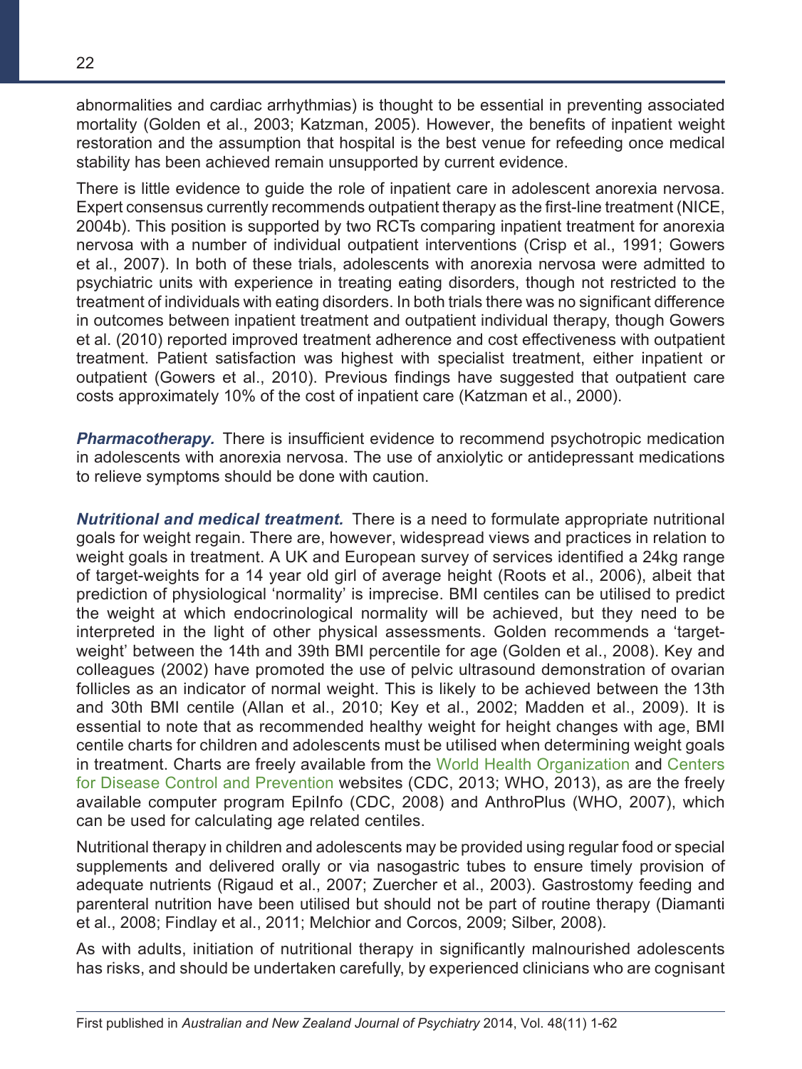abnormalities and cardiac arrhythmias) is thought to be essential in preventing associated mortality (Golden et al., 2003; Katzman, 2005). However, the benefits of inpatient weight restoration and the assumption that hospital is the best venue for refeeding once medical stability has been achieved remain unsupported by current evidence.

There is little evidence to guide the role of inpatient care in adolescent anorexia nervosa. Expert consensus currently recommends outpatient therapy as the first-line treatment (NICE, 2004b). This position is supported by two RCTs comparing inpatient treatment for anorexia nervosa with a number of individual outpatient interventions (Crisp et al., 1991; Gowers et al., 2007). In both of these trials, adolescents with anorexia nervosa were admitted to psychiatric units with experience in treating eating disorders, though not restricted to the treatment of individuals with eating disorders. In both trials there was no significant difference in outcomes between inpatient treatment and outpatient individual therapy, though Gowers et al. (2010) reported improved treatment adherence and cost effectiveness with outpatient treatment. Patient satisfaction was highest with specialist treatment, either inpatient or outpatient (Gowers et al., 2010). Previous findings have suggested that outpatient care costs approximately 10% of the cost of inpatient care (Katzman et al., 2000).

***Pharmacotherapy.*** There is insufficient evidence to recommend psychotropic medication in adolescents with anorexia nervosa. The use of anxiolytic or antidepressant medications to relieve symptoms should be done with caution.

***Nutritional and medical treatment.*** There is a need to formulate appropriate nutritional goals for weight regain. There are, however, widespread views and practices in relation to weight goals in treatment. A UK and European survey of services identified a 24kg range of target-weights for a 14 year old girl of average height (Roots et al., 2006), albeit that prediction of physiological 'normality' is imprecise. BMI centiles can be utilised to predict the weight at which endocrinological normality will be achieved, but they need to be interpreted in the light of other physical assessments. Golden recommends a 'target-weight' between the 14th and 39th BMI percentile for age (Golden et al., 2008). Key and colleagues (2002) have promoted the use of pelvic ultrasound demonstration of ovarian follicles as an indicator of normal weight. This is likely to be achieved between the 13th and 30th BMI centile (Allan et al., 2010; Key et al., 2002; Madden et al., 2009). It is essential to note that as recommended healthy weight for height changes with age, BMI centile charts for children and adolescents must be utilised when determining weight goals in treatment. Charts are freely available from the World Health Organization and Centers for Disease Control and Prevention websites (CDC, 2013; WHO, 2013), as are the freely available computer program EpiInfo (CDC, 2008) and AnthroPlus (WHO, 2007), which can be used for calculating age related centiles.

Nutritional therapy in children and adolescents may be provided using regular food or special supplements and delivered orally or via nasogastric tubes to ensure timely provision of adequate nutrients (Rigaud et al., 2007; Zuercher et al., 2003). Gastrostomy feeding and parenteral nutrition have been utilised but should not be part of routine therapy (Diamanti et al., 2008; Findlay et al., 2011; Melchior and Corcos, 2009; Silber, 2008).

As with adults, initiation of nutritional therapy in significantly malnourished adolescents has risks, and should be undertaken carefully, by experienced clinicians who are cognisant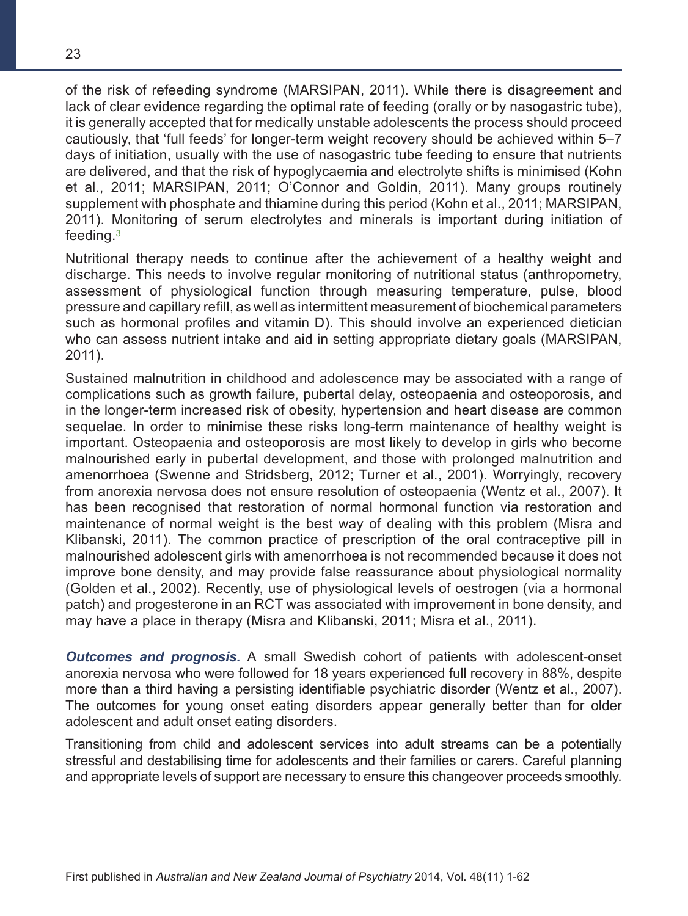of the risk of refeeding syndrome (MARSIPAN, 2011). While there is disagreement and lack of clear evidence regarding the optimal rate of feeding (orally or by nasogastric tube), it is generally accepted that for medically unstable adolescents the process should proceed cautiously, that 'full feeds' for longer-term weight recovery should be achieved within 5–7 days of initiation, usually with the use of nasogastric tube feeding to ensure that nutrients are delivered, and that the risk of hypoglycaemia and electrolyte shifts is minimised (Kohn et al., 2011; MARSIPAN, 2011; O'Connor and Goldin, 2011). Many groups routinely supplement with phosphate and thiamine during this period (Kohn et al., 2011; MARSIPAN, 2011). Monitoring of serum electrolytes and minerals is important during initiation of feeding.[3]

Nutritional therapy needs to continue after the achievement of a healthy weight and discharge. This needs to involve regular monitoring of nutritional status (anthropometry, assessment of physiological function through measuring temperature, pulse, blood pressure and capillary refill, as well as intermittent measurement of biochemical parameters such as hormonal profiles and vitamin D). This should involve an experienced dietician who can assess nutrient intake and aid in setting appropriate dietary goals (MARSIPAN, 2011).

Sustained malnutrition in childhood and adolescence may be associated with a range of complications such as growth failure, pubertal delay, osteopaenia and osteoporosis, and in the longer-term increased risk of obesity, hypertension and heart disease are common sequelae. In order to minimise these risks long-term maintenance of healthy weight is important. Osteopaenia and osteoporosis are most likely to develop in girls who become malnourished early in pubertal development, and those with prolonged malnutrition and amenorrhoea (Swenne and Stridsberg, 2012; Turner et al., 2001). Worryingly, recovery from anorexia nervosa does not ensure resolution of osteopaenia (Wentz et al., 2007). It has been recognised that restoration of normal hormonal function via restoration and maintenance of normal weight is the best way of dealing with this problem (Misra and Klibanski, 2011). The common practice of prescription of the oral contraceptive pill in malnourished adolescent girls with amenorrhoea is not recommended because it does not improve bone density, and may provide false reassurance about physiological normality (Golden et al., 2002). Recently, use of physiological levels of oestrogen (via a hormonal patch) and progesterone in an RCT was associated with improvement in bone density, and may have a place in therapy (Misra and Klibanski, 2011; Misra et al., 2011).

***Outcomes and prognosis.*** A small Swedish cohort of patients with adolescent-onset anorexia nervosa who were followed for 18 years experienced full recovery in 88%, despite more than a third having a persisting identifiable psychiatric disorder (Wentz et al., 2007). The outcomes for young onset eating disorders appear generally better than for older adolescent and adult onset eating disorders.

Transitioning from child and adolescent services into adult streams can be a potentially stressful and destabilising time for adolescents and their families or carers. Careful planning and appropriate levels of support are necessary to ensure this changeover proceeds smoothly.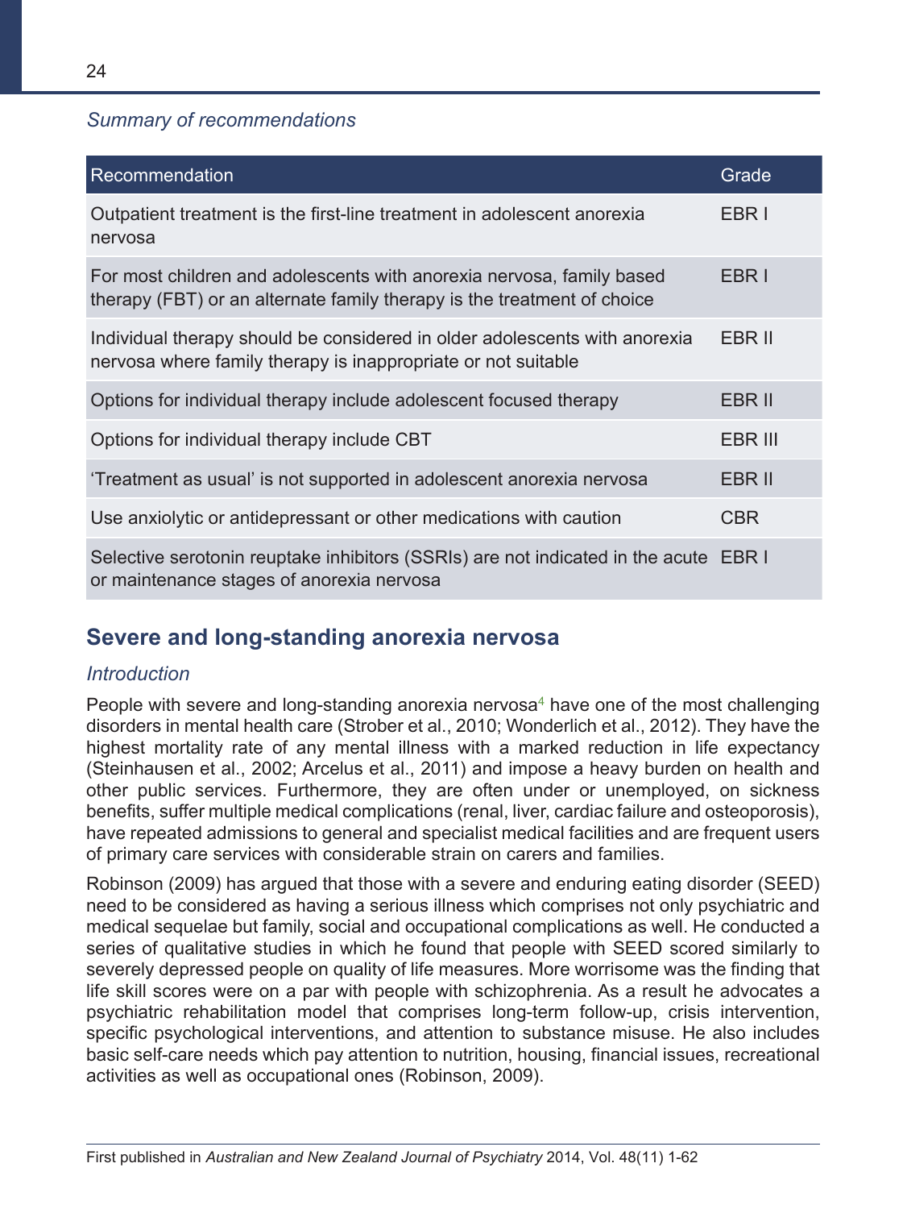*Summary of recommendations*

| Recommendation | Grade |
|---|---|
| Outpatient treatment is the first-line treatment in adolescent anorexia nervosa | EBR I |
| For most children and adolescents with anorexia nervosa, family based therapy (FBT) or an alternate family therapy is the treatment of choice | EBR I |
| Individual therapy should be considered in older adolescents with anorexia nervosa where family therapy is inappropriate or not suitable | EBR II |
| Options for individual therapy include adolescent focused therapy | EBR II |
| Options for individual therapy include CBT | EBR III |
| 'Treatment as usual' is not supported in adolescent anorexia nervosa | EBR II |
| Use anxiolytic or antidepressant or other medications with caution | CBR |
| Selective serotonin reuptake inhibitors (SSRIs) are not indicated in the acute or maintenance stages of anorexia nervosa | EBR I |

## Severe and long-standing anorexia nervosa

### *Introduction*

People with severe and long-standing anorexia nervosa[4] have one of the most challenging disorders in mental health care (Strober et al., 2010; Wonderlich et al., 2012). They have the highest mortality rate of any mental illness with a marked reduction in life expectancy (Steinhausen et al., 2002; Arcelus et al., 2011) and impose a heavy burden on health and other public services. Furthermore, they are often under or unemployed, on sickness benefits, suffer multiple medical complications (renal, liver, cardiac failure and osteoporosis), have repeated admissions to general and specialist medical facilities and are frequent users of primary care services with considerable strain on carers and families.

Robinson (2009) has argued that those with a severe and enduring eating disorder (SEED) need to be considered as having a serious illness which comprises not only psychiatric and medical sequelae but family, social and occupational complications as well. He conducted a series of qualitative studies in which he found that people with SEED scored similarly to severely depressed people on quality of life measures. More worrisome was the finding that life skill scores were on a par with people with schizophrenia. As a result he advocates a psychiatric rehabilitation model that comprises long-term follow-up, crisis intervention, specific psychological interventions, and attention to substance misuse. He also includes basic self-care needs which pay attention to nutrition, housing, financial issues, recreational activities as well as occupational ones (Robinson, 2009).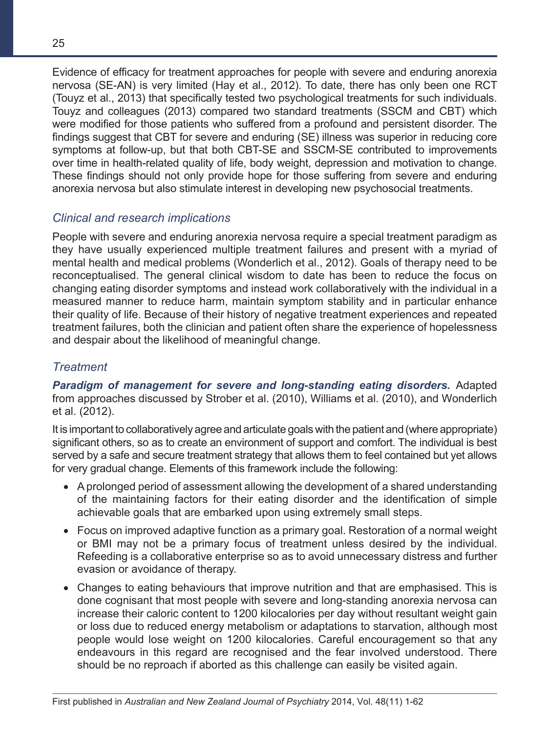Evidence of efficacy for treatment approaches for people with severe and enduring anorexia nervosa (SE-AN) is very limited (Hay et al., 2012). To date, there has only been one RCT (Touyz et al., 2013) that specifically tested two psychological treatments for such individuals. Touyz and colleagues (2013) compared two standard treatments (SSCM and CBT) which were modified for those patients who suffered from a profound and persistent disorder. The findings suggest that CBT for severe and enduring (SE) illness was superior in reducing core symptoms at follow-up, but that both CBT-SE and SSCM-SE contributed to improvements over time in health-related quality of life, body weight, depression and motivation to change. These findings should not only provide hope for those suffering from severe and enduring anorexia nervosa but also stimulate interest in developing new psychosocial treatments.

### *Clinical and research implications*

People with severe and enduring anorexia nervosa require a special treatment paradigm as they have usually experienced multiple treatment failures and present with a myriad of mental health and medical problems (Wonderlich et al., 2012). Goals of therapy need to be reconceptualised. The general clinical wisdom to date has been to reduce the focus on changing eating disorder symptoms and instead work collaboratively with the individual in a measured manner to reduce harm, maintain symptom stability and in particular enhance their quality of life. Because of their history of negative treatment experiences and repeated treatment failures, both the clinician and patient often share the experience of hopelessness and despair about the likelihood of meaningful change.

### *Treatment*

***Paradigm of management for severe and long-standing eating disorders.*** Adapted from approaches discussed by Strober et al. (2010), Williams et al. (2010), and Wonderlich et al. (2012).

It is important to collaboratively agree and articulate goals with the patient and (where appropriate) significant others, so as to create an environment of support and comfort. The individual is best served by a safe and secure treatment strategy that allows them to feel contained but yet allows for very gradual change. Elements of this framework include the following:

- A prolonged period of assessment allowing the development of a shared understanding of the maintaining factors for their eating disorder and the identification of simple achievable goals that are embarked upon using extremely small steps.
- Focus on improved adaptive function as a primary goal. Restoration of a normal weight or BMI may not be a primary focus of treatment unless desired by the individual. Refeeding is a collaborative enterprise so as to avoid unnecessary distress and further evasion or avoidance of therapy.
- Changes to eating behaviours that improve nutrition and that are emphasised. This is done cognisant that most people with severe and long-standing anorexia nervosa can increase their caloric content to 1200 kilocalories per day without resultant weight gain or loss due to reduced energy metabolism or adaptations to starvation, although most people would lose weight on 1200 kilocalories. Careful encouragement so that any endeavours in this regard are recognised and the fear involved understood. There should be no reproach if aborted as this challenge can easily be visited again.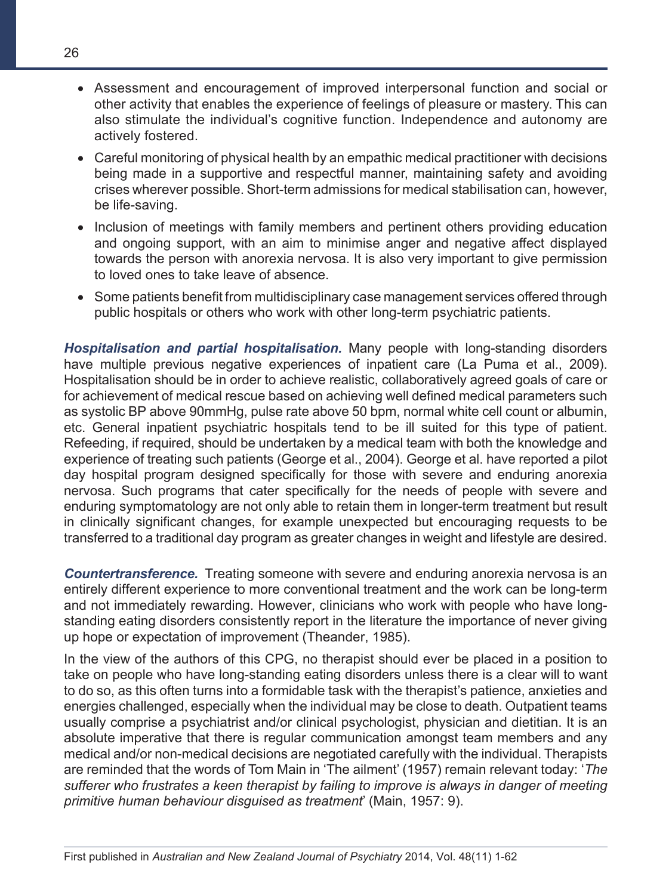- Assessment and encouragement of improved interpersonal function and social or other activity that enables the experience of feelings of pleasure or mastery. This can also stimulate the individual's cognitive function. Independence and autonomy are actively fostered.
- Careful monitoring of physical health by an empathic medical practitioner with decisions being made in a supportive and respectful manner, maintaining safety and avoiding crises wherever possible. Short-term admissions for medical stabilisation can, however, be life-saving.
- Inclusion of meetings with family members and pertinent others providing education and ongoing support, with an aim to minimise anger and negative affect displayed towards the person with anorexia nervosa. It is also very important to give permission to loved ones to take leave of absence.
- Some patients benefit from multidisciplinary case management services offered through public hospitals or others who work with other long-term psychiatric patients.

***Hospitalisation and partial hospitalisation.*** Many people with long-standing disorders have multiple previous negative experiences of inpatient care (La Puma et al., 2009). Hospitalisation should be in order to achieve realistic, collaboratively agreed goals of care or for achievement of medical rescue based on achieving well defined medical parameters such as systolic BP above 90mmHg, pulse rate above 50 bpm, normal white cell count or albumin, etc. General inpatient psychiatric hospitals tend to be ill suited for this type of patient. Refeeding, if required, should be undertaken by a medical team with both the knowledge and experience of treating such patients (George et al., 2004). George et al. have reported a pilot day hospital program designed specifically for those with severe and enduring anorexia nervosa. Such programs that cater specifically for the needs of people with severe and enduring symptomatology are not only able to retain them in longer-term treatment but result in clinically significant changes, for example unexpected but encouraging requests to be transferred to a traditional day program as greater changes in weight and lifestyle are desired.

***Countertransference.*** Treating someone with severe and enduring anorexia nervosa is an entirely different experience to more conventional treatment and the work can be long-term and not immediately rewarding. However, clinicians who work with people who have long-standing eating disorders consistently report in the literature the importance of never giving up hope or expectation of improvement (Theander, 1985).

In the view of the authors of this CPG, no therapist should ever be placed in a position to take on people who have long-standing eating disorders unless there is a clear will to want to do so, as this often turns into a formidable task with the therapist's patience, anxieties and energies challenged, especially when the individual may be close to death. Outpatient teams usually comprise a psychiatrist and/or clinical psychologist, physician and dietitian. It is an absolute imperative that there is regular communication amongst team members and any medical and/or non-medical decisions are negotiated carefully with the individual. Therapists are reminded that the words of Tom Main in 'The ailment' (1957) remain relevant today: '*The sufferer who frustrates a keen therapist by failing to improve is always in danger of meeting primitive human behaviour disguised as treatment*' (Main, 1957: 9).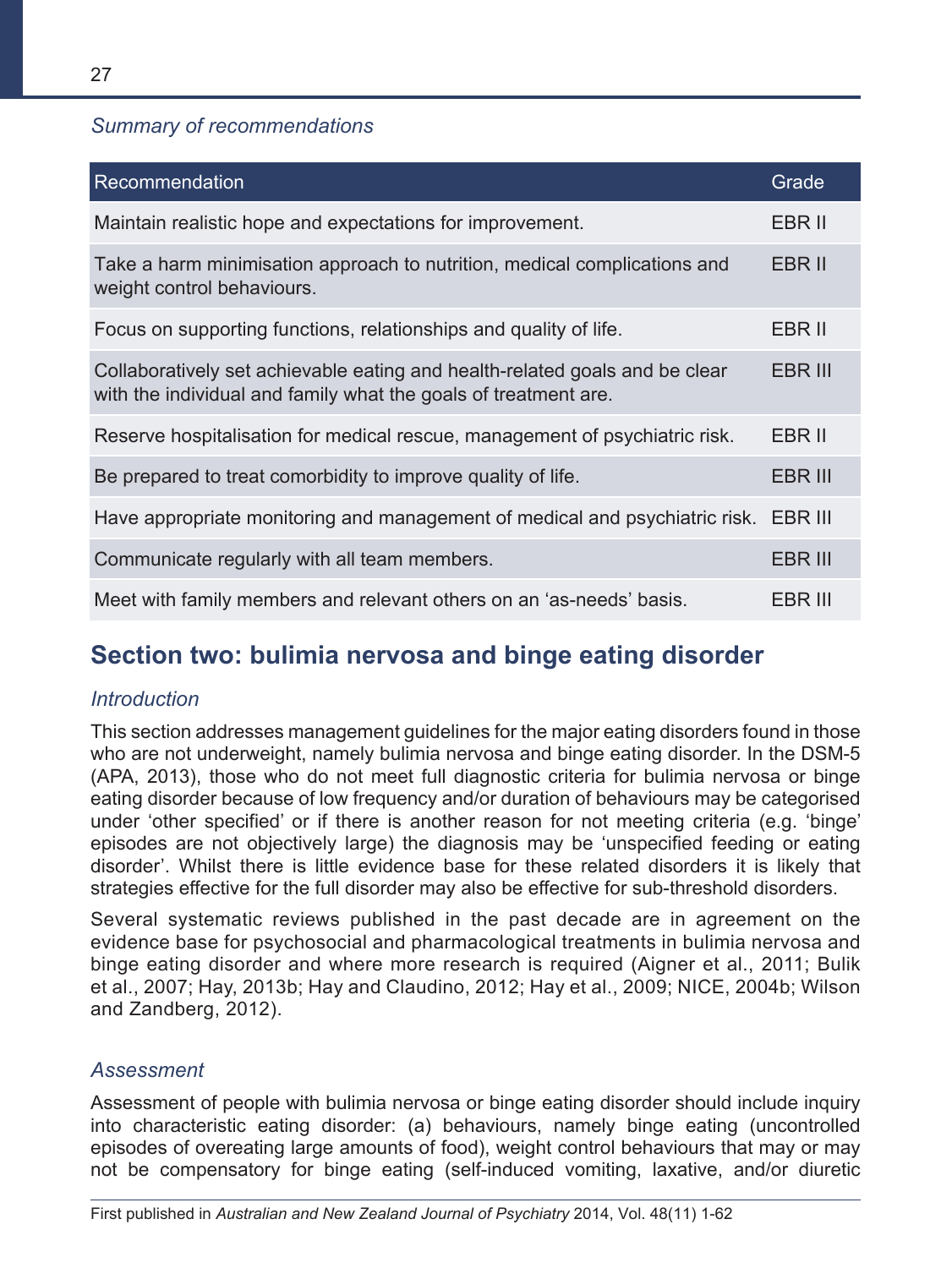*Summary of recommendations*

| Recommendation | Grade |
|---|---|
| Maintain realistic hope and expectations for improvement. | EBR II |
| Take a harm minimisation approach to nutrition, medical complications and weight control behaviours. | EBR II |
| Focus on supporting functions, relationships and quality of life. | EBR II |
| Collaboratively set achievable eating and health-related goals and be clear with the individual and family what the goals of treatment are. | EBR III |
| Reserve hospitalisation for medical rescue, management of psychiatric risk. | EBR II |
| Be prepared to treat comorbidity to improve quality of life. | EBR III |
| Have appropriate monitoring and management of medical and psychiatric risk. | EBR III |
| Communicate regularly with all team members. | EBR III |
| Meet with family members and relevant others on an 'as-needs' basis. | EBR III |

## Section two: bulimia nervosa and binge eating disorder

### *Introduction*

This section addresses management guidelines for the major eating disorders found in those who are not underweight, namely bulimia nervosa and binge eating disorder. In the DSM-5 (APA, 2013), those who do not meet full diagnostic criteria for bulimia nervosa or binge eating disorder because of low frequency and/or duration of behaviours may be categorised under 'other specified' or if there is another reason for not meeting criteria (e.g. 'binge' episodes are not objectively large) the diagnosis may be 'unspecified feeding or eating disorder'. Whilst there is little evidence base for these related disorders it is likely that strategies effective for the full disorder may also be effective for sub-threshold disorders.

Several systematic reviews published in the past decade are in agreement on the evidence base for psychosocial and pharmacological treatments in bulimia nervosa and binge eating disorder and where more research is required (Aigner et al., 2011; Bulik et al., 2007; Hay, 2013b; Hay and Claudino, 2012; Hay et al., 2009; NICE, 2004b; Wilson and Zandberg, 2012).

### *Assessment*

Assessment of people with bulimia nervosa or binge eating disorder should include inquiry into characteristic eating disorder: (a) behaviours, namely binge eating (uncontrolled episodes of overeating large amounts of food), weight control behaviours that may or may not be compensatory for binge eating (self-induced vomiting, laxative, and/or diuretic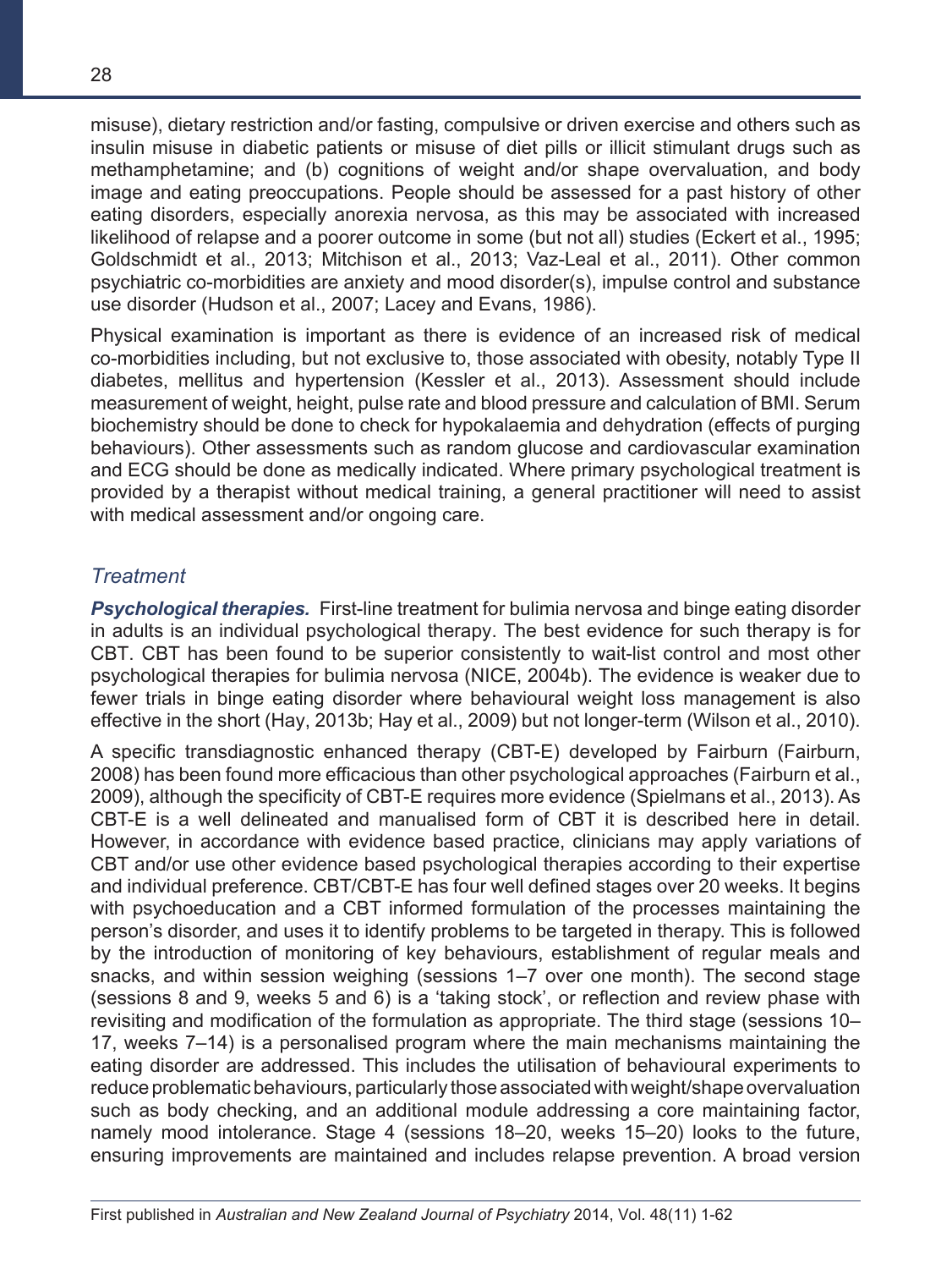misuse), dietary restriction and/or fasting, compulsive or driven exercise and others such as insulin misuse in diabetic patients or misuse of diet pills or illicit stimulant drugs such as methamphetamine; and (b) cognitions of weight and/or shape overvaluation, and body image and eating preoccupations. People should be assessed for a past history of other eating disorders, especially anorexia nervosa, as this may be associated with increased likelihood of relapse and a poorer outcome in some (but not all) studies (Eckert et al., 1995; Goldschmidt et al., 2013; Mitchison et al., 2013; Vaz-Leal et al., 2011). Other common psychiatric co-morbidities are anxiety and mood disorder(s), impulse control and substance use disorder (Hudson et al., 2007; Lacey and Evans, 1986).

Physical examination is important as there is evidence of an increased risk of medical co-morbidities including, but not exclusive to, those associated with obesity, notably Type II diabetes, mellitus and hypertension (Kessler et al., 2013). Assessment should include measurement of weight, height, pulse rate and blood pressure and calculation of BMI. Serum biochemistry should be done to check for hypokalaemia and dehydration (effects of purging behaviours). Other assessments such as random glucose and cardiovascular examination and ECG should be done as medically indicated. Where primary psychological treatment is provided by a therapist without medical training, a general practitioner will need to assist with medical assessment and/or ongoing care.

### *Treatment*

***Psychological therapies.*** First-line treatment for bulimia nervosa and binge eating disorder in adults is an individual psychological therapy. The best evidence for such therapy is for CBT. CBT has been found to be superior consistently to wait-list control and most other psychological therapies for bulimia nervosa (NICE, 2004b). The evidence is weaker due to fewer trials in binge eating disorder where behavioural weight loss management is also effective in the short (Hay, 2013b; Hay et al., 2009) but not longer-term (Wilson et al., 2010).

A specific transdiagnostic enhanced therapy (CBT-E) developed by Fairburn (Fairburn, 2008) has been found more efficacious than other psychological approaches (Fairburn et al., 2009), although the specificity of CBT-E requires more evidence (Spielmans et al., 2013). As CBT-E is a well delineated and manualised form of CBT it is described here in detail. However, in accordance with evidence based practice, clinicians may apply variations of CBT and/or use other evidence based psychological therapies according to their expertise and individual preference. CBT/CBT-E has four well defined stages over 20 weeks. It begins with psychoeducation and a CBT informed formulation of the processes maintaining the person's disorder, and uses it to identify problems to be targeted in therapy. This is followed by the introduction of monitoring of key behaviours, establishment of regular meals and snacks, and within session weighing (sessions 1–7 over one month). The second stage (sessions 8 and 9, weeks 5 and 6) is a 'taking stock', or reflection and review phase with revisiting and modification of the formulation as appropriate. The third stage (sessions 10–17, weeks 7–14) is a personalised program where the main mechanisms maintaining the eating disorder are addressed. This includes the utilisation of behavioural experiments to reduce problematic behaviours, particularly those associated with weight/shape overvaluation such as body checking, and an additional module addressing a core maintaining factor, namely mood intolerance. Stage 4 (sessions 18–20, weeks 15–20) looks to the future, ensuring improvements are maintained and includes relapse prevention. A broad version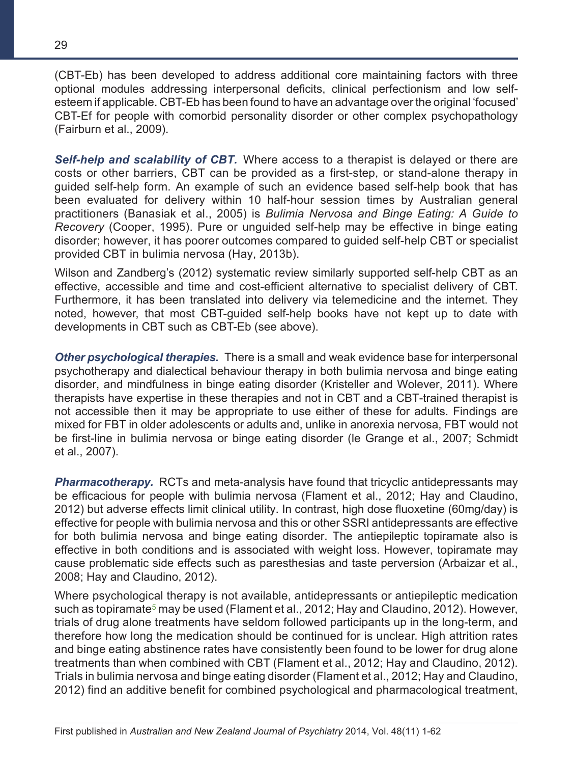(CBT-Eb) has been developed to address additional core maintaining factors with three optional modules addressing interpersonal deficits, clinical perfectionism and low self-esteem if applicable. CBT-Eb has been found to have an advantage over the original 'focused' CBT-Ef for people with comorbid personality disorder or other complex psychopathology (Fairburn et al., 2009).

***Self-help and scalability of CBT.*** Where access to a therapist is delayed or there are costs or other barriers, CBT can be provided as a first-step, or stand-alone therapy in guided self-help form. An example of such an evidence based self-help book that has been evaluated for delivery within 10 half-hour session times by Australian general practitioners (Banasiak et al., 2005) is *Bulimia Nervosa and Binge Eating: A Guide to Recovery* (Cooper, 1995). Pure or unguided self-help may be effective in binge eating disorder; however, it has poorer outcomes compared to guided self-help CBT or specialist provided CBT in bulimia nervosa (Hay, 2013b).

Wilson and Zandberg's (2012) systematic review similarly supported self-help CBT as an effective, accessible and time and cost-efficient alternative to specialist delivery of CBT. Furthermore, it has been translated into delivery via telemedicine and the internet. They noted, however, that most CBT-guided self-help books have not kept up to date with developments in CBT such as CBT-Eb (see above).

***Other psychological therapies.*** There is a small and weak evidence base for interpersonal psychotherapy and dialectical behaviour therapy in both bulimia nervosa and binge eating disorder, and mindfulness in binge eating disorder (Kristeller and Wolever, 2011). Where therapists have expertise in these therapies and not in CBT and a CBT-trained therapist is not accessible then it may be appropriate to use either of these for adults. Findings are mixed for FBT in older adolescents or adults and, unlike in anorexia nervosa, FBT would not be first-line in bulimia nervosa or binge eating disorder (le Grange et al., 2007; Schmidt et al., 2007).

***Pharmacotherapy.*** RCTs and meta-analysis have found that tricyclic antidepressants may be efficacious for people with bulimia nervosa (Flament et al., 2012; Hay and Claudino, 2012) but adverse effects limit clinical utility. In contrast, high dose fluoxetine (60mg/day) is effective for people with bulimia nervosa and this or other SSRI antidepressants are effective for both bulimia nervosa and binge eating disorder. The antiepileptic topiramate also is effective in both conditions and is associated with weight loss. However, topiramate may cause problematic side effects such as paresthesias and taste perversion (Arbaizar et al., 2008; Hay and Claudino, 2012).

Where psychological therapy is not available, antidepressants or antiepileptic medication such as topiramate[5] may be used (Flament et al., 2012; Hay and Claudino, 2012). However, trials of drug alone treatments have seldom followed participants up in the long-term, and therefore how long the medication should be continued for is unclear. High attrition rates and binge eating abstinence rates have consistently been found to be lower for drug alone treatments than when combined with CBT (Flament et al., 2012; Hay and Claudino, 2012). Trials in bulimia nervosa and binge eating disorder (Flament et al., 2012; Hay and Claudino, 2012) find an additive benefit for combined psychological and pharmacological treatment,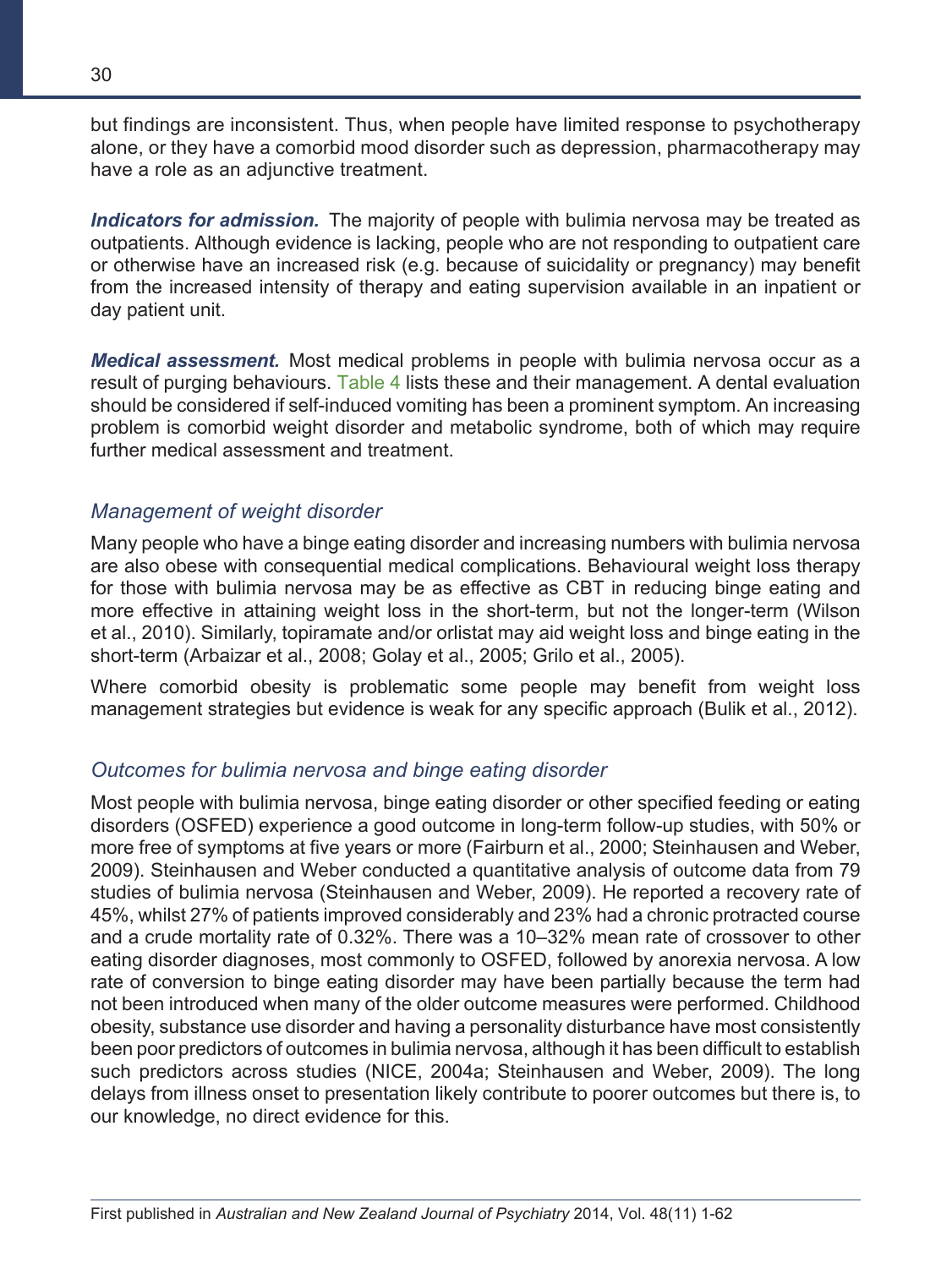but findings are inconsistent. Thus, when people have limited response to psychotherapy alone, or they have a comorbid mood disorder such as depression, pharmacotherapy may have a role as an adjunctive treatment.

***Indicators for admission.*** The majority of people with bulimia nervosa may be treated as outpatients. Although evidence is lacking, people who are not responding to outpatient care or otherwise have an increased risk (e.g. because of suicidality or pregnancy) may benefit from the increased intensity of therapy and eating supervision available in an inpatient or day patient unit.

***Medical assessment.*** Most medical problems in people with bulimia nervosa occur as a result of purging behaviours. Table 4 lists these and their management. A dental evaluation should be considered if self-induced vomiting has been a prominent symptom. An increasing problem is comorbid weight disorder and metabolic syndrome, both of which may require further medical assessment and treatment.

### *Management of weight disorder*

Many people who have a binge eating disorder and increasing numbers with bulimia nervosa are also obese with consequential medical complications. Behavioural weight loss therapy for those with bulimia nervosa may be as effective as CBT in reducing binge eating and more effective in attaining weight loss in the short-term, but not the longer-term (Wilson et al., 2010). Similarly, topiramate and/or orlistat may aid weight loss and binge eating in the short-term (Arbaizar et al., 2008; Golay et al., 2005; Grilo et al., 2005).

Where comorbid obesity is problematic some people may benefit from weight loss management strategies but evidence is weak for any specific approach (Bulik et al., 2012).

### *Outcomes for bulimia nervosa and binge eating disorder*

Most people with bulimia nervosa, binge eating disorder or other specified feeding or eating disorders (OSFED) experience a good outcome in long-term follow-up studies, with 50% or more free of symptoms at five years or more (Fairburn et al., 2000; Steinhausen and Weber, 2009). Steinhausen and Weber conducted a quantitative analysis of outcome data from 79 studies of bulimia nervosa (Steinhausen and Weber, 2009). He reported a recovery rate of 45%, whilst 27% of patients improved considerably and 23% had a chronic protracted course and a crude mortality rate of 0.32%. There was a 10–32% mean rate of crossover to other eating disorder diagnoses, most commonly to OSFED, followed by anorexia nervosa. A low rate of conversion to binge eating disorder may have been partially because the term had not been introduced when many of the older outcome measures were performed. Childhood obesity, substance use disorder and having a personality disturbance have most consistently been poor predictors of outcomes in bulimia nervosa, although it has been difficult to establish such predictors across studies (NICE, 2004a; Steinhausen and Weber, 2009). The long delays from illness onset to presentation likely contribute to poorer outcomes but there is, to our knowledge, no direct evidence for this.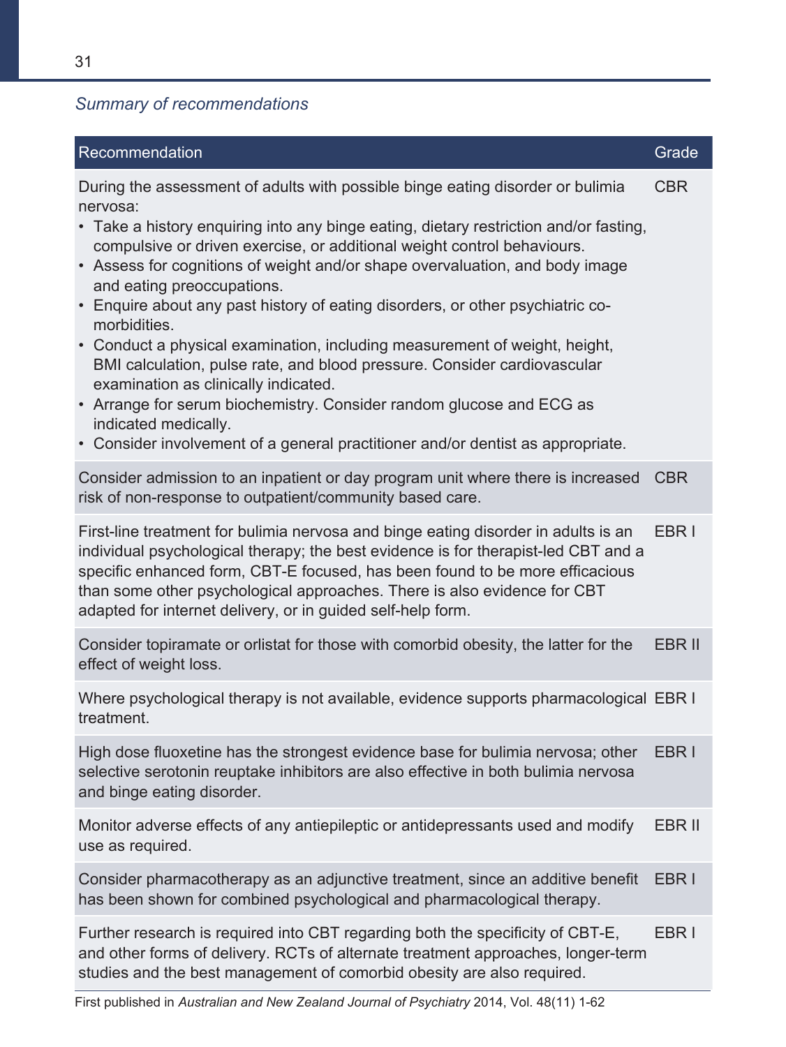*Summary of recommendations*

| Recommendation | Grade |
|---|---|
| During the assessment of adults with possible binge eating disorder or bulimia nervosa:<br>• Take a history enquiring into any binge eating, dietary restriction and/or fasting, compulsive or driven exercise, or additional weight control behaviours.<br>• Assess for cognitions of weight and/or shape overvaluation, and body image and eating preoccupations.<br>• Enquire about any past history of eating disorders, or other psychiatric co-morbidities.<br>• Conduct a physical examination, including measurement of weight, height, BMI calculation, pulse rate, and blood pressure. Consider cardiovascular examination as clinically indicated.<br>• Arrange for serum biochemistry. Consider random glucose and ECG as indicated medically.<br>• Consider involvement of a general practitioner and/or dentist as appropriate. | CBR |
| Consider admission to an inpatient or day program unit where there is increased risk of non-response to outpatient/community based care. | CBR |
| First-line treatment for bulimia nervosa and binge eating disorder in adults is an individual psychological therapy; the best evidence is for therapist-led CBT and a specific enhanced form, CBT-E focused, has been found to be more efficacious than some other psychological approaches. There is also evidence for CBT adapted for internet delivery, or in guided self-help form. | EBR I |
| Consider topiramate or orlistat for those with comorbid obesity, the latter for the effect of weight loss. | EBR II |
| Where psychological therapy is not available, evidence supports pharmacological treatment. | EBR I |
| High dose fluoxetine has the strongest evidence base for bulimia nervosa; other selective serotonin reuptake inhibitors are also effective in both bulimia nervosa and binge eating disorder. | EBR I |
| Monitor adverse effects of any antiepileptic or antidepressants used and modify use as required. | EBR II |
| Consider pharmacotherapy as an adjunctive treatment, since an additive benefit has been shown for combined psychological and pharmacological therapy. | EBR I |
| Further research is required into CBT regarding both the specificity of CBT-E, and other forms of delivery. RCTs of alternate treatment approaches, longer-term studies and the best management of comorbid obesity are also required. | EBR I |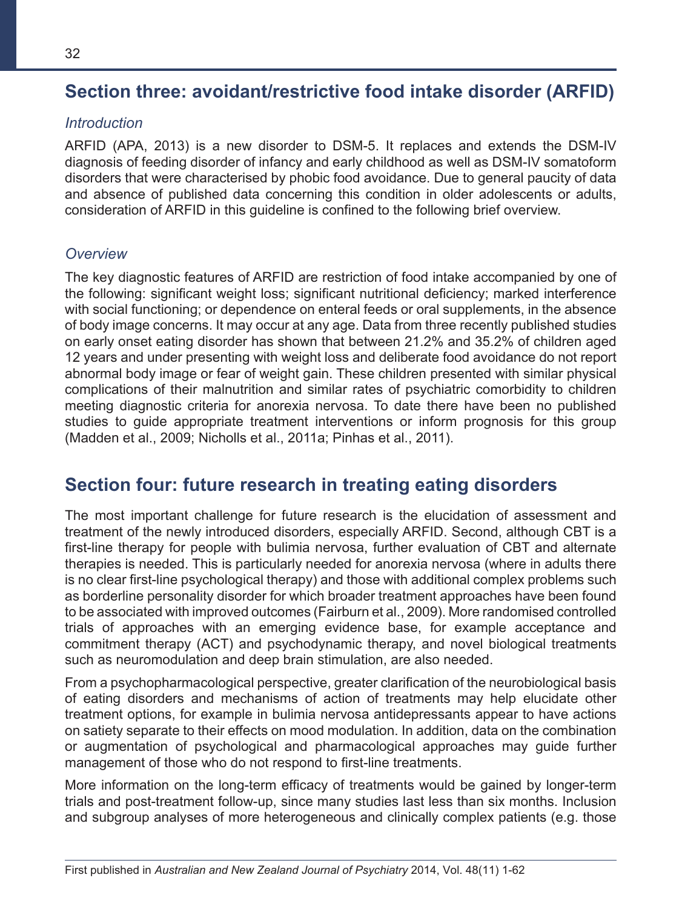## Section three: avoidant/restrictive food intake disorder (ARFID)

### *Introduction*

ARFID (APA, 2013) is a new disorder to DSM-5. It replaces and extends the DSM-IV diagnosis of feeding disorder of infancy and early childhood as well as DSM-IV somatoform disorders that were characterised by phobic food avoidance. Due to general paucity of data and absence of published data concerning this condition in older adolescents or adults, consideration of ARFID in this guideline is confined to the following brief overview.

### *Overview*

The key diagnostic features of ARFID are restriction of food intake accompanied by one of the following: significant weight loss; significant nutritional deficiency; marked interference with social functioning; or dependence on enteral feeds or oral supplements, in the absence of body image concerns. It may occur at any age. Data from three recently published studies on early onset eating disorder has shown that between 21.2% and 35.2% of children aged 12 years and under presenting with weight loss and deliberate food avoidance do not report abnormal body image or fear of weight gain. These children presented with similar physical complications of their malnutrition and similar rates of psychiatric comorbidity to children meeting diagnostic criteria for anorexia nervosa. To date there have been no published studies to guide appropriate treatment interventions or inform prognosis for this group (Madden et al., 2009; Nicholls et al., 2011a; Pinhas et al., 2011).

## Section four: future research in treating eating disorders

The most important challenge for future research is the elucidation of assessment and treatment of the newly introduced disorders, especially ARFID. Second, although CBT is a first-line therapy for people with bulimia nervosa, further evaluation of CBT and alternate therapies is needed. This is particularly needed for anorexia nervosa (where in adults there is no clear first-line psychological therapy) and those with additional complex problems such as borderline personality disorder for which broader treatment approaches have been found to be associated with improved outcomes (Fairburn et al., 2009). More randomised controlled trials of approaches with an emerging evidence base, for example acceptance and commitment therapy (ACT) and psychodynamic therapy, and novel biological treatments such as neuromodulation and deep brain stimulation, are also needed.

From a psychopharmacological perspective, greater clarification of the neurobiological basis of eating disorders and mechanisms of action of treatments may help elucidate other treatment options, for example in bulimia nervosa antidepressants appear to have actions on satiety separate to their effects on mood modulation. In addition, data on the combination or augmentation of psychological and pharmacological approaches may guide further management of those who do not respond to first-line treatments.

More information on the long-term efficacy of treatments would be gained by longer-term trials and post-treatment follow-up, since many studies last less than six months. Inclusion and subgroup analyses of more heterogeneous and clinically complex patients (e.g. those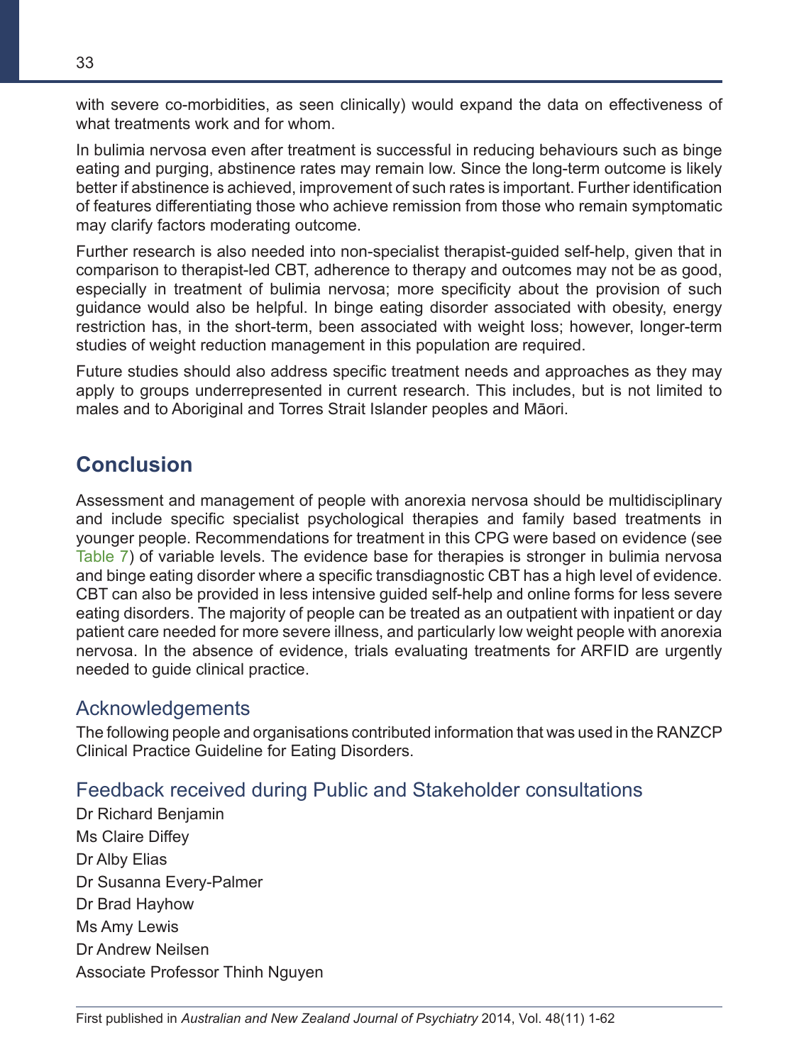with severe co-morbidities, as seen clinically) would expand the data on effectiveness of what treatments work and for whom.

In bulimia nervosa even after treatment is successful in reducing behaviours such as binge eating and purging, abstinence rates may remain low. Since the long-term outcome is likely better if abstinence is achieved, improvement of such rates is important. Further identification of features differentiating those who achieve remission from those who remain symptomatic may clarify factors moderating outcome.

Further research is also needed into non-specialist therapist-guided self-help, given that in comparison to therapist-led CBT, adherence to therapy and outcomes may not be as good, especially in treatment of bulimia nervosa; more specificity about the provision of such guidance would also be helpful. In binge eating disorder associated with obesity, energy restriction has, in the short-term, been associated with weight loss; however, longer-term studies of weight reduction management in this population are required.

Future studies should also address specific treatment needs and approaches as they may apply to groups underrepresented in current research. This includes, but is not limited to males and to Aboriginal and Torres Strait Islander peoples and Māori.

## Conclusion

Assessment and management of people with anorexia nervosa should be multidisciplinary and include specific specialist psychological therapies and family based treatments in younger people. Recommendations for treatment in this CPG were based on evidence (see Table 7) of variable levels. The evidence base for therapies is stronger in bulimia nervosa and binge eating disorder where a specific transdiagnostic CBT has a high level of evidence. CBT can also be provided in less intensive guided self-help and online forms for less severe eating disorders. The majority of people can be treated as an outpatient with inpatient or day patient care needed for more severe illness, and particularly low weight people with anorexia nervosa. In the absence of evidence, trials evaluating treatments for ARFID are urgently needed to guide clinical practice.

### Acknowledgements

The following people and organisations contributed information that was used in the RANZCP Clinical Practice Guideline for Eating Disorders.

### Feedback received during Public and Stakeholder consultations

Dr Richard Benjamin
Ms Claire Diffey
Dr Alby Elias
Dr Susanna Every-Palmer
Dr Brad Hayhow
Ms Amy Lewis
Dr Andrew Neilsen
Associate Professor Thinh Nguyen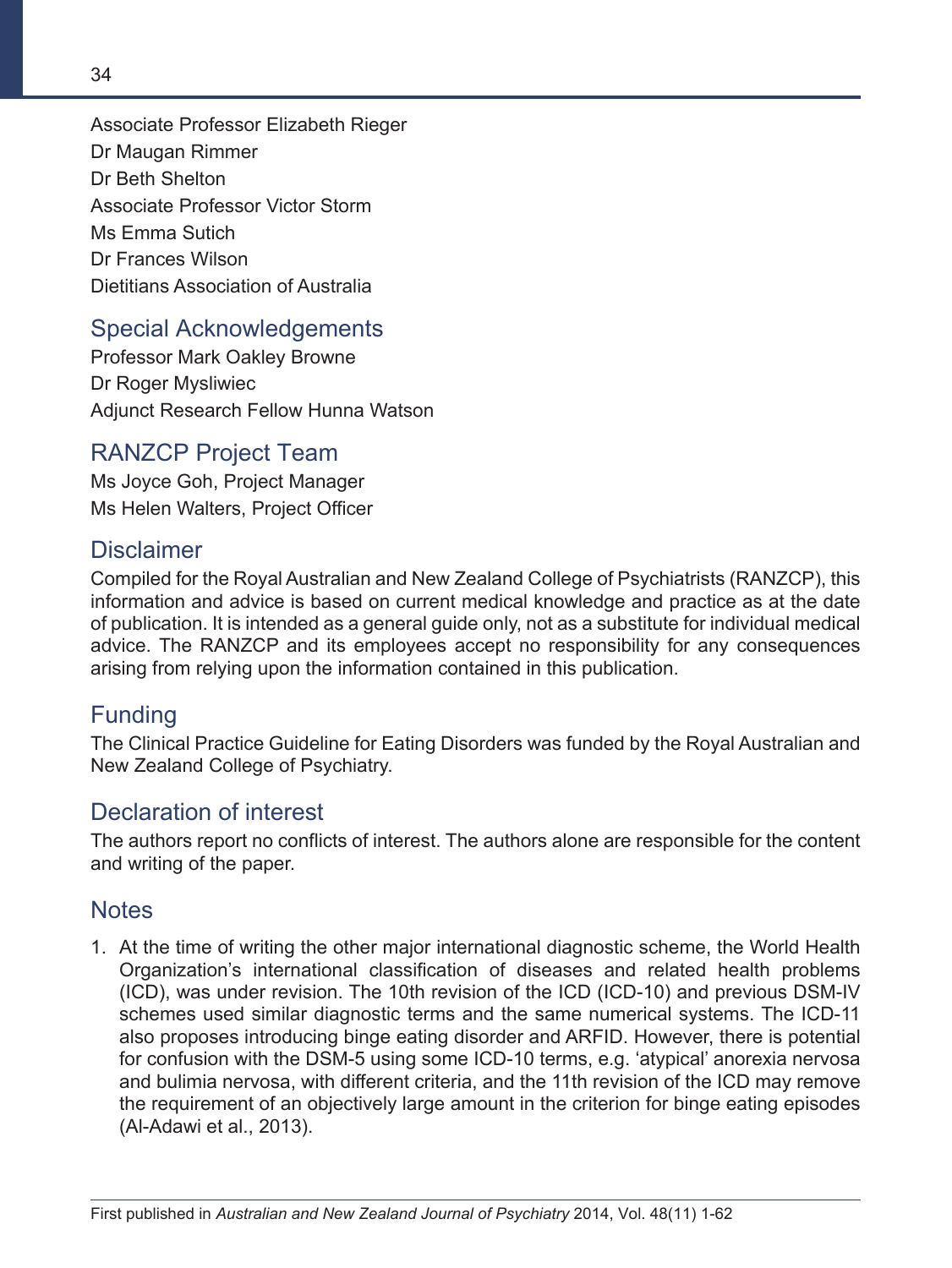Associate Professor Elizabeth Rieger
Dr Maugan Rimmer
Dr Beth Shelton
Associate Professor Victor Storm
Ms Emma Sutich
Dr Frances Wilson
Dietitians Association of Australia

## Special Acknowledgements

Professor Mark Oakley Browne
Dr Roger Mysliwiec
Adjunct Research Fellow Hunna Watson

## RANZCP Project Team

Ms Joyce Goh, Project Manager
Ms Helen Walters, Project Officer

## Disclaimer

Compiled for the Royal Australian and New Zealand College of Psychiatrists (RANZCP), this information and advice is based on current medical knowledge and practice as at the date of publication. It is intended as a general guide only, not as a substitute for individual medical advice. The RANZCP and its employees accept no responsibility for any consequences arising from relying upon the information contained in this publication.

## Funding

The Clinical Practice Guideline for Eating Disorders was funded by the Royal Australian and New Zealand College of Psychiatry.

## Declaration of interest

The authors report no conflicts of interest. The authors alone are responsible for the content and writing of the paper.

## Notes

1. At the time of writing the other major international diagnostic scheme, the World Health Organization's international classification of diseases and related health problems (ICD), was under revision. The 10th revision of the ICD (ICD-10) and previous DSM-IV schemes used similar diagnostic terms and the same numerical systems. The ICD-11 also proposes introducing binge eating disorder and ARFID. However, there is potential for confusion with the DSM-5 using some ICD-10 terms, e.g. 'atypical' anorexia nervosa and bulimia nervosa, with different criteria, and the 11th revision of the ICD may remove the requirement of an objectively large amount in the criterion for binge eating episodes (Al-Adawi et al., 2013).

First published in *Australian and New Zealand Journal of Psychiatry* 2014, Vol. 48(11) 1-62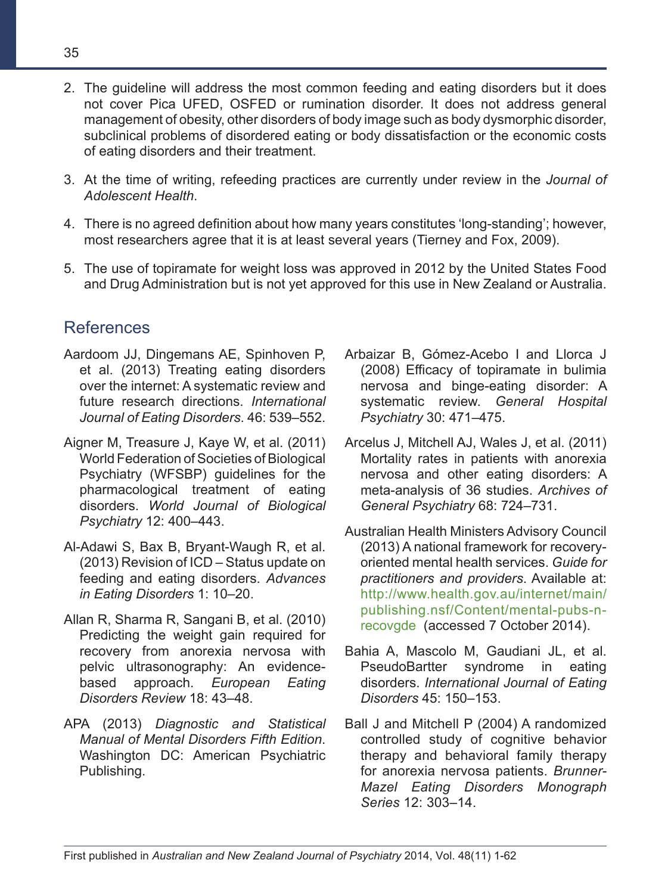2. The guideline will address the most common feeding and eating disorders but it does not cover Pica UFED, OSFED or rumination disorder. It does not address general management of obesity, other disorders of body image such as body dysmorphic disorder, subclinical problems of disordered eating or body dissatisfaction or the economic costs of eating disorders and their treatment.

3. At the time of writing, refeeding practices are currently under review in the *Journal of Adolescent Health*.

4. There is no agreed definition about how many years constitutes 'long-standing'; however, most researchers agree that it is at least several years (Tierney and Fox, 2009).

5. The use of topiramate for weight loss was approved in 2012 by the United States Food and Drug Administration but is not yet approved for this use in New Zealand or Australia.

## References

Aardoom JJ, Dingemans AE, Spinhoven P, et al. (2013) Treating eating disorders over the internet: A systematic review and future research directions. *International Journal of Eating Disorders*. 46: 539–552.

Aigner M, Treasure J, Kaye W, et al. (2011) World Federation of Societies of Biological Psychiatry (WFSBP) guidelines for the pharmacological treatment of eating disorders. *World Journal of Biological Psychiatry* 12: 400–443.

Al-Adawi S, Bax B, Bryant-Waugh R, et al. (2013) Revision of ICD – Status update on feeding and eating disorders. *Advances in Eating Disorders* 1: 10–20.

Allan R, Sharma R, Sangani B, et al. (2010) Predicting the weight gain required for recovery from anorexia nervosa with pelvic ultrasonography: An evidence-based approach. *European Eating Disorders Review* 18: 43–48.

APA (2013) *Diagnostic and Statistical Manual of Mental Disorders Fifth Edition*. Washington DC: American Psychiatric Publishing.

Arbaizar B, Gómez-Acebo I and Llorca J (2008) Efficacy of topiramate in bulimia nervosa and binge-eating disorder: A systematic review. *General Hospital Psychiatry* 30: 471–475.

Arcelus J, Mitchell AJ, Wales J, et al. (2011) Mortality rates in patients with anorexia nervosa and other eating disorders: A meta-analysis of 36 studies. *Archives of General Psychiatry* 68: 724–731.

Australian Health Ministers Advisory Council (2013) A national framework for recovery-oriented mental health services. *Guide for practitioners and providers*. Available at: http://www.health.gov.au/internet/main/publishing.nsf/Content/mental-pubs-n-recovgde (accessed 7 October 2014).

Bahia A, Mascolo M, Gaudiani JL, et al. PseudoBartter syndrome in eating disorders. *International Journal of Eating Disorders* 45: 150–153.

Ball J and Mitchell P (2004) A randomized controlled study of cognitive behavior therapy and behavioral family therapy for anorexia nervosa patients. *Brunner-Mazel Eating Disorders Monograph Series* 12: 303–14.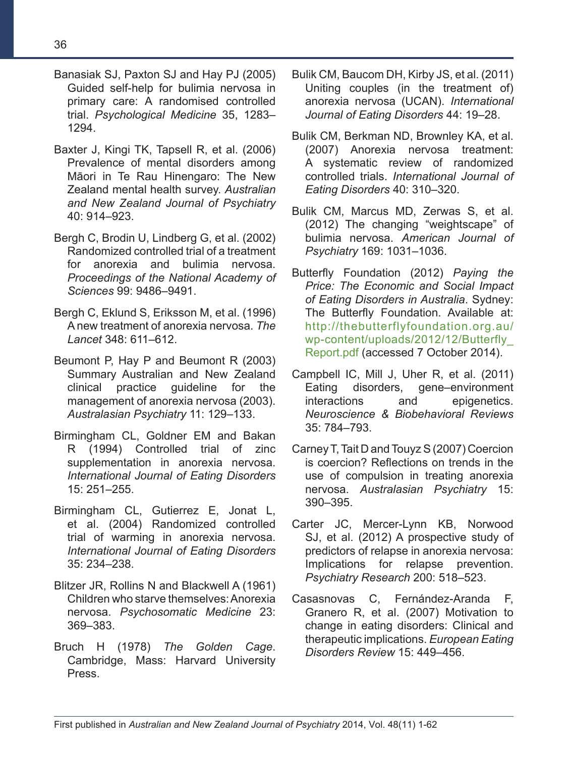Banasiak SJ, Paxton SJ and Hay PJ (2005) Guided self-help for bulimia nervosa in primary care: A randomised controlled trial. *Psychological Medicine* 35, 1283–1294.

Baxter J, Kingi TK, Tapsell R, et al. (2006) Prevalence of mental disorders among Māori in Te Rau Hinengaro: The New Zealand mental health survey. *Australian and New Zealand Journal of Psychiatry* 40: 914–923.

Bergh C, Brodin U, Lindberg G, et al. (2002) Randomized controlled trial of a treatment for anorexia and bulimia nervosa. *Proceedings of the National Academy of Sciences* 99: 9486–9491.

Bergh C, Eklund S, Eriksson M, et al. (1996) A new treatment of anorexia nervosa. *The Lancet* 348: 611–612.

Beumont P, Hay P and Beumont R (2003) Summary Australian and New Zealand clinical practice guideline for the management of anorexia nervosa (2003). *Australasian Psychiatry* 11: 129–133.

Birmingham CL, Goldner EM and Bakan R (1994) Controlled trial of zinc supplementation in anorexia nervosa. *International Journal of Eating Disorders* 15: 251–255.

Birmingham CL, Gutierrez E, Jonat L, et al. (2004) Randomized controlled trial of warming in anorexia nervosa. *International Journal of Eating Disorders* 35: 234–238.

Blitzer JR, Rollins N and Blackwell A (1961) Children who starve themselves: Anorexia nervosa. *Psychosomatic Medicine* 23: 369–383.

Bruch H (1978) *The Golden Cage*. Cambridge, Mass: Harvard University Press.

Bulik CM, Baucom DH, Kirby JS, et al. (2011) Uniting couples (in the treatment of) anorexia nervosa (UCAN). *International Journal of Eating Disorders* 44: 19–28.

Bulik CM, Berkman ND, Brownley KA, et al. (2007) Anorexia nervosa treatment: A systematic review of randomized controlled trials. *International Journal of Eating Disorders* 40: 310–320.

Bulik CM, Marcus MD, Zerwas S, et al. (2012) The changing "weightscape" of bulimia nervosa. *American Journal of Psychiatry* 169: 1031–1036.

Butterfly Foundation (2012) *Paying the Price: The Economic and Social Impact of Eating Disorders in Australia*. Sydney: The Butterfly Foundation. Available at: http://thebutterflyfoundation.org.au/wp-content/uploads/2012/12/Butterfly_Report.pdf (accessed 7 October 2014).

Campbell IC, Mill J, Uher R, et al. (2011) Eating disorders, gene–environment interactions and epigenetics. *Neuroscience & Biobehavioral Reviews* 35: 784–793.

Carney T, Tait D and Touyz S (2007) Coercion is coercion? Reflections on trends in the use of compulsion in treating anorexia nervosa. *Australasian Psychiatry* 15: 390–395.

Carter JC, Mercer-Lynn KB, Norwood SJ, et al. (2012) A prospective study of predictors of relapse in anorexia nervosa: Implications for relapse prevention. *Psychiatry Research* 200: 518–523.

Casasnovas C, Fernández-Aranda F, Granero R, et al. (2007) Motivation to change in eating disorders: Clinical and therapeutic implications. *European Eating Disorders Review* 15: 449–456.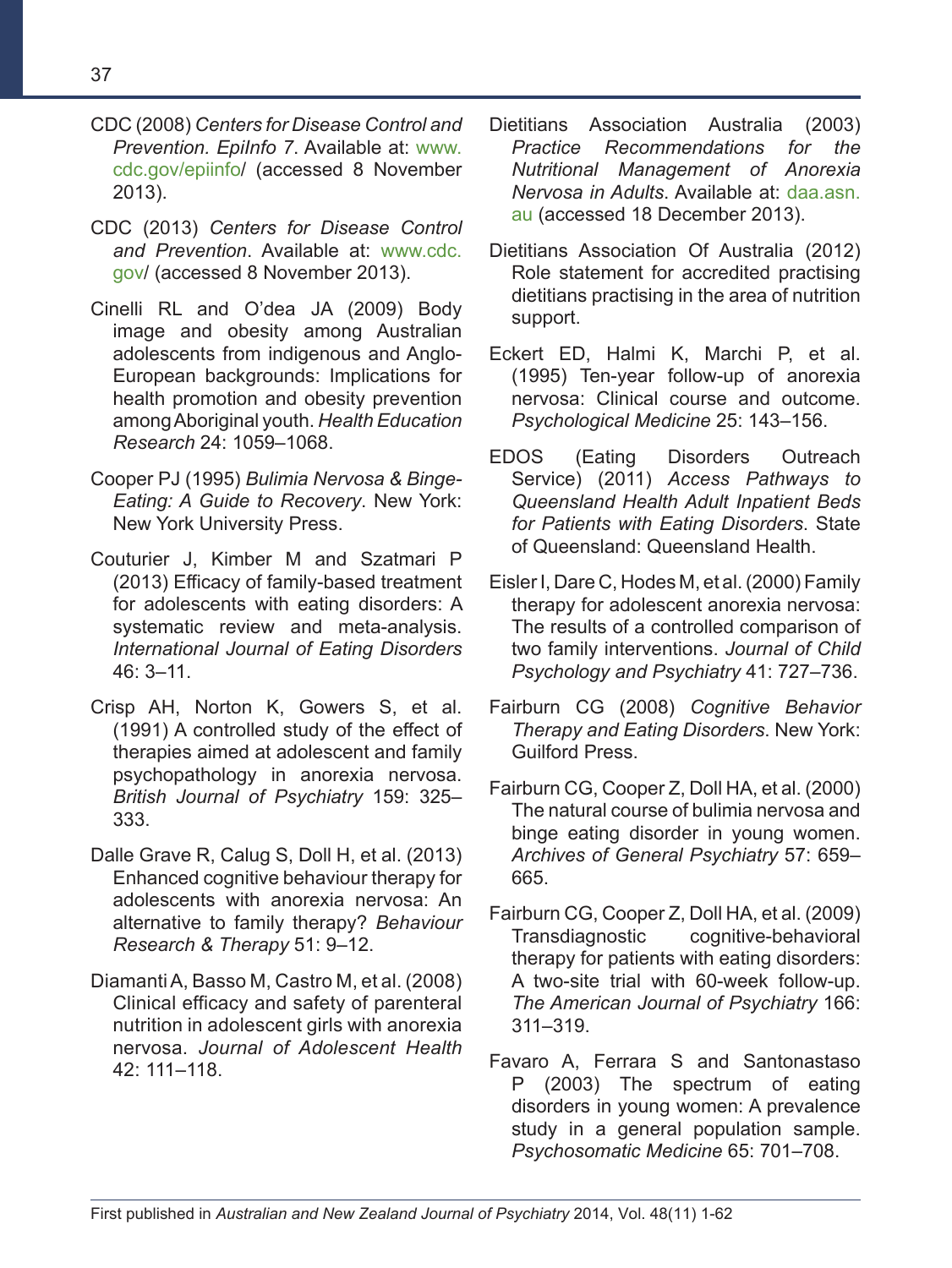CDC (2008) *Centers for Disease Control and Prevention. EpiInfo 7*. Available at: www.cdc.gov/epiinfo/ (accessed 8 November 2013).

CDC (2013) *Centers for Disease Control and Prevention*. Available at: www.cdc.gov/ (accessed 8 November 2013).

Cinelli RL and O'dea JA (2009) Body image and obesity among Australian adolescents from indigenous and Anglo-European backgrounds: Implications for health promotion and obesity prevention among Aboriginal youth. *Health Education Research* 24: 1059–1068.

Cooper PJ (1995) *Bulimia Nervosa & Binge-Eating: A Guide to Recovery*. New York: New York University Press.

Couturier J, Kimber M and Szatmari P (2013) Efficacy of family-based treatment for adolescents with eating disorders: A systematic review and meta-analysis. *International Journal of Eating Disorders* 46: 3–11.

Crisp AH, Norton K, Gowers S, et al. (1991) A controlled study of the effect of therapies aimed at adolescent and family psychopathology in anorexia nervosa. *British Journal of Psychiatry* 159: 325–333.

Dalle Grave R, Calug S, Doll H, et al. (2013) Enhanced cognitive behaviour therapy for adolescents with anorexia nervosa: An alternative to family therapy? *Behaviour Research & Therapy* 51: 9–12.

Diamanti A, Basso M, Castro M, et al. (2008) Clinical efficacy and safety of parenteral nutrition in adolescent girls with anorexia nervosa. *Journal of Adolescent Health* 42: 111–118.

Dietitians Association Australia (2003) *Practice Recommendations for the Nutritional Management of Anorexia Nervosa in Adults*. Available at: daa.asn.au (accessed 18 December 2013).

Dietitians Association Of Australia (2012) Role statement for accredited practising dietitians practising in the area of nutrition support.

Eckert ED, Halmi K, Marchi P, et al. (1995) Ten-year follow-up of anorexia nervosa: Clinical course and outcome. *Psychological Medicine* 25: 143–156.

EDOS (Eating Disorders Outreach Service) (2011) *Access Pathways to Queensland Health Adult Inpatient Beds for Patients with Eating Disorders*. State of Queensland: Queensland Health.

Eisler I, Dare C, Hodes M, et al. (2000) Family therapy for adolescent anorexia nervosa: The results of a controlled comparison of two family interventions. *Journal of Child Psychology and Psychiatry* 41: 727–736.

Fairburn CG (2008) *Cognitive Behavior Therapy and Eating Disorders*. New York: Guilford Press.

Fairburn CG, Cooper Z, Doll HA, et al. (2000) The natural course of bulimia nervosa and binge eating disorder in young women. *Archives of General Psychiatry* 57: 659–665.

Fairburn CG, Cooper Z, Doll HA, et al. (2009) Transdiagnostic cognitive-behavioral therapy for patients with eating disorders: A two-site trial with 60-week follow-up. *The American Journal of Psychiatry* 166: 311–319.

Favaro A, Ferrara S and Santonastaso P (2003) The spectrum of eating disorders in young women: A prevalence study in a general population sample. *Psychosomatic Medicine* 65: 701–708.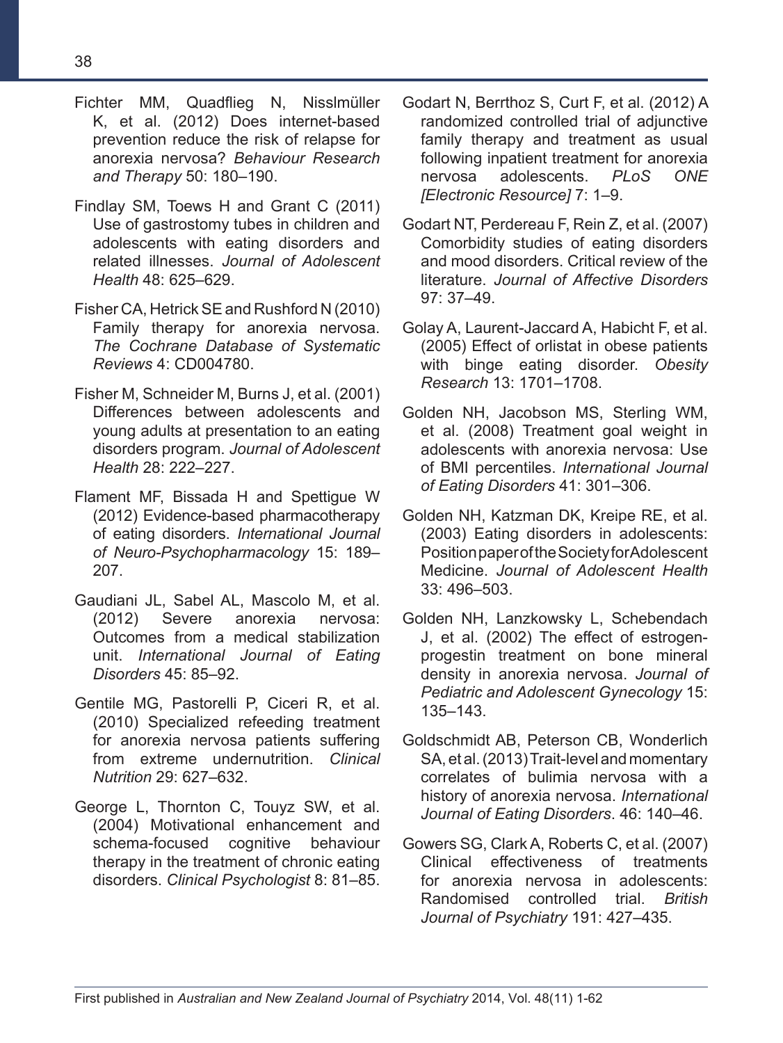Fichter MM, Quadflieg N, Nisslmüller K, et al. (2012) Does internet-based prevention reduce the risk of relapse for anorexia nervosa? *Behaviour Research and Therapy* 50: 180–190.

Findlay SM, Toews H and Grant C (2011) Use of gastrostomy tubes in children and adolescents with eating disorders and related illnesses. *Journal of Adolescent Health* 48: 625–629.

Fisher CA, Hetrick SE and Rushford N (2010) Family therapy for anorexia nervosa. *The Cochrane Database of Systematic Reviews* 4: CD004780.

Fisher M, Schneider M, Burns J, et al. (2001) Differences between adolescents and young adults at presentation to an eating disorders program. *Journal of Adolescent Health* 28: 222–227.

Flament MF, Bissada H and Spettigue W (2012) Evidence-based pharmacotherapy of eating disorders. *International Journal of Neuro-Psychopharmacology* 15: 189–207.

Gaudiani JL, Sabel AL, Mascolo M, et al. (2012) Severe anorexia nervosa: Outcomes from a medical stabilization unit. *International Journal of Eating Disorders* 45: 85–92.

Gentile MG, Pastorelli P, Ciceri R, et al. (2010) Specialized refeeding treatment for anorexia nervosa patients suffering from extreme undernutrition. *Clinical Nutrition* 29: 627–632.

George L, Thornton C, Touyz SW, et al. (2004) Motivational enhancement and schema-focused cognitive behaviour therapy in the treatment of chronic eating disorders. *Clinical Psychologist* 8: 81–85.

Godart N, Berrthoz S, Curt F, et al. (2012) A randomized controlled trial of adjunctive family therapy and treatment as usual following inpatient treatment for anorexia nervosa adolescents. *PLoS ONE [Electronic Resource]* 7: 1–9.

Godart NT, Perdereau F, Rein Z, et al. (2007) Comorbidity studies of eating disorders and mood disorders. Critical review of the literature. *Journal of Affective Disorders* 97: 37–49.

Golay A, Laurent-Jaccard A, Habicht F, et al. (2005) Effect of orlistat in obese patients with binge eating disorder. *Obesity Research* 13: 1701–1708.

Golden NH, Jacobson MS, Sterling WM, et al. (2008) Treatment goal weight in adolescents with anorexia nervosa: Use of BMI percentiles. *International Journal of Eating Disorders* 41: 301–306.

Golden NH, Katzman DK, Kreipe RE, et al. (2003) Eating disorders in adolescents: Position paper of the Society for Adolescent Medicine. *Journal of Adolescent Health* 33: 496–503.

Golden NH, Lanzkowsky L, Schebendach J, et al. (2002) The effect of estrogen-progestin treatment on bone mineral density in anorexia nervosa. *Journal of Pediatric and Adolescent Gynecology* 15: 135–143.

Goldschmidt AB, Peterson CB, Wonderlich SA, et al. (2013) Trait-level and momentary correlates of bulimia nervosa with a history of anorexia nervosa. *International Journal of Eating Disorders*. 46: 140–46.

Gowers SG, Clark A, Roberts C, et al. (2007) Clinical effectiveness of treatments for anorexia nervosa in adolescents: Randomised controlled trial. *British Journal of Psychiatry* 191: 427–435.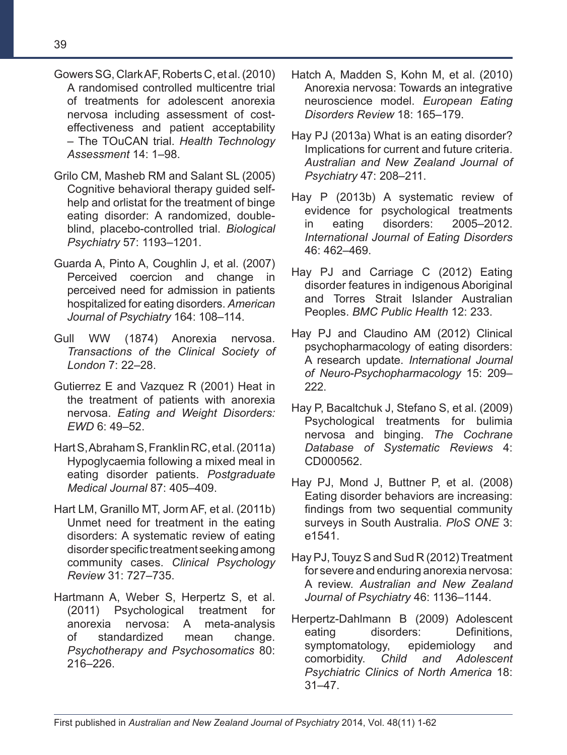Gowers SG, Clark AF, Roberts C, et al. (2010) A randomised controlled multicentre trial of treatments for adolescent anorexia nervosa including assessment of cost-effectiveness and patient acceptability – The TOuCAN trial. *Health Technology Assessment* 14: 1–98.

Grilo CM, Masheb RM and Salant SL (2005) Cognitive behavioral therapy guided self-help and orlistat for the treatment of binge eating disorder: A randomized, double-blind, placebo-controlled trial. *Biological Psychiatry* 57: 1193–1201.

Guarda A, Pinto A, Coughlin J, et al. (2007) Perceived coercion and change in perceived need for admission in patients hospitalized for eating disorders. *American Journal of Psychiatry* 164: 108–114.

Gull WW (1874) Anorexia nervosa. *Transactions of the Clinical Society of London* 7: 22–28.

Gutierrez E and Vazquez R (2001) Heat in the treatment of patients with anorexia nervosa. *Eating and Weight Disorders: EWD* 6: 49–52.

Hart S, Abraham S, Franklin RC, et al. (2011a) Hypoglycaemia following a mixed meal in eating disorder patients. *Postgraduate Medical Journal* 87: 405–409.

Hart LM, Granillo MT, Jorm AF, et al. (2011b) Unmet need for treatment in the eating disorders: A systematic review of eating disorder specific treatment seeking among community cases. *Clinical Psychology Review* 31: 727–735.

Hartmann A, Weber S, Herpertz S, et al. (2011) Psychological treatment for anorexia nervosa: A meta-analysis of standardized mean change. *Psychotherapy and Psychosomatics* 80: 216–226.

Hatch A, Madden S, Kohn M, et al. (2010) Anorexia nervosa: Towards an integrative neuroscience model. *European Eating Disorders Review* 18: 165–179.

Hay PJ (2013a) What is an eating disorder? Implications for current and future criteria. *Australian and New Zealand Journal of Psychiatry* 47: 208–211.

Hay P (2013b) A systematic review of evidence for psychological treatments in eating disorders: 2005–2012. *International Journal of Eating Disorders* 46: 462–469.

Hay PJ and Carriage C (2012) Eating disorder features in indigenous Aboriginal and Torres Strait Islander Australian Peoples. *BMC Public Health* 12: 233.

Hay PJ and Claudino AM (2012) Clinical psychopharmacology of eating disorders: A research update. *International Journal of Neuro-Psychopharmacology* 15: 209–222.

Hay P, Bacaltchuk J, Stefano S, et al. (2009) Psychological treatments for bulimia nervosa and binging. *The Cochrane Database of Systematic Reviews* 4: CD000562.

Hay PJ, Mond J, Buttner P, et al. (2008) Eating disorder behaviors are increasing: findings from two sequential community surveys in South Australia. *PloS ONE* 3: e1541.

Hay PJ, Touyz S and Sud R (2012) Treatment for severe and enduring anorexia nervosa: A review. *Australian and New Zealand Journal of Psychiatry* 46: 1136–1144.

Herpertz-Dahlmann B (2009) Adolescent eating disorders: Definitions, symptomatology, epidemiology and comorbidity. *Child and Adolescent Psychiatric Clinics of North America* 18: 31–47.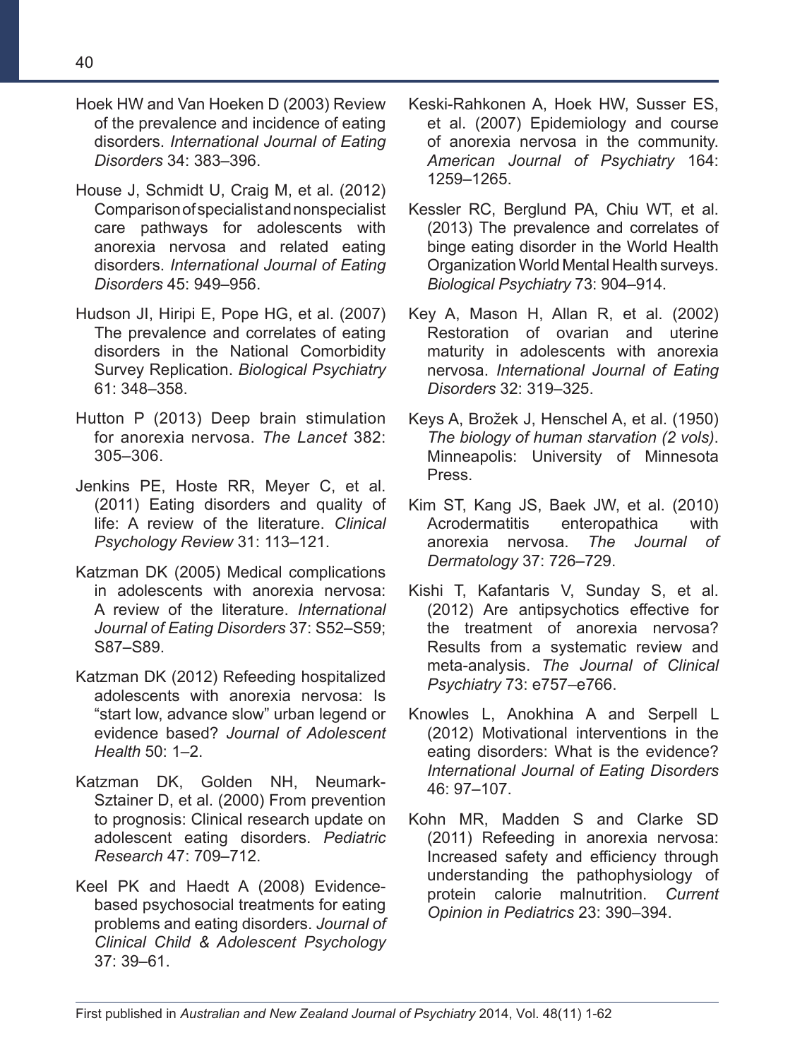Hoek HW and Van Hoeken D (2003) Review of the prevalence and incidence of eating disorders. *International Journal of Eating Disorders* 34: 383–396.

House J, Schmidt U, Craig M, et al. (2012) Comparison of specialist and nonspecialist care pathways for adolescents with anorexia nervosa and related eating disorders. *International Journal of Eating Disorders* 45: 949–956.

Hudson JI, Hiripi E, Pope HG, et al. (2007) The prevalence and correlates of eating disorders in the National Comorbidity Survey Replication. *Biological Psychiatry* 61: 348–358.

Hutton P (2013) Deep brain stimulation for anorexia nervosa. *The Lancet* 382: 305–306.

Jenkins PE, Hoste RR, Meyer C, et al. (2011) Eating disorders and quality of life: A review of the literature. *Clinical Psychology Review* 31: 113–121.

Katzman DK (2005) Medical complications in adolescents with anorexia nervosa: A review of the literature. *International Journal of Eating Disorders* 37: S52–S59; S87–S89.

Katzman DK (2012) Refeeding hospitalized adolescents with anorexia nervosa: Is "start low, advance slow" urban legend or evidence based? *Journal of Adolescent Health* 50: 1–2.

Katzman DK, Golden NH, Neumark-Sztainer D, et al. (2000) From prevention to prognosis: Clinical research update on adolescent eating disorders. *Pediatric Research* 47: 709–712.

Keel PK and Haedt A (2008) Evidence-based psychosocial treatments for eating problems and eating disorders. *Journal of Clinical Child & Adolescent Psychology* 37: 39–61.

Keski-Rahkonen A, Hoek HW, Susser ES, et al. (2007) Epidemiology and course of anorexia nervosa in the community. *American Journal of Psychiatry* 164: 1259–1265.

Kessler RC, Berglund PA, Chiu WT, et al. (2013) The prevalence and correlates of binge eating disorder in the World Health Organization World Mental Health surveys. *Biological Psychiatry* 73: 904–914.

Key A, Mason H, Allan R, et al. (2002) Restoration of ovarian and uterine maturity in adolescents with anorexia nervosa. *International Journal of Eating Disorders* 32: 319–325.

Keys A, Brožek J, Henschel A, et al. (1950) *The biology of human starvation (2 vols)*. Minneapolis: University of Minnesota Press.

Kim ST, Kang JS, Baek JW, et al. (2010) Acrodermatitis enteropathica with anorexia nervosa. *The Journal of Dermatology* 37: 726–729.

Kishi T, Kafantaris V, Sunday S, et al. (2012) Are antipsychotics effective for the treatment of anorexia nervosa? Results from a systematic review and meta-analysis. *The Journal of Clinical Psychiatry* 73: e757–e766.

Knowles L, Anokhina A and Serpell L (2012) Motivational interventions in the eating disorders: What is the evidence? *International Journal of Eating Disorders* 46: 97–107.

Kohn MR, Madden S and Clarke SD (2011) Refeeding in anorexia nervosa: Increased safety and efficiency through understanding the pathophysiology of protein calorie malnutrition. *Current Opinion in Pediatrics* 23: 390–394.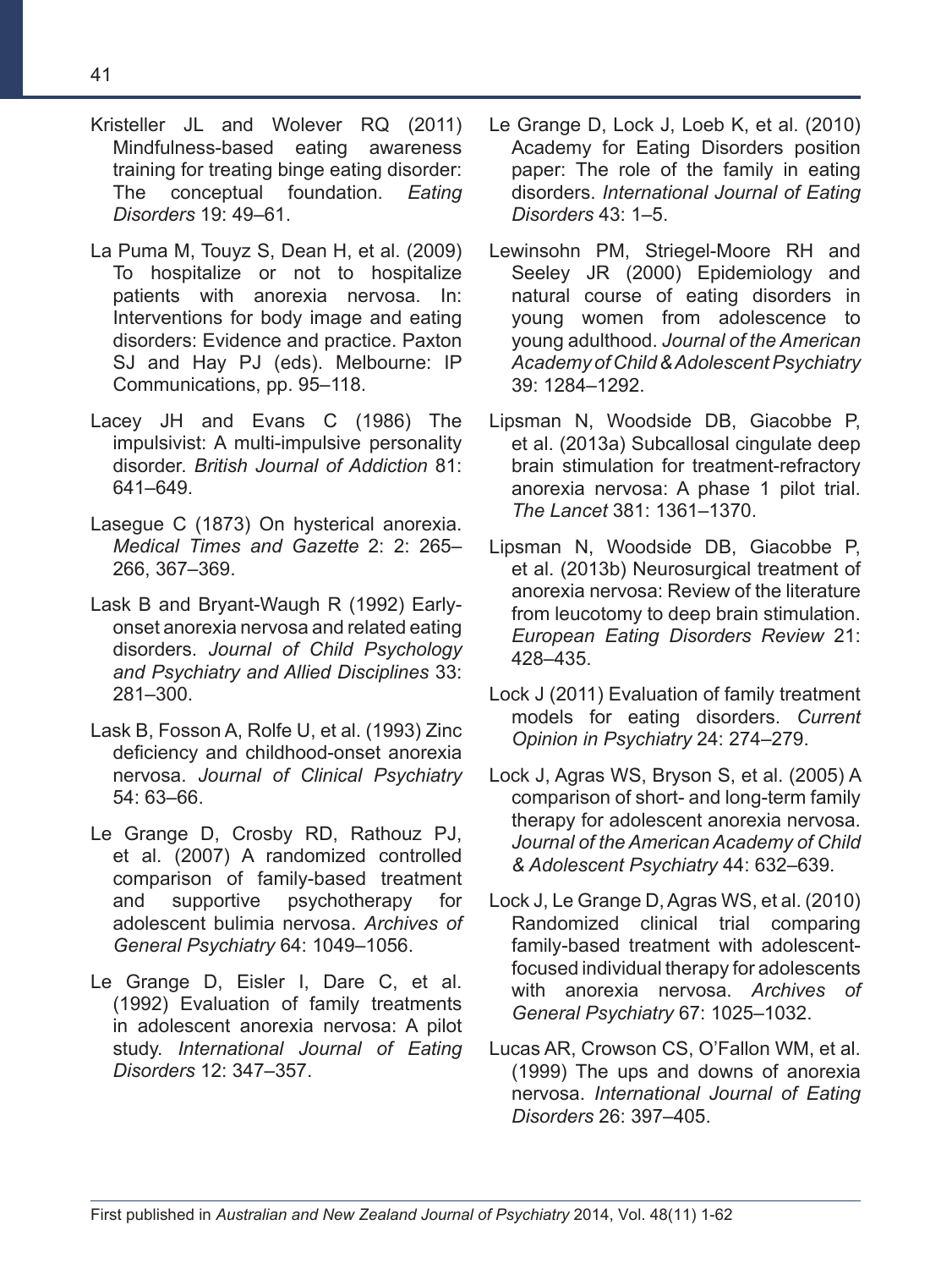Kristeller JL and Wolever RQ (2011) Mindfulness-based eating awareness training for treating binge eating disorder: The conceptual foundation. *Eating Disorders* 19: 49–61.

La Puma M, Touyz S, Dean H, et al. (2009) To hospitalize or not to hospitalize patients with anorexia nervosa. In: Interventions for body image and eating disorders: Evidence and practice. Paxton SJ and Hay PJ (eds). Melbourne: IP Communications, pp. 95–118.

Lacey JH and Evans C (1986) The impulsivist: A multi-impulsive personality disorder. *British Journal of Addiction* 81: 641–649.

Lasegue C (1873) On hysterical anorexia. *Medical Times and Gazette* 2: 2: 265–266, 367–369.

Lask B and Bryant-Waugh R (1992) Early-onset anorexia nervosa and related eating disorders. *Journal of Child Psychology and Psychiatry and Allied Disciplines* 33: 281–300.

Lask B, Fosson A, Rolfe U, et al. (1993) Zinc deficiency and childhood-onset anorexia nervosa. *Journal of Clinical Psychiatry* 54: 63–66.

Le Grange D, Crosby RD, Rathouz PJ, et al. (2007) A randomized controlled comparison of family-based treatment and supportive psychotherapy for adolescent bulimia nervosa. *Archives of General Psychiatry* 64: 1049–1056.

Le Grange D, Eisler I, Dare C, et al. (1992) Evaluation of family treatments in adolescent anorexia nervosa: A pilot study. *International Journal of Eating Disorders* 12: 347–357.

Le Grange D, Lock J, Loeb K, et al. (2010) Academy for Eating Disorders position paper: The role of the family in eating disorders. *International Journal of Eating Disorders* 43: 1–5.

Lewinsohn PM, Striegel-Moore RH and Seeley JR (2000) Epidemiology and natural course of eating disorders in young women from adolescence to young adulthood. *Journal of the American Academy of Child & Adolescent Psychiatry* 39: 1284–1292.

Lipsman N, Woodside DB, Giacobbe P, et al. (2013a) Subcallosal cingulate deep brain stimulation for treatment-refractory anorexia nervosa: A phase 1 pilot trial. *The Lancet* 381: 1361–1370.

Lipsman N, Woodside DB, Giacobbe P, et al. (2013b) Neurosurgical treatment of anorexia nervosa: Review of the literature from leucotomy to deep brain stimulation. *European Eating Disorders Review* 21: 428–435.

Lock J (2011) Evaluation of family treatment models for eating disorders. *Current Opinion in Psychiatry* 24: 274–279.

Lock J, Agras WS, Bryson S, et al. (2005) A comparison of short- and long-term family therapy for adolescent anorexia nervosa. *Journal of the American Academy of Child & Adolescent Psychiatry* 44: 632–639.

Lock J, Le Grange D, Agras WS, et al. (2010) Randomized clinical trial comparing family-based treatment with adolescent-focused individual therapy for adolescents with anorexia nervosa. *Archives of General Psychiatry* 67: 1025–1032.

Lucas AR, Crowson CS, O'Fallon WM, et al. (1999) The ups and downs of anorexia nervosa. *International Journal of Eating Disorders* 26: 397–405.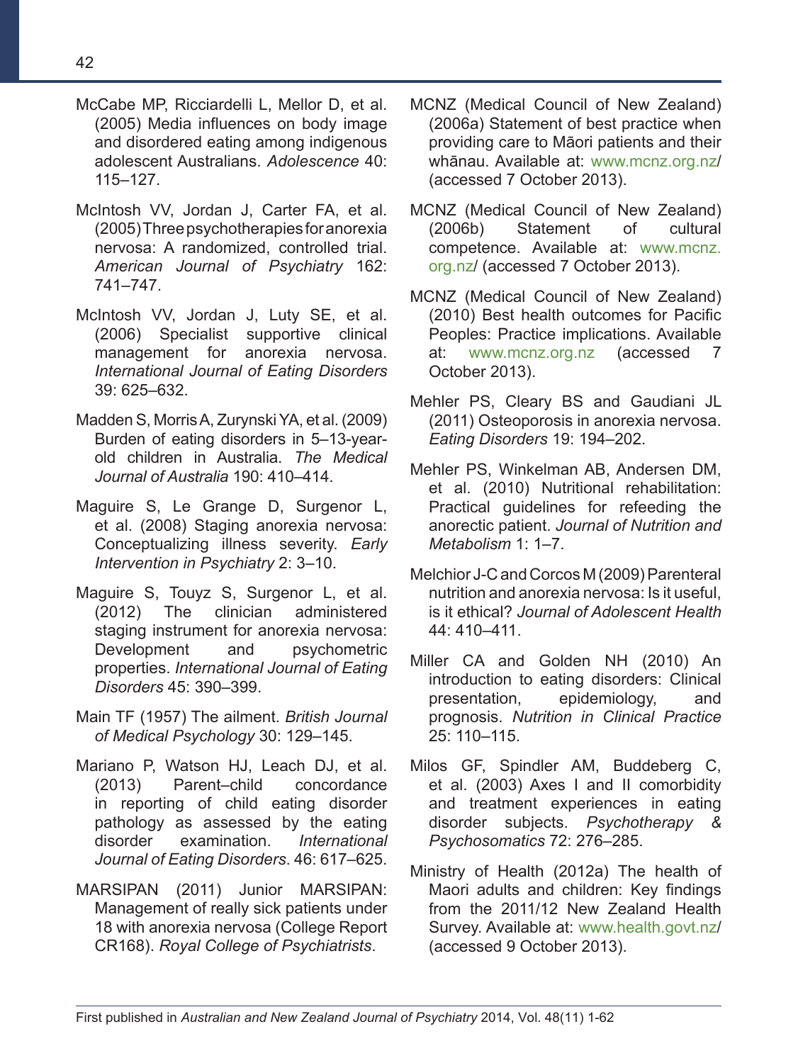McCabe MP, Ricciardelli L, Mellor D, et al. (2005) Media influences on body image and disordered eating among indigenous adolescent Australians. *Adolescence* 40: 115–127.

McIntosh VV, Jordan J, Carter FA, et al. (2005) Three psychotherapies for anorexia nervosa: A randomized, controlled trial. *American Journal of Psychiatry* 162: 741–747.

McIntosh VV, Jordan J, Luty SE, et al. (2006) Specialist supportive clinical management for anorexia nervosa. *International Journal of Eating Disorders* 39: 625–632.

Madden S, Morris A, Zurynski YA, et al. (2009) Burden of eating disorders in 5–13-year-old children in Australia. *The Medical Journal of Australia* 190: 410–414.

Maguire S, Le Grange D, Surgenor L, et al. (2008) Staging anorexia nervosa: Conceptualizing illness severity. *Early Intervention in Psychiatry* 2: 3–10.

Maguire S, Touyz S, Surgenor L, et al. (2012) The clinician administered staging instrument for anorexia nervosa: Development and psychometric properties. *International Journal of Eating Disorders* 45: 390–399.

Main TF (1957) The ailment. *British Journal of Medical Psychology* 30: 129–145.

Mariano P, Watson HJ, Leach DJ, et al. (2013) Parent–child concordance in reporting of child eating disorder pathology as assessed by the eating disorder examination. *International Journal of Eating Disorders*. 46: 617–625.

MARSIPAN (2011) Junior MARSIPAN: Management of really sick patients under 18 with anorexia nervosa (College Report CR168). *Royal College of Psychiatrists*.

MCNZ (Medical Council of New Zealand) (2006a) Statement of best practice when providing care to Māori patients and their whānau. Available at: www.mcnz.org.nz/ (accessed 7 October 2013).

MCNZ (Medical Council of New Zealand) (2006b) Statement of cultural competence. Available at: www.mcnz.org.nz/ (accessed 7 October 2013).

MCNZ (Medical Council of New Zealand) (2010) Best health outcomes for Pacific Peoples: Practice implications. Available at: www.mcnz.org.nz (accessed 7 October 2013).

Mehler PS, Cleary BS and Gaudiani JL (2011) Osteoporosis in anorexia nervosa. *Eating Disorders* 19: 194–202.

Mehler PS, Winkelman AB, Andersen DM, et al. (2010) Nutritional rehabilitation: Practical guidelines for refeeding the anorectic patient. *Journal of Nutrition and Metabolism* 1: 1–7.

Melchior J-C and Corcos M (2009) Parenteral nutrition and anorexia nervosa: Is it useful, is it ethical? *Journal of Adolescent Health* 44: 410–411.

Miller CA and Golden NH (2010) An introduction to eating disorders: Clinical presentation, epidemiology, and prognosis. *Nutrition in Clinical Practice* 25: 110–115.

Milos GF, Spindler AM, Buddeberg C, et al. (2003) Axes I and II comorbidity and treatment experiences in eating disorder subjects. *Psychotherapy & Psychosomatics* 72: 276–285.

Ministry of Health (2012a) The health of Maori adults and children: Key findings from the 2011/12 New Zealand Health Survey. Available at: www.health.govt.nz/ (accessed 9 October 2013).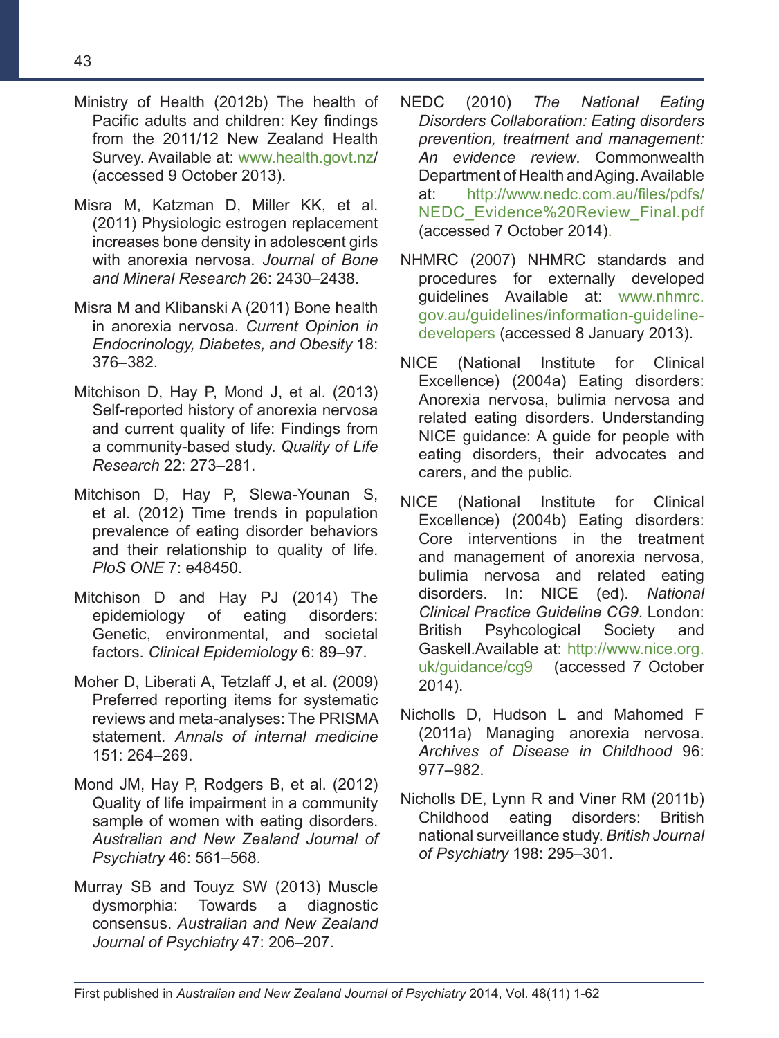Ministry of Health (2012b) The health of Pacific adults and children: Key findings from the 2011/12 New Zealand Health Survey. Available at: www.health.govt.nz/ (accessed 9 October 2013).

Misra M, Katzman D, Miller KK, et al. (2011) Physiologic estrogen replacement increases bone density in adolescent girls with anorexia nervosa. *Journal of Bone and Mineral Research* 26: 2430–2438.

Misra M and Klibanski A (2011) Bone health in anorexia nervosa. *Current Opinion in Endocrinology, Diabetes, and Obesity* 18: 376–382.

Mitchison D, Hay P, Mond J, et al. (2013) Self-reported history of anorexia nervosa and current quality of life: Findings from a community-based study. *Quality of Life Research* 22: 273–281.

Mitchison D, Hay P, Slewa-Younan S, et al. (2012) Time trends in population prevalence of eating disorder behaviors and their relationship to quality of life. *PloS ONE* 7: e48450.

Mitchison D and Hay PJ (2014) The epidemiology of eating disorders: Genetic, environmental, and societal factors. *Clinical Epidemiology* 6: 89–97.

Moher D, Liberati A, Tetzlaff J, et al. (2009) Preferred reporting items for systematic reviews and meta-analyses: The PRISMA statement. *Annals of internal medicine* 151: 264–269.

Mond JM, Hay P, Rodgers B, et al. (2012) Quality of life impairment in a community sample of women with eating disorders. *Australian and New Zealand Journal of Psychiatry* 46: 561–568.

Murray SB and Touyz SW (2013) Muscle dysmorphia: Towards a diagnostic consensus. *Australian and New Zealand Journal of Psychiatry* 47: 206–207.

NEDC (2010) *The National Eating Disorders Collaboration: Eating disorders prevention, treatment and management: An evidence review*. Commonwealth Department of Health and Aging. Available at: http://www.nedc.com.au/files/pdfs/NEDC_Evidence%20Review_Final.pdf (accessed 7 October 2014).

NHMRC (2007) NHMRC standards and procedures for externally developed guidelines Available at: www.nhmrc.gov.au/guidelines/information-guideline-developers (accessed 8 January 2013).

NICE (National Institute for Clinical Excellence) (2004a) Eating disorders: Anorexia nervosa, bulimia nervosa and related eating disorders. Understanding NICE guidance: A guide for people with eating disorders, their advocates and carers, and the public.

NICE (National Institute for Clinical Excellence) (2004b) Eating disorders: Core interventions in the treatment and management of anorexia nervosa, bulimia nervosa and related eating disorders. In: NICE (ed). *National Clinical Practice Guideline CG9*. London: British Psyhcological Society and Gaskell.Available at: http://www.nice.org.uk/guidance/cg9 (accessed 7 October 2014).

Nicholls D, Hudson L and Mahomed F (2011a) Managing anorexia nervosa. *Archives of Disease in Childhood* 96: 977–982.

Nicholls DE, Lynn R and Viner RM (2011b) Childhood eating disorders: British national surveillance study. *British Journal of Psychiatry* 198: 295–301.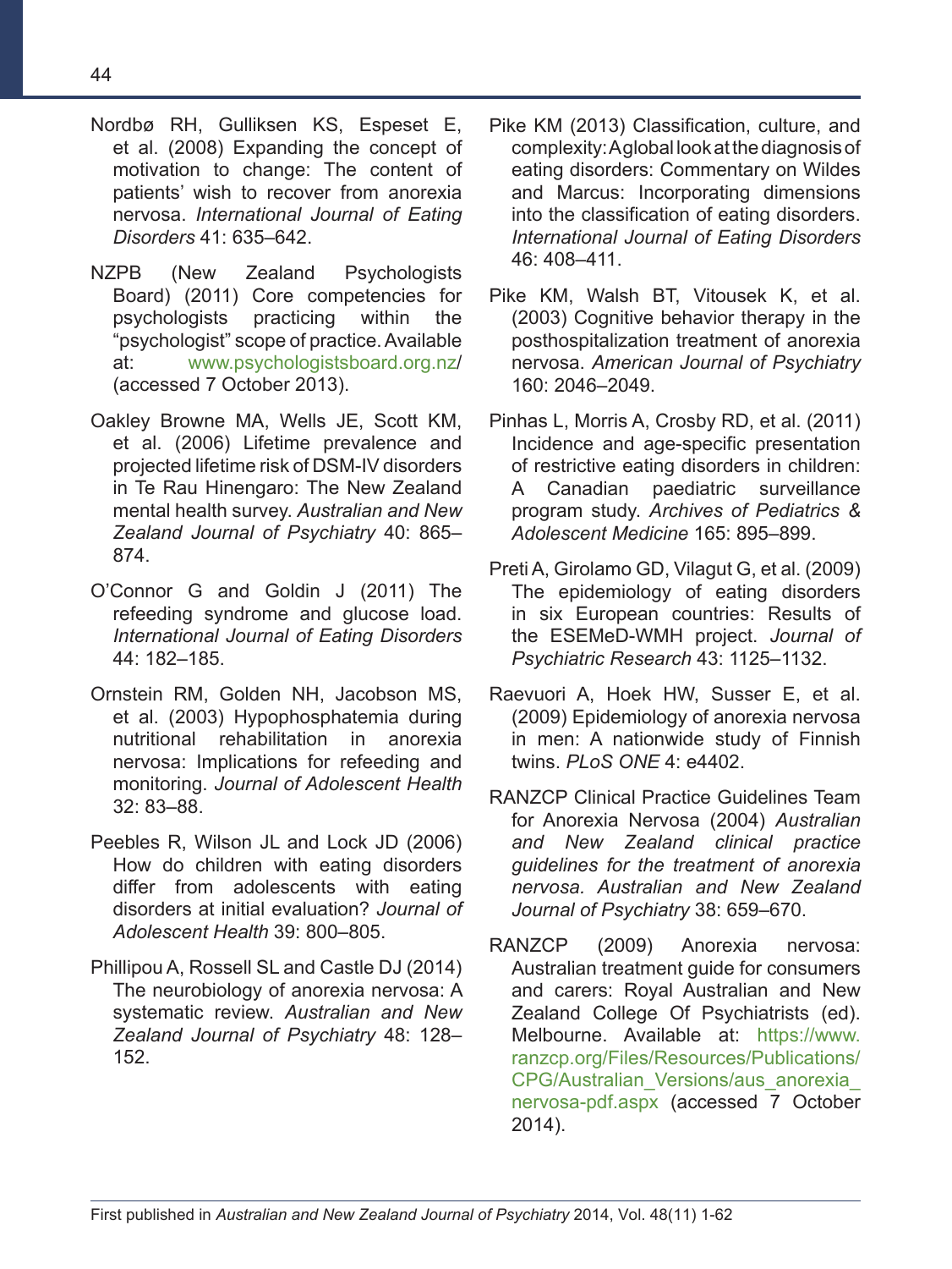Nordbø RH, Gulliksen KS, Espeset E, et al. (2008) Expanding the concept of motivation to change: The content of patients' wish to recover from anorexia nervosa. *International Journal of Eating Disorders* 41: 635–642.

NZPB (New Zealand Psychologists Board) (2011) Core competencies for psychologists practicing within the "psychologist" scope of practice. Available at: www.psychologistsboard.org.nz/ (accessed 7 October 2013).

Oakley Browne MA, Wells JE, Scott KM, et al. (2006) Lifetime prevalence and projected lifetime risk of DSM-IV disorders in Te Rau Hinengaro: The New Zealand mental health survey. *Australian and New Zealand Journal of Psychiatry* 40: 865–874.

O'Connor G and Goldin J (2011) The refeeding syndrome and glucose load. *International Journal of Eating Disorders* 44: 182–185.

Ornstein RM, Golden NH, Jacobson MS, et al. (2003) Hypophosphatemia during nutritional rehabilitation in anorexia nervosa: Implications for refeeding and monitoring. *Journal of Adolescent Health* 32: 83–88.

Peebles R, Wilson JL and Lock JD (2006) How do children with eating disorders differ from adolescents with eating disorders at initial evaluation? *Journal of Adolescent Health* 39: 800–805.

Phillipou A, Rossell SL and Castle DJ (2014) The neurobiology of anorexia nervosa: A systematic review. *Australian and New Zealand Journal of Psychiatry* 48: 128–152.

Pike KM (2013) Classification, culture, and complexity: A global look at the diagnosis of eating disorders: Commentary on Wildes and Marcus: Incorporating dimensions into the classification of eating disorders. *International Journal of Eating Disorders* 46: 408–411.

Pike KM, Walsh BT, Vitousek K, et al. (2003) Cognitive behavior therapy in the posthospitalization treatment of anorexia nervosa. *American Journal of Psychiatry* 160: 2046–2049.

Pinhas L, Morris A, Crosby RD, et al. (2011) Incidence and age-specific presentation of restrictive eating disorders in children: A Canadian paediatric surveillance program study. *Archives of Pediatrics & Adolescent Medicine* 165: 895–899.

Preti A, Girolamo GD, Vilagut G, et al. (2009) The epidemiology of eating disorders in six European countries: Results of the ESEMeD-WMH project. *Journal of Psychiatric Research* 43: 1125–1132.

Raevuori A, Hoek HW, Susser E, et al. (2009) Epidemiology of anorexia nervosa in men: A nationwide study of Finnish twins. *PLoS ONE* 4: e4402.

RANZCP Clinical Practice Guidelines Team for Anorexia Nervosa (2004) *Australian and New Zealand clinical practice guidelines for the treatment of anorexia nervosa. Australian and New Zealand Journal of Psychiatry* 38: 659–670.

RANZCP (2009) Anorexia nervosa: Australian treatment guide for consumers and carers: Royal Australian and New Zealand College Of Psychiatrists (ed). Melbourne. Available at: https://www.ranzcp.org/Files/Resources/Publications/CPG/Australian_Versions/aus_anorexia_nervosa-pdf.aspx (accessed 7 October 2014).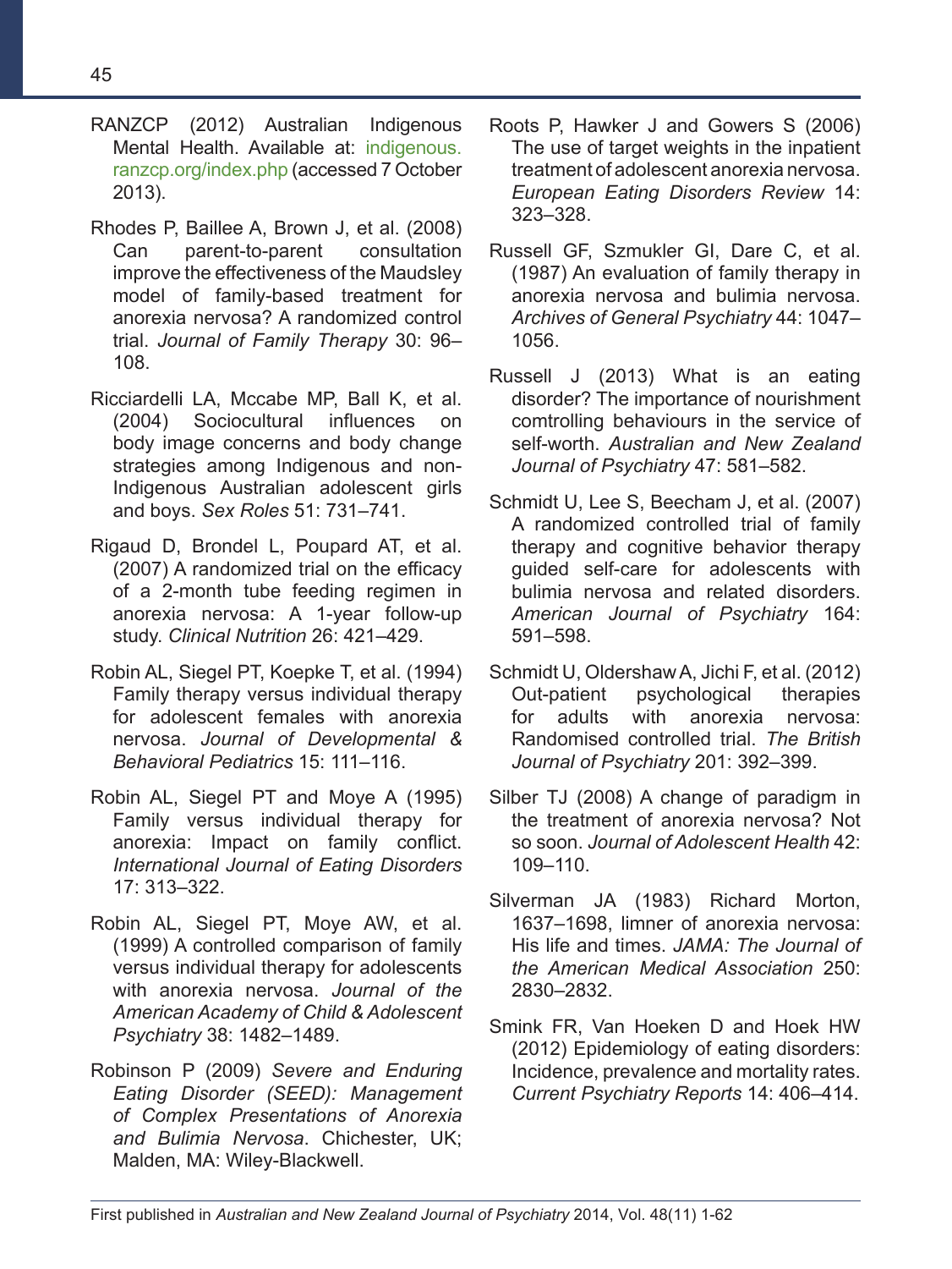RANZCP (2012) Australian Indigenous Mental Health. Available at: indigenous.ranzcp.org/index.php (accessed 7 October 2013).

Rhodes P, Baillee A, Brown J, et al. (2008) Can parent-to-parent consultation improve the effectiveness of the Maudsley model of family-based treatment for anorexia nervosa? A randomized control trial. *Journal of Family Therapy* 30: 96–108.

Ricciardelli LA, Mccabe MP, Ball K, et al. (2004) Sociocultural influences on body image concerns and body change strategies among Indigenous and non-Indigenous Australian adolescent girls and boys. *Sex Roles* 51: 731–741.

Rigaud D, Brondel L, Poupard AT, et al. (2007) A randomized trial on the efficacy of a 2-month tube feeding regimen in anorexia nervosa: A 1-year follow-up study. *Clinical Nutrition* 26: 421–429.

Robin AL, Siegel PT, Koepke T, et al. (1994) Family therapy versus individual therapy for adolescent females with anorexia nervosa. *Journal of Developmental & Behavioral Pediatrics* 15: 111–116.

Robin AL, Siegel PT and Moye A (1995) Family versus individual therapy for anorexia: Impact on family conflict. *International Journal of Eating Disorders* 17: 313–322.

Robin AL, Siegel PT, Moye AW, et al. (1999) A controlled comparison of family versus individual therapy for adolescents with anorexia nervosa. *Journal of the American Academy of Child & Adolescent Psychiatry* 38: 1482–1489.

Robinson P (2009) *Severe and Enduring Eating Disorder (SEED): Management of Complex Presentations of Anorexia and Bulimia Nervosa*. Chichester, UK; Malden, MA: Wiley-Blackwell.

Roots P, Hawker J and Gowers S (2006) The use of target weights in the inpatient treatment of adolescent anorexia nervosa. *European Eating Disorders Review* 14: 323–328.

Russell GF, Szmukler GI, Dare C, et al. (1987) An evaluation of family therapy in anorexia nervosa and bulimia nervosa. *Archives of General Psychiatry* 44: 1047–1056.

Russell J (2013) What is an eating disorder? The importance of nourishment comtrolling behaviours in the service of self-worth. *Australian and New Zealand Journal of Psychiatry* 47: 581–582.

Schmidt U, Lee S, Beecham J, et al. (2007) A randomized controlled trial of family therapy and cognitive behavior therapy guided self-care for adolescents with bulimia nervosa and related disorders. *American Journal of Psychiatry* 164: 591–598.

Schmidt U, Oldershaw A, Jichi F, et al. (2012) Out-patient psychological therapies for adults with anorexia nervosa: Randomised controlled trial. *The British Journal of Psychiatry* 201: 392–399.

Silber TJ (2008) A change of paradigm in the treatment of anorexia nervosa? Not so soon. *Journal of Adolescent Health* 42: 109–110.

Silverman JA (1983) Richard Morton, 1637–1698, limner of anorexia nervosa: His life and times. *JAMA: The Journal of the American Medical Association* 250: 2830–2832.

Smink FR, Van Hoeken D and Hoek HW (2012) Epidemiology of eating disorders: Incidence, prevalence and mortality rates. *Current Psychiatry Reports* 14: 406–414.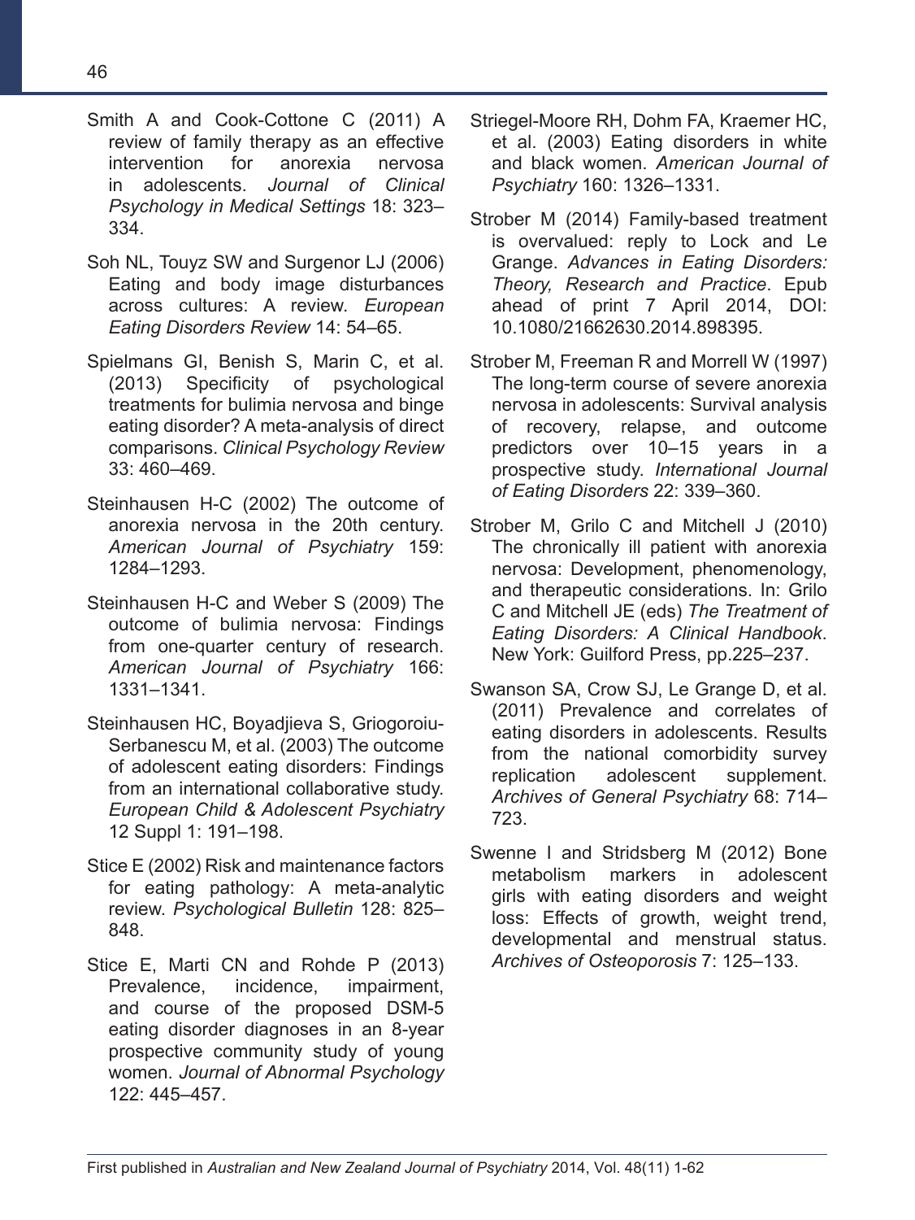Smith A and Cook-Cottone C (2011) A review of family therapy as an effective intervention for anorexia nervosa in adolescents. *Journal of Clinical Psychology in Medical Settings* 18: 323–334.

Soh NL, Touyz SW and Surgenor LJ (2006) Eating and body image disturbances across cultures: A review. *European Eating Disorders Review* 14: 54–65.

Spielmans GI, Benish S, Marin C, et al. (2013) Specificity of psychological treatments for bulimia nervosa and binge eating disorder? A meta-analysis of direct comparisons. *Clinical Psychology Review* 33: 460–469.

Steinhausen H-C (2002) The outcome of anorexia nervosa in the 20th century. *American Journal of Psychiatry* 159: 1284–1293.

Steinhausen H-C and Weber S (2009) The outcome of bulimia nervosa: Findings from one-quarter century of research. *American Journal of Psychiatry* 166: 1331–1341.

Steinhausen HC, Boyadjieva S, Griogoroiu-Serbanescu M, et al. (2003) The outcome of adolescent eating disorders: Findings from an international collaborative study. *European Child & Adolescent Psychiatry* 12 Suppl 1: 191–198.

Stice E (2002) Risk and maintenance factors for eating pathology: A meta-analytic review. *Psychological Bulletin* 128: 825–848.

Stice E, Marti CN and Rohde P (2013) Prevalence, incidence, impairment, and course of the proposed DSM-5 eating disorder diagnoses in an 8-year prospective community study of young women. *Journal of Abnormal Psychology* 122: 445–457.

Striegel-Moore RH, Dohm FA, Kraemer HC, et al. (2003) Eating disorders in white and black women. *American Journal of Psychiatry* 160: 1326–1331.

Strober M (2014) Family-based treatment is overvalued: reply to Lock and Le Grange. *Advances in Eating Disorders: Theory, Research and Practice*. Epub ahead of print 7 April 2014, DOI: 10.1080/21662630.2014.898395.

Strober M, Freeman R and Morrell W (1997) The long-term course of severe anorexia nervosa in adolescents: Survival analysis of recovery, relapse, and outcome predictors over 10–15 years in a prospective study. *International Journal of Eating Disorders* 22: 339–360.

Strober M, Grilo C and Mitchell J (2010) The chronically ill patient with anorexia nervosa: Development, phenomenology, and therapeutic considerations. In: Grilo C and Mitchell JE (eds) *The Treatment of Eating Disorders: A Clinical Handbook*. New York: Guilford Press, pp.225–237.

Swanson SA, Crow SJ, Le Grange D, et al. (2011) Prevalence and correlates of eating disorders in adolescents. Results from the national comorbidity survey replication adolescent supplement. *Archives of General Psychiatry* 68: 714–723.

Swenne I and Stridsberg M (2012) Bone metabolism markers in adolescent girls with eating disorders and weight loss: Effects of growth, weight trend, developmental and menstrual status. *Archives of Osteoporosis* 7: 125–133.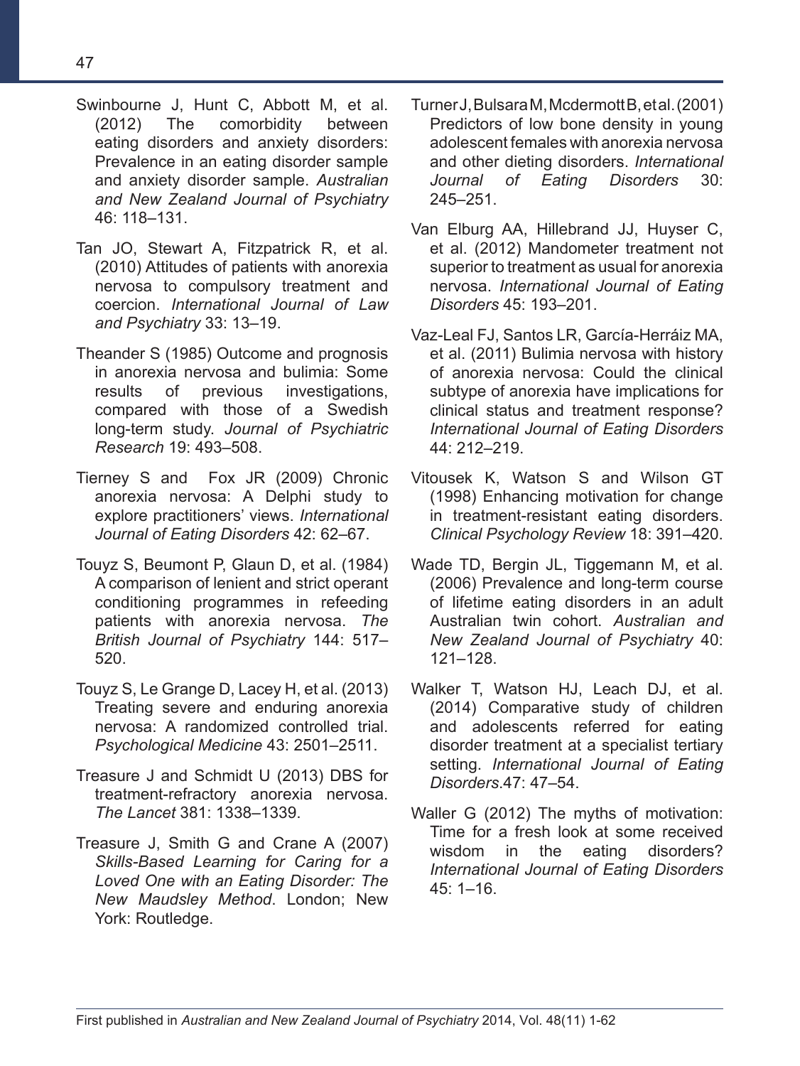Swinbourne J, Hunt C, Abbott M, et al. (2012) The comorbidity between eating disorders and anxiety disorders: Prevalence in an eating disorder sample and anxiety disorder sample. *Australian and New Zealand Journal of Psychiatry* 46: 118–131.

Tan JO, Stewart A, Fitzpatrick R, et al. (2010) Attitudes of patients with anorexia nervosa to compulsory treatment and coercion. *International Journal of Law and Psychiatry* 33: 13–19.

Theander S (1985) Outcome and prognosis in anorexia nervosa and bulimia: Some results of previous investigations, compared with those of a Swedish long-term study. *Journal of Psychiatric Research* 19: 493–508.

Tierney S and Fox JR (2009) Chronic anorexia nervosa: A Delphi study to explore practitioners' views. *International Journal of Eating Disorders* 42: 62–67.

Touyz S, Beumont P, Glaun D, et al. (1984) A comparison of lenient and strict operant conditioning programmes in refeeding patients with anorexia nervosa. *The British Journal of Psychiatry* 144: 517–520.

Touyz S, Le Grange D, Lacey H, et al. (2013) Treating severe and enduring anorexia nervosa: A randomized controlled trial. *Psychological Medicine* 43: 2501–2511.

Treasure J and Schmidt U (2013) DBS for treatment-refractory anorexia nervosa. *The Lancet* 381: 1338–1339.

Treasure J, Smith G and Crane A (2007) *Skills-Based Learning for Caring for a Loved One with an Eating Disorder: The New Maudsley Method*. London; New York: Routledge.

Turner J, Bulsara M, Mcdermott B, et al. (2001) Predictors of low bone density in young adolescent females with anorexia nervosa and other dieting disorders. *International Journal of Eating Disorders* 30: 245–251.

Van Elburg AA, Hillebrand JJ, Huyser C, et al. (2012) Mandometer treatment not superior to treatment as usual for anorexia nervosa. *International Journal of Eating Disorders* 45: 193–201.

Vaz-Leal FJ, Santos LR, García-Herráiz MA, et al. (2011) Bulimia nervosa with history of anorexia nervosa: Could the clinical subtype of anorexia have implications for clinical status and treatment response? *International Journal of Eating Disorders* 44: 212–219.

Vitousek K, Watson S and Wilson GT (1998) Enhancing motivation for change in treatment-resistant eating disorders. *Clinical Psychology Review* 18: 391–420.

Wade TD, Bergin JL, Tiggemann M, et al. (2006) Prevalence and long-term course of lifetime eating disorders in an adult Australian twin cohort. *Australian and New Zealand Journal of Psychiatry* 40: 121–128.

Walker T, Watson HJ, Leach DJ, et al. (2014) Comparative study of children and adolescents referred for eating disorder treatment at a specialist tertiary setting. *International Journal of Eating Disorders*.47: 47–54.

Waller G (2012) The myths of motivation: Time for a fresh look at some received wisdom in the eating disorders? *International Journal of Eating Disorders* 45: 1–16.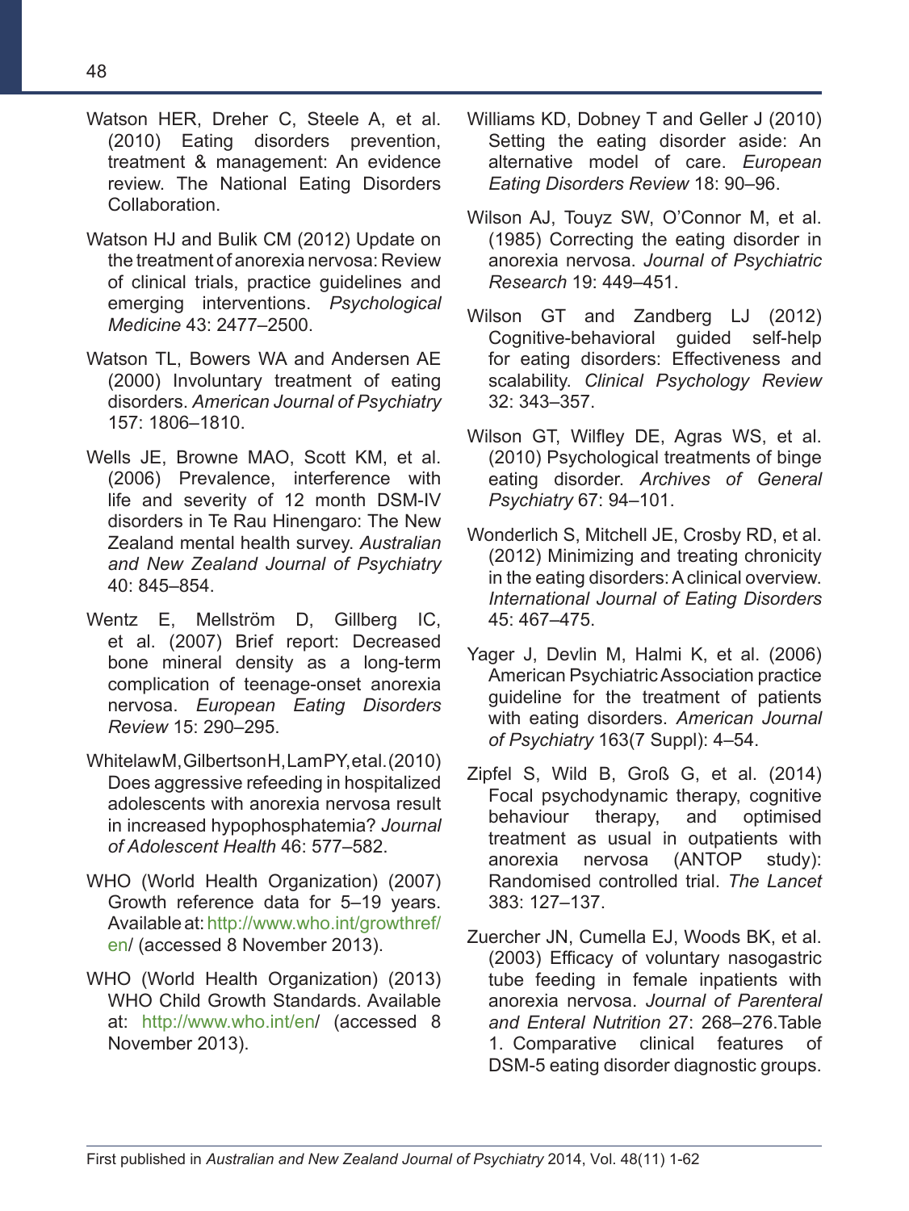Watson HER, Dreher C, Steele A, et al. (2010) Eating disorders prevention, treatment & management: An evidence review. The National Eating Disorders Collaboration.

Watson HJ and Bulik CM (2012) Update on the treatment of anorexia nervosa: Review of clinical trials, practice guidelines and emerging interventions. *Psychological Medicine* 43: 2477–2500.

Watson TL, Bowers WA and Andersen AE (2000) Involuntary treatment of eating disorders. *American Journal of Psychiatry* 157: 1806–1810.

Wells JE, Browne MAO, Scott KM, et al. (2006) Prevalence, interference with life and severity of 12 month DSM-IV disorders in Te Rau Hinengaro: The New Zealand mental health survey. *Australian and New Zealand Journal of Psychiatry* 40: 845–854.

Wentz E, Mellström D, Gillberg IC, et al. (2007) Brief report: Decreased bone mineral density as a long-term complication of teenage-onset anorexia nervosa. *European Eating Disorders Review* 15: 290–295.

Whitelaw M, Gilbertson H, Lam PY, et al. (2010) Does aggressive refeeding in hospitalized adolescents with anorexia nervosa result in increased hypophosphatemia? *Journal of Adolescent Health* 46: 577–582.

WHO (World Health Organization) (2007) Growth reference data for 5–19 years. Available at: http://www.who.int/growthref/en/ (accessed 8 November 2013).

WHO (World Health Organization) (2013) WHO Child Growth Standards. Available at: http://www.who.int/en/ (accessed 8 November 2013).

Williams KD, Dobney T and Geller J (2010) Setting the eating disorder aside: An alternative model of care. *European Eating Disorders Review* 18: 90–96.

Wilson AJ, Touyz SW, O'Connor M, et al. (1985) Correcting the eating disorder in anorexia nervosa. *Journal of Psychiatric Research* 19: 449–451.

Wilson GT and Zandberg LJ (2012) Cognitive-behavioral guided self-help for eating disorders: Effectiveness and scalability. *Clinical Psychology Review* 32: 343–357.

Wilson GT, Wilfley DE, Agras WS, et al. (2010) Psychological treatments of binge eating disorder. *Archives of General Psychiatry* 67: 94–101.

Wonderlich S, Mitchell JE, Crosby RD, et al. (2012) Minimizing and treating chronicity in the eating disorders: A clinical overview. *International Journal of Eating Disorders* 45: 467–475.

Yager J, Devlin M, Halmi K, et al. (2006) American Psychiatric Association practice guideline for the treatment of patients with eating disorders. *American Journal of Psychiatry* 163(7 Suppl): 4–54.

Zipfel S, Wild B, Groß G, et al. (2014) Focal psychodynamic therapy, cognitive behaviour therapy, and optimised treatment as usual in outpatients with anorexia nervosa (ANTOP study): Randomised controlled trial. *The Lancet* 383: 127–137.

Zuercher JN, Cumella EJ, Woods BK, et al. (2003) Efficacy of voluntary nasogastric tube feeding in female inpatients with anorexia nervosa. *Journal of Parenteral and Enteral Nutrition* 27: 268–276.Table 1. Comparative clinical features of DSM-5 eating disorder diagnostic groups.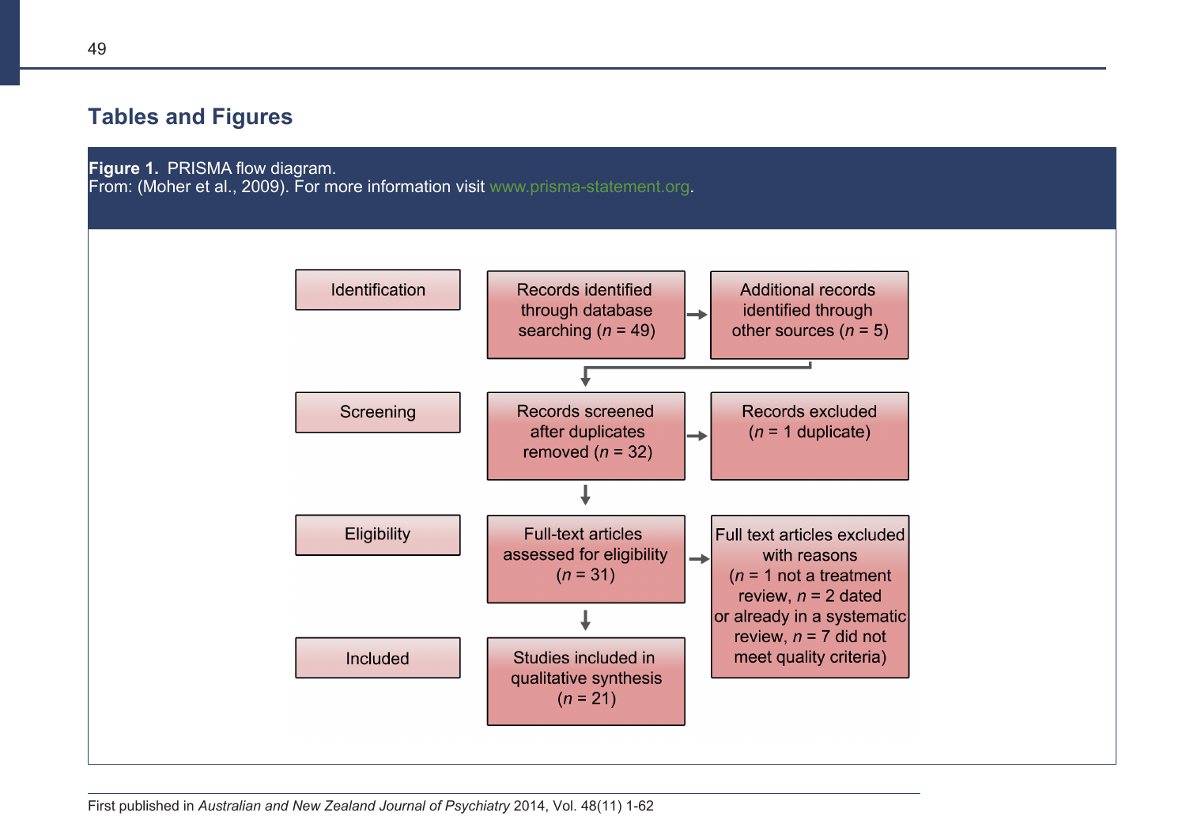## Tables and Figures

**Figure 1.** PRISMA flow diagram.
From: (Moher et al., 2009). For more information visit www.prisma-statement.org.

| Stage | | |
|---|---|---|
| Identification | Records identified through database searching (*n* = 49) | Additional records identified through other sources (*n* = 5) |
| Screening | Records screened after duplicates removed (*n* = 32) | Records excluded (*n* = 1 duplicate) |
| Eligibility | Full-text articles assessed for eligibility (*n* = 31) | Full text articles excluded with reasons (*n* = 1 not a treatment review, *n* = 2 dated or already in a systematic review, *n* = 7 did not meet quality criteria) |
| Included | Studies included in qualitative synthesis (*n* = 21) | |

First published in *Australian and New Zealand Journal of Psychiatry* 2014, Vol. 48(11) 1-62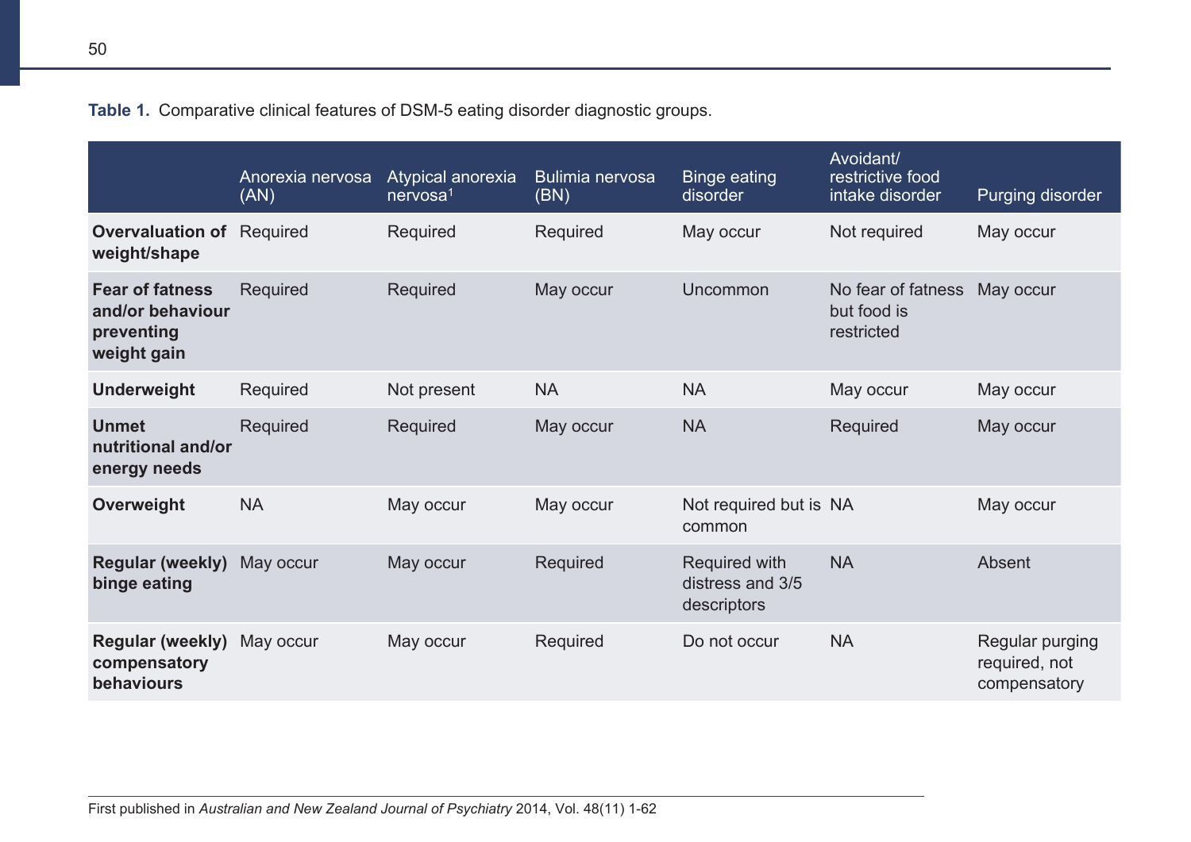**Table 1.** Comparative clinical features of DSM-5 eating disorder diagnostic groups.

| | Anorexia nervosa (AN) | Atypical anorexia nervosa[1] | Bulimia nervosa (BN) | Binge eating disorder | Avoidant/ restrictive food intake disorder | Purging disorder |
|---|---|---|---|---|---|---|
| **Overvaluation of weight/shape** | Required | Required | Required | May occur | Not required | May occur |
| **Fear of fatness and/or behaviour preventing weight gain** | Required | Required | May occur | Uncommon | No fear of fatness but food is restricted | May occur |
| **Underweight** | Required | Not present | NA | NA | May occur | May occur |
| **Unmet nutritional and/or energy needs** | Required | Required | May occur | NA | Required | May occur |
| **Overweight** | NA | May occur | May occur | Not required but is common | NA | May occur |
| **Regular (weekly) binge eating** | May occur | May occur | Required | Required with distress and 3/5 descriptors | NA | Absent |
| **Regular (weekly) compensatory behaviours** | May occur | May occur | Required | Do not occur | NA | Regular purging required, not compensatory |

First published in *Australian and New Zealand Journal of Psychiatry* 2014, Vol. 48(11) 1-62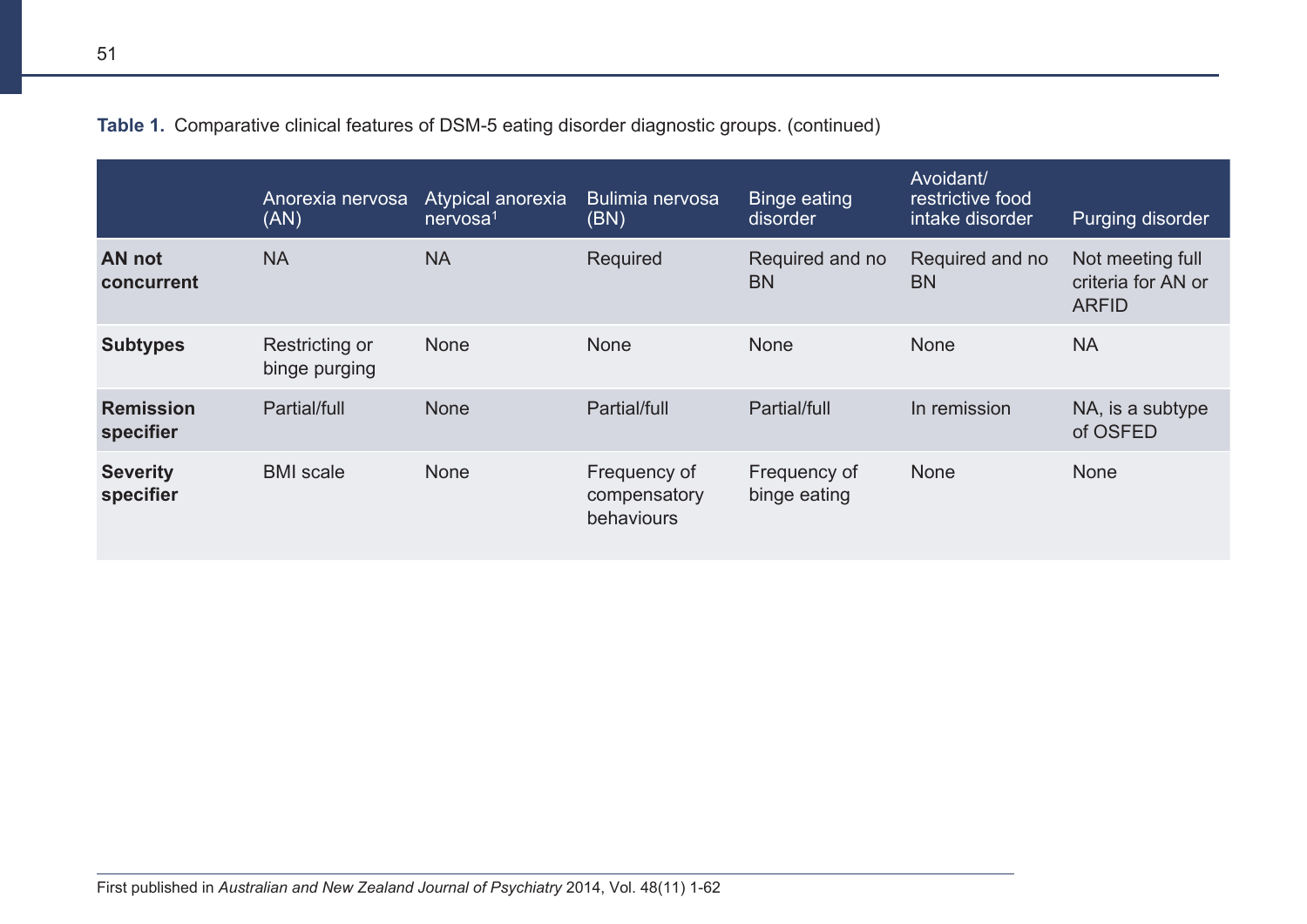**Table 1.** Comparative clinical features of DSM-5 eating disorder diagnostic groups. (continued)

| | Anorexia nervosa (AN) | Atypical anorexia nervosa[1] | Bulimia nervosa (BN) | Binge eating disorder | Avoidant/ restrictive food intake disorder | Purging disorder |
|---|---|---|---|---|---|---|
| **AN not concurrent** | NA | NA | Required | Required and no BN | Required and no BN | Not meeting full criteria for AN or ARFID |
| **Subtypes** | Restricting or binge purging | None | None | None | None | NA |
| **Remission specifier** | Partial/full | None | Partial/full | Partial/full | In remission | NA, is a subtype of OSFED |
| **Severity specifier** | BMI scale | None | Frequency of compensatory behaviours | Frequency of binge eating | None | None |

First published in *Australian and New Zealand Journal of Psychiatry* 2014, Vol. 48(11) 1-62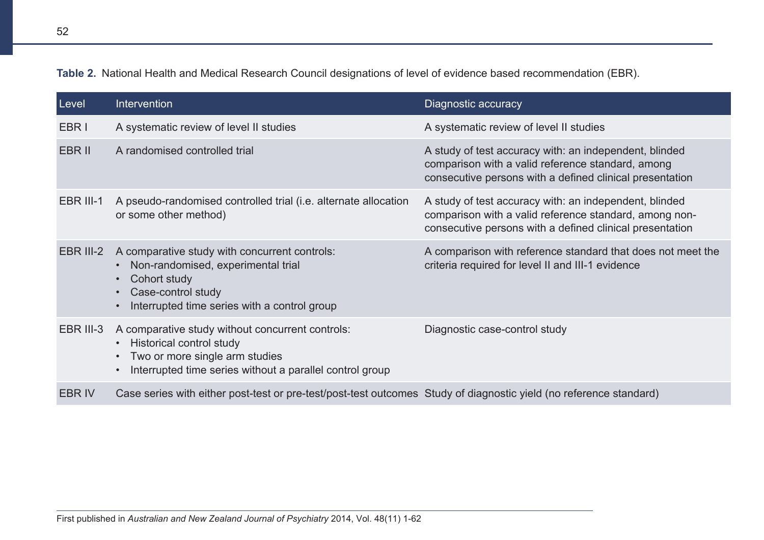**Table 2.** National Health and Medical Research Council designations of level of evidence based recommendation (EBR).

| Level | Intervention | Diagnostic accuracy |
|---|---|---|
| EBR I | A systematic review of level II studies | A systematic review of level II studies |
| EBR II | A randomised controlled trial | A study of test accuracy with: an independent, blinded comparison with a valid reference standard, among consecutive persons with a defined clinical presentation |
| EBR III-1 | A pseudo-randomised controlled trial (i.e. alternate allocation or some other method) | A study of test accuracy with: an independent, blinded comparison with a valid reference standard, among non-consecutive persons with a defined clinical presentation |
| EBR III-2 | A comparative study with concurrent controls: • Non-randomised, experimental trial • Cohort study • Case-control study • Interrupted time series with a control group | A comparison with reference standard that does not meet the criteria required for level II and III-1 evidence |
| EBR III-3 | A comparative study without concurrent controls: • Historical control study • Two or more single arm studies • Interrupted time series without a parallel control group | Diagnostic case-control study |
| EBR IV | Case series with either post-test or pre-test/post-test outcomes | Study of diagnostic yield (no reference standard) |

First published in *Australian and New Zealand Journal of Psychiatry* 2014, Vol. 48(11) 1-62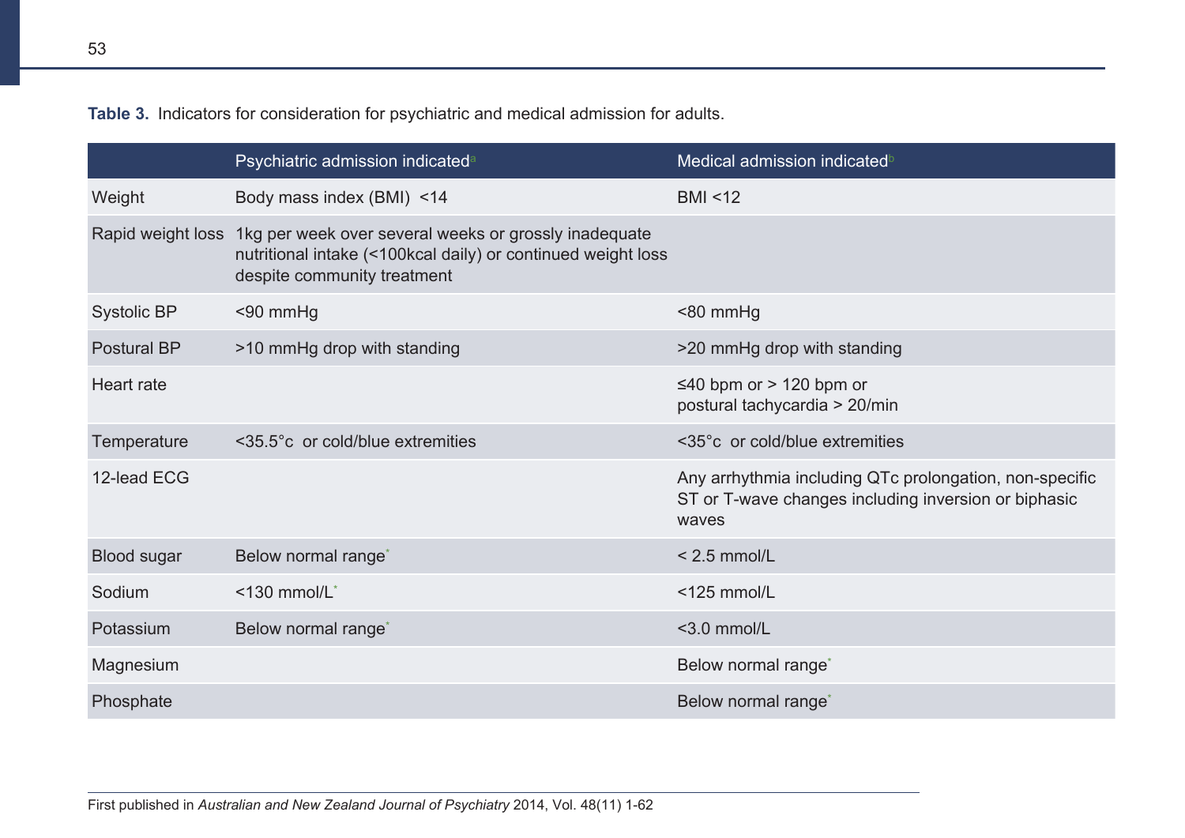**Table 3.** Indicators for consideration for psychiatric and medical admission for adults.

| | Psychiatric admission indicated[a] | Medical admission indicated[b] |
|---|---|---|
| Weight | Body mass index (BMI) <14 | BMI <12 |
| Rapid weight loss | 1kg per week over several weeks or grossly inadequate nutritional intake (<100kcal daily) or continued weight loss despite community treatment | |
| Systolic BP | <90 mmHg | <80 mmHg |
| Postural BP | >10 mmHg drop with standing | >20 mmHg drop with standing |
| Heart rate | | ≤40 bpm or > 120 bpm or postural tachycardia > 20/min |
| Temperature | <35.5°c or cold/blue extremities | <35°c or cold/blue extremities |
| 12-lead ECG | | Any arrhythmia including QTc prolongation, non-specific ST or T-wave changes including inversion or biphasic waves |
| Blood sugar | Below normal range* | < 2.5 mmol/L |
| Sodium | <130 mmol/L* | <125 mmol/L |
| Potassium | Below normal range* | <3.0 mmol/L |
| Magnesium | | Below normal range* |
| Phosphate | | Below normal range* |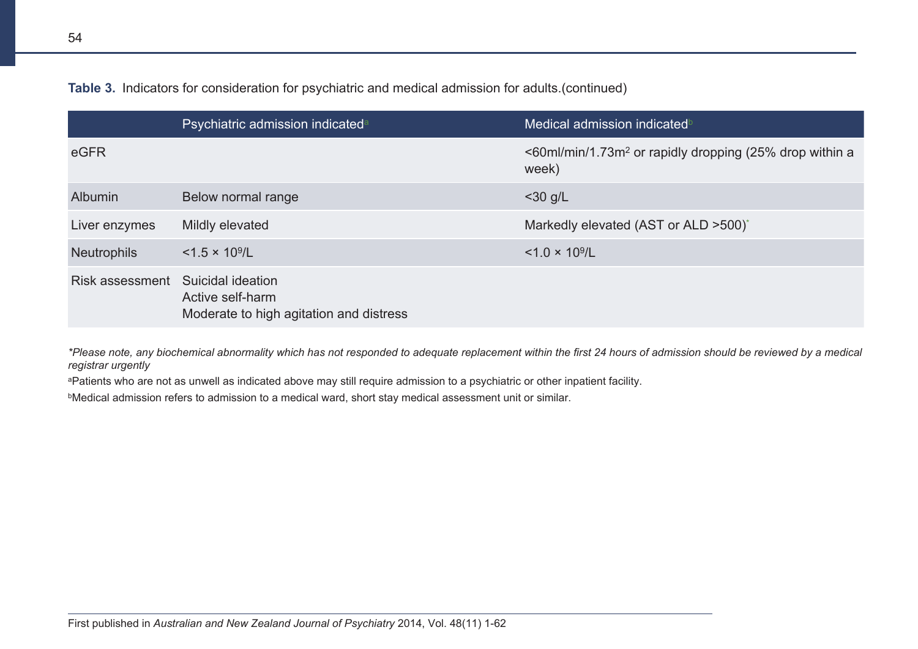**Table 3.** Indicators for consideration for psychiatric and medical admission for adults.(continued)

| | Psychiatric admission indicated[a] | Medical admission indicated[b] |
|---|---|---|
| eGFR | | <60ml/min/1.73m$^2$ or rapidly dropping (25% drop within a week) |
| Albumin | Below normal range | <30 g/L |
| Liver enzymes | Mildly elevated | Markedly elevated (AST or ALD >500)* |
| Neutrophils | <1.5 × 10$^9$/L | <1.0 × 10$^9$/L |
| Risk assessment | Suicidal ideation<br>Active self-harm<br>Moderate to high agitation and distress | |

*\*Please note, any biochemical abnormality which has not responded to adequate replacement within the first 24 hours of admission should be reviewed by a medical registrar urgently*

[a]Patients who are not as unwell as indicated above may still require admission to a psychiatric or other inpatient facility.

[b]Medical admission refers to admission to a medical ward, short stay medical assessment unit or similar.

First published in *Australian and New Zealand Journal of Psychiatry* 2014, Vol. 48(11) 1-62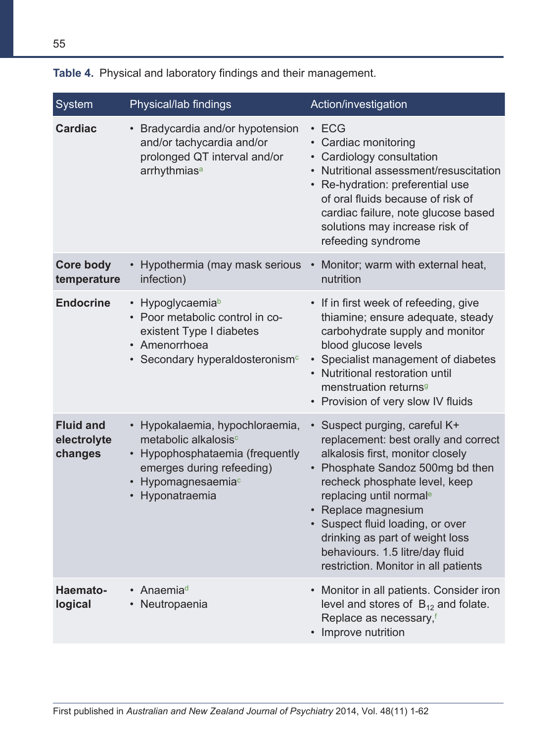**Table 4.** Physical and laboratory findings and their management.

| System | Physical/lab findings | Action/investigation |
|---|---|---|
| **Cardiac** | • Bradycardia and/or hypotension and/or tachycardia and/or prolonged QT interval and/or arrhythmias[a] | • ECG<br>• Cardiac monitoring<br>• Cardiology consultation<br>• Nutritional assessment/resuscitation<br>• Re-hydration: preferential use of oral fluids because of risk of cardiac failure, note glucose based solutions may increase risk of refeeding syndrome |
| **Core body temperature** | • Hypothermia (may mask serious infection) | • Monitor; warm with external heat, nutrition |
| **Endocrine** | • Hypoglycaemia[b]<br>• Poor metabolic control in co-existent Type I diabetes<br>• Amenorrhoea<br>• Secondary hyperaldosteronism[c] | • If in first week of refeeding, give thiamine; ensure adequate, steady carbohydrate supply and monitor blood glucose levels<br>• Specialist management of diabetes<br>• Nutritional restoration until menstruation returns[g]<br>• Provision of very slow IV fluids |
| **Fluid and electrolyte changes** | • Hypokalaemia, hypochloraemia, metabolic alkalosis[c]<br>• Hypophosphataemia (frequently emerges during refeeding)<br>• Hypomagnesaemia[c]<br>• Hyponatraemia | • Suspect purging, careful K+ replacement: best orally and correct alkalosis first, monitor closely<br>• Phosphate Sandoz 500mg bd then recheck phosphate level, keep replacing until normal[e]<br>• Replace magnesium<br>• Suspect fluid loading, or over drinking as part of weight loss behaviours. 1.5 litre/day fluid restriction. Monitor in all patients |
| **Haemato-logical** | • Anaemia[d]<br>• Neutropaenia | • Monitor in all patients. Consider iron level and stores of $B_{12}$ and folate. Replace as necessary,[f]<br>• Improve nutrition |

First published in *Australian and New Zealand Journal of Psychiatry* 2014, Vol. 48(11) 1-62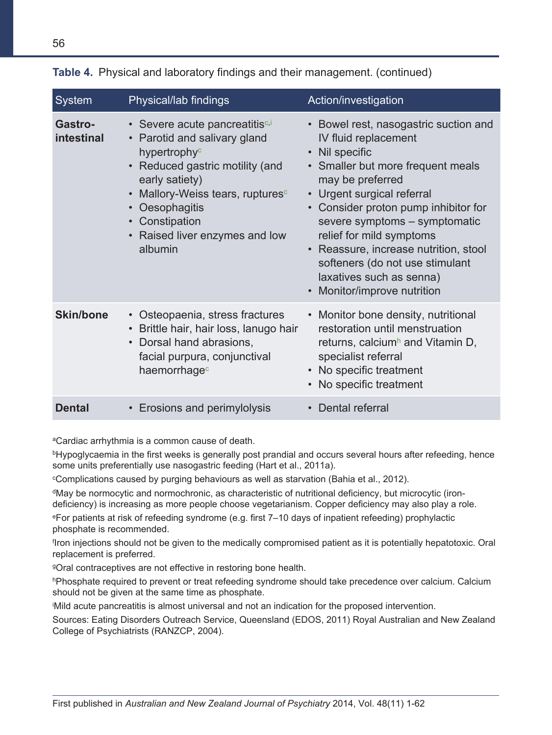**Table 4.** Physical and laboratory findings and their management. (continued)

| System | Physical/lab findings | Action/investigation |
|---|---|---|
| **Gastro-intestinal** | • Severe acute pancreatitis[c,i]<br>• Parotid and salivary gland hypertrophy[c]<br>• Reduced gastric motility (and early satiety)<br>• Mallory-Weiss tears, ruptures[c]<br>• Oesophagitis<br>• Constipation<br>• Raised liver enzymes and low albumin | • Bowel rest, nasogastric suction and IV fluid replacement<br>• Nil specific<br>• Smaller but more frequent meals may be preferred<br>• Urgent surgical referral<br>• Consider proton pump inhibitor for severe symptoms – symptomatic relief for mild symptoms<br>• Reassure, increase nutrition, stool softeners (do not use stimulant laxatives such as senna)<br>• Monitor/improve nutrition |
| **Skin/bone** | • Osteopaenia, stress fractures<br>• Brittle hair, hair loss, lanugo hair<br>• Dorsal hand abrasions, facial purpura, conjunctival haemorrhage[c] | • Monitor bone density, nutritional restoration until menstruation returns, calcium[h] and Vitamin D, specialist referral<br>• No specific treatment<br>• No specific treatment |
| **Dental** | • Erosions and perimylolysis | • Dental referral |

[a]Cardiac arrhythmia is a common cause of death.

[b]Hypoglycaemia in the first weeks is generally post prandial and occurs several hours after refeeding, hence some units preferentially use nasogastric feeding (Hart et al., 2011a).

[c]Complications caused by purging behaviours as well as starvation (Bahia et al., 2012).

[d]May be normocytic and normochronic, as characteristic of nutritional deficiency, but microcytic (iron-deficiency) is increasing as more people choose vegetarianism. Copper deficiency may also play a role.

[e]For patients at risk of refeeding syndrome (e.g. first 7–10 days of inpatient refeeding) prophylactic phosphate is recommended.

[f]Iron injections should not be given to the medically compromised patient as it is potentially hepatotoxic. Oral replacement is preferred.

[g]Oral contraceptives are not effective in restoring bone health.

[h]Phosphate required to prevent or treat refeeding syndrome should take precedence over calcium. Calcium should not be given at the same time as phosphate.

[i]Mild acute pancreatitis is almost universal and not an indication for the proposed intervention.

Sources: Eating Disorders Outreach Service, Queensland (EDOS, 2011) Royal Australian and New Zealand College of Psychiatrists (RANZCP, 2004).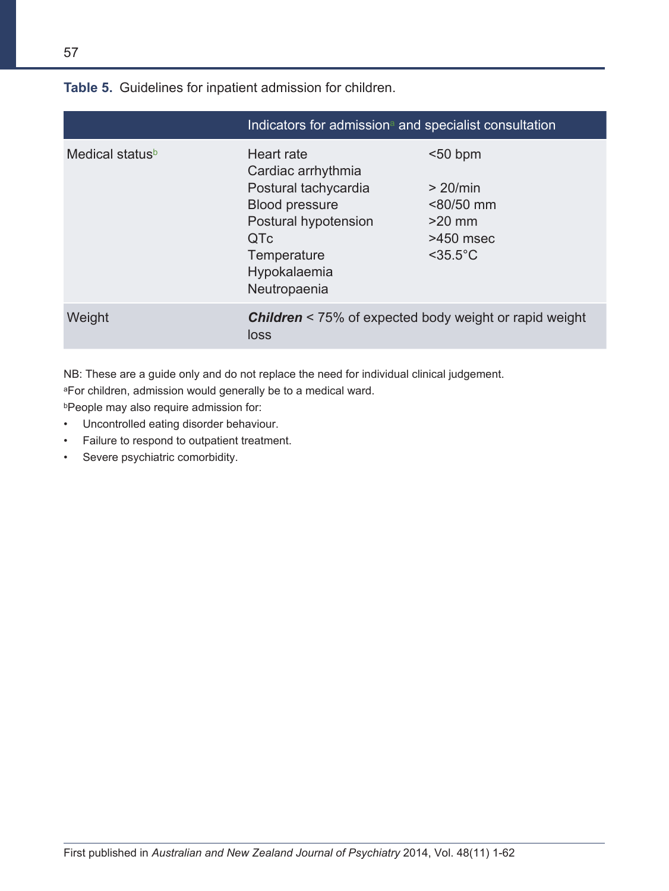**Table 5.** Guidelines for inpatient admission for children.

| | Indicators for admission[a] and specialist consultation | |
|---|---|---|
| Medical status[b] | Heart rate | <50 bpm |
| | Cardiac arrhythmia | |
| | Postural tachycardia | > 20/min |
| | Blood pressure | <80/50 mm |
| | Postural hypotension | >20 mm |
| | QTc | >450 msec |
| | Temperature | <35.5°C |
| | Hypokalaemia | |
| | Neutropaenia | |
| Weight | ***Children*** < 75% of expected body weight or rapid weight loss | |

NB: These are a guide only and do not replace the need for individual clinical judgement.

[a]For children, admission would generally be to a medical ward.

[b]People may also require admission for:

- Uncontrolled eating disorder behaviour.
- Failure to respond to outpatient treatment.
- Severe psychiatric comorbidity.

First published in *Australian and New Zealand Journal of Psychiatry* 2014, Vol. 48(11) 1-62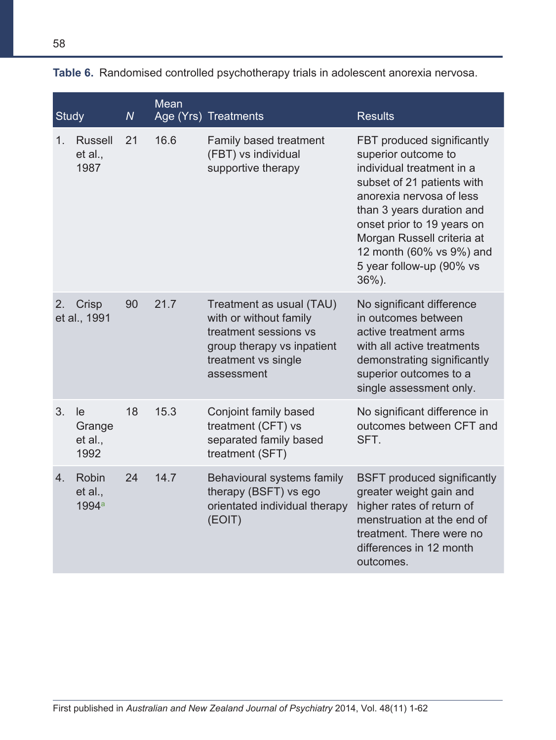**Table 6.** Randomised controlled psychotherapy trials in adolescent anorexia nervosa.

| Study | *N* | Mean Age (Yrs) | Treatments | Results |
|---|---|---|---|---|
| 1. Russell et al., 1987 | 21 | 16.6 | Family based treatment (FBT) vs individual supportive therapy | FBT produced significantly superior outcome to individual treatment in a subset of 21 patients with anorexia nervosa of less than 3 years duration and onset prior to 19 years on Morgan Russell criteria at 12 month (60% vs 9%) and 5 year follow-up (90% vs 36%). |
| 2. Crisp et al., 1991 | 90 | 21.7 | Treatment as usual (TAU) with or without family treatment sessions vs group therapy vs inpatient treatment vs single assessment | No significant difference in outcomes between active treatment arms with all active treatments demonstrating significantly superior outcomes to a single assessment only. |
| 3. le Grange et al., 1992 | 18 | 15.3 | Conjoint family based treatment (CFT) vs separated family based treatment (SFT) | No significant difference in outcomes between CFT and SFT. |
| 4. Robin et al., 1994[a] | 24 | 14.7 | Behavioural systems family therapy (BSFT) vs ego orientated individual therapy (EOIT) | BSFT produced significantly greater weight gain and higher rates of return of menstruation at the end of treatment. There were no differences in 12 month outcomes. |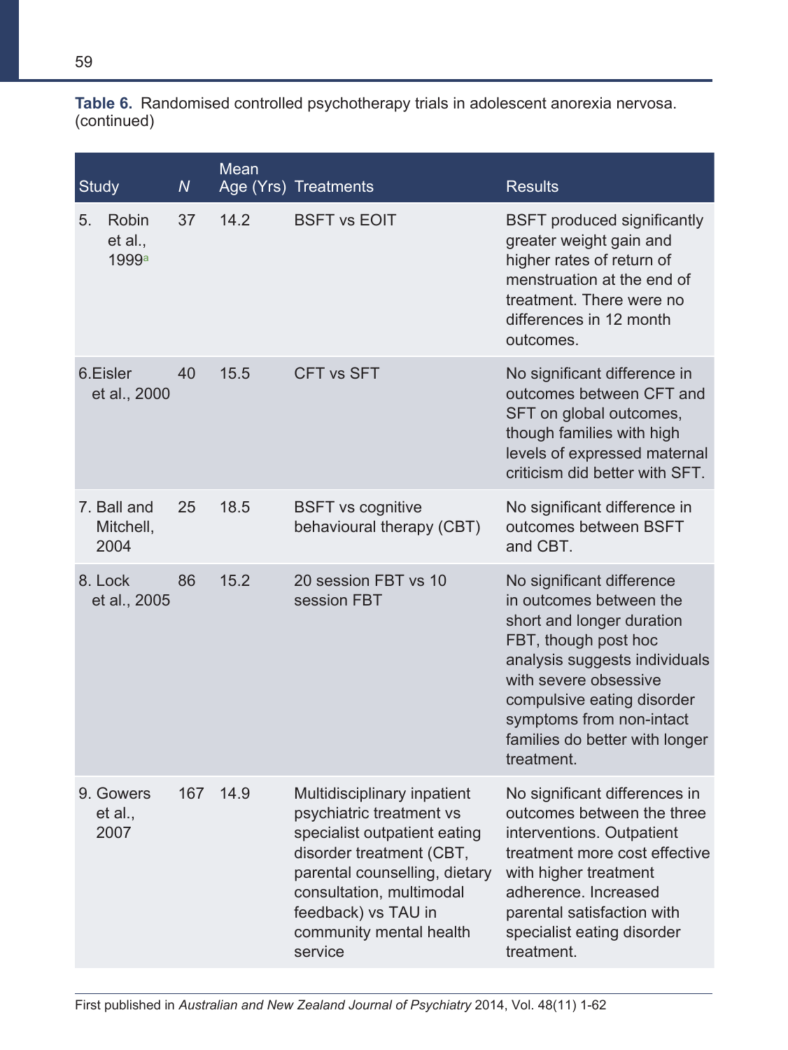**Table 6.** Randomised controlled psychotherapy trials in adolescent anorexia nervosa. (continued)

| Study | *N* | Mean Age (Yrs) | Treatments | Results |
|---|---|---|---|---|
| 5. Robin et al., 1999[a] | 37 | 14.2 | BSFT vs EOIT | BSFT produced significantly greater weight gain and higher rates of return of menstruation at the end of treatment. There were no differences in 12 month outcomes. |
| 6. Eisler et al., 2000 | 40 | 15.5 | CFT vs SFT | No significant difference in outcomes between CFT and SFT on global outcomes, though families with high levels of expressed maternal criticism did better with SFT. |
| 7. Ball and Mitchell, 2004 | 25 | 18.5 | BSFT vs cognitive behavioural therapy (CBT) | No significant difference in outcomes between BSFT and CBT. |
| 8. Lock et al., 2005 | 86 | 15.2 | 20 session FBT vs 10 session FBT | No significant difference in outcomes between the short and longer duration FBT, though post hoc analysis suggests individuals with severe obsessive compulsive eating disorder symptoms from non-intact families do better with longer treatment. |
| 9. Gowers et al., 2007 | 167 | 14.9 | Multidisciplinary inpatient psychiatric treatment vs specialist outpatient eating disorder treatment (CBT, parental counselling, dietary consultation, multimodal feedback) vs TAU in community mental health service | No significant differences in outcomes between the three interventions. Outpatient treatment more cost effective with higher treatment adherence. Increased parental satisfaction with specialist eating disorder treatment. |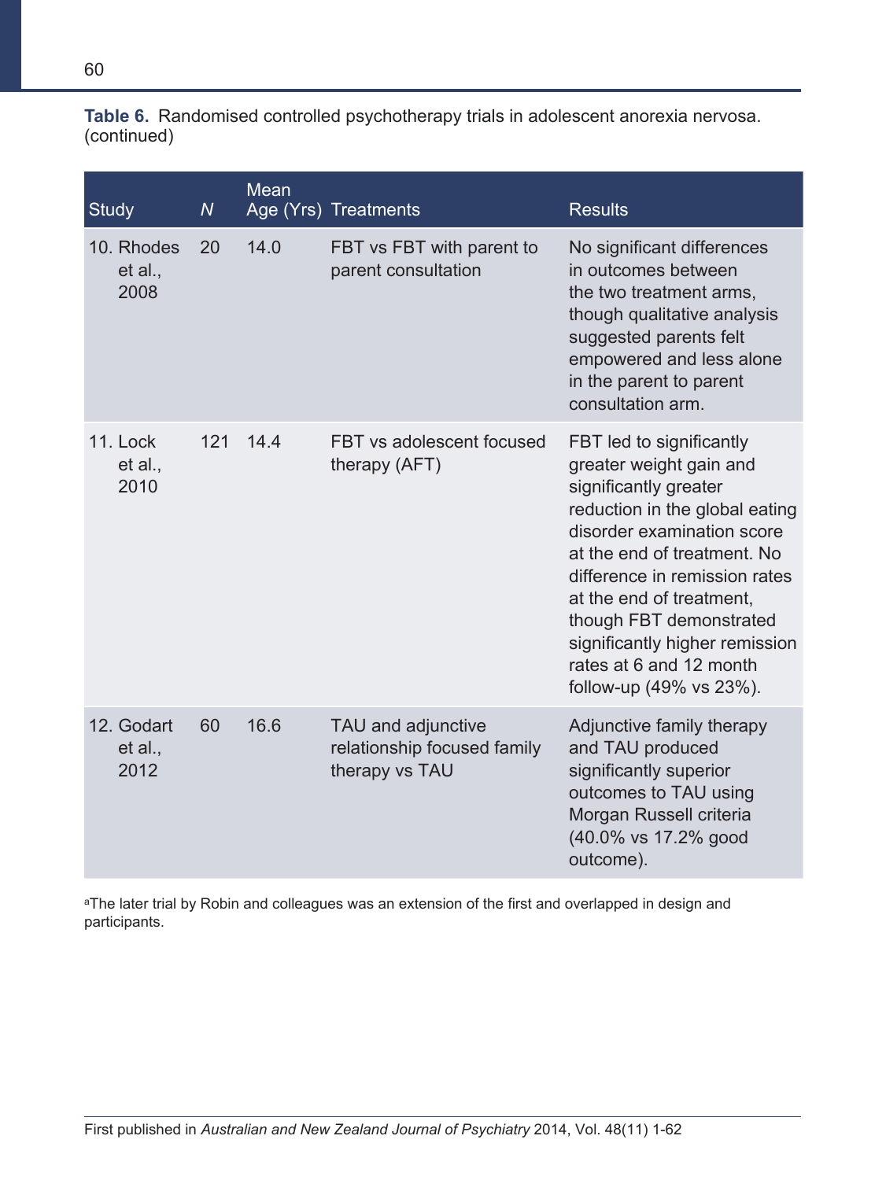**Table 6.** Randomised controlled psychotherapy trials in adolescent anorexia nervosa. (continued)

| Study | *N* | Mean Age (Yrs) | Treatments | Results |
|---|---|---|---|---|
| 10. Rhodes et al., 2008 | 20 | 14.0 | FBT vs FBT with parent to parent consultation | No significant differences in outcomes between the two treatment arms, though qualitative analysis suggested parents felt empowered and less alone in the parent to parent consultation arm. |
| 11. Lock et al., 2010 | 121 | 14.4 | FBT vs adolescent focused therapy (AFT) | FBT led to significantly greater weight gain and significantly greater reduction in the global eating disorder examination score at the end of treatment. No difference in remission rates at the end of treatment, though FBT demonstrated significantly higher remission rates at 6 and 12 month follow-up (49% vs 23%). |
| 12. Godart et al., 2012 | 60 | 16.6 | TAU and adjunctive relationship focused family therapy vs TAU | Adjunctive family therapy and TAU produced significantly superior outcomes to TAU using Morgan Russell criteria (40.0% vs 17.2% good outcome). |

[a]The later trial by Robin and colleagues was an extension of the first and overlapped in design and participants.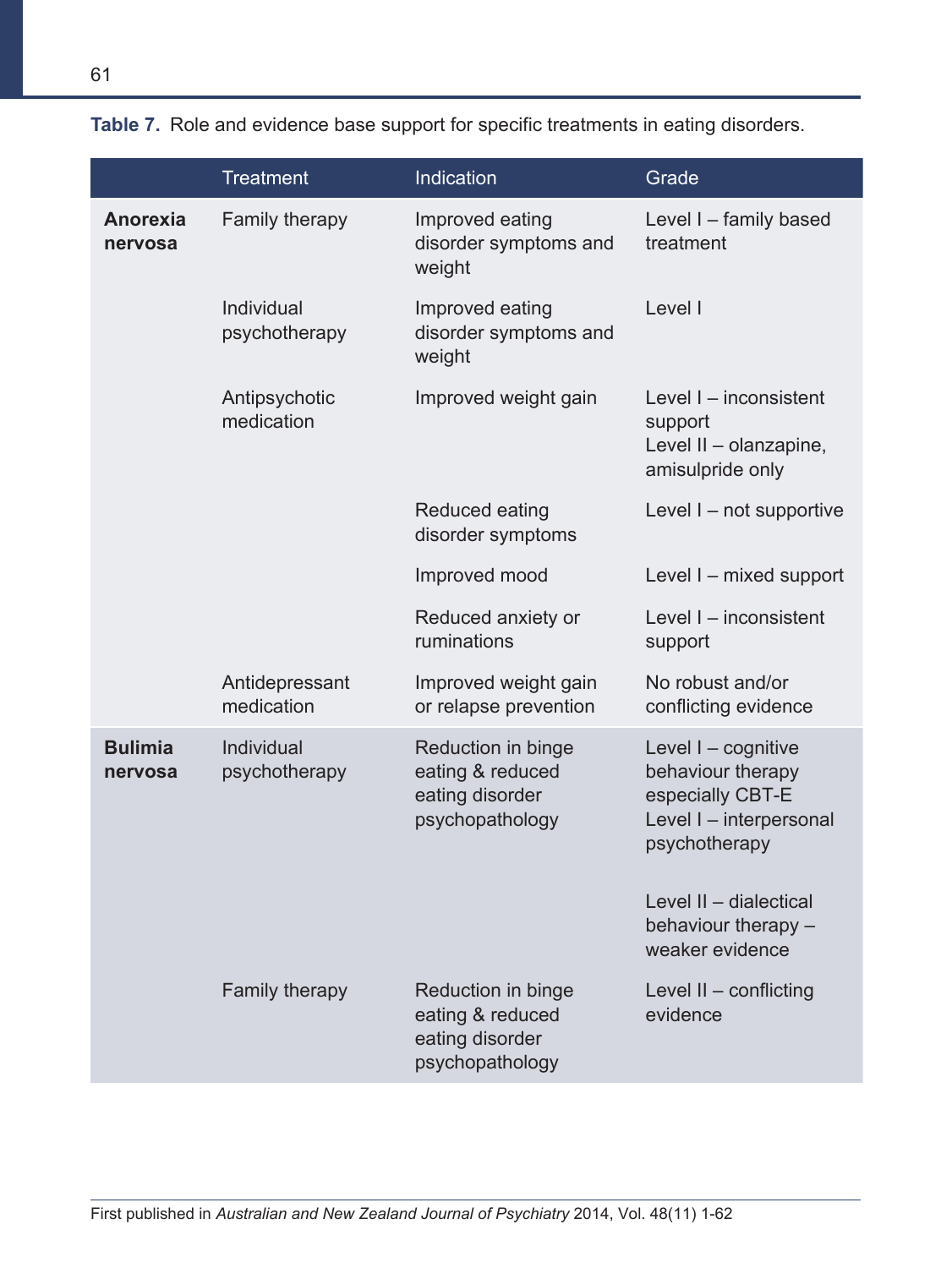**Table 7.** Role and evidence base support for specific treatments in eating disorders.

| | Treatment | Indication | Grade |
|---|---|---|---|
| **Anorexia nervosa** | Family therapy | Improved eating disorder symptoms and weight | Level I – family based treatment |
| | Individual psychotherapy | Improved eating disorder symptoms and weight | Level I |
| | Antipsychotic medication | Improved weight gain | Level I – inconsistent support<br>Level II – olanzapine, amisulpride only |
| | | Reduced eating disorder symptoms | Level I – not supportive |
| | | Improved mood | Level I – mixed support |
| | | Reduced anxiety or ruminations | Level I – inconsistent support |
| | Antidepressant medication | Improved weight gain or relapse prevention | No robust and/or conflicting evidence |
| **Bulimia nervosa** | Individual psychotherapy | Reduction in binge eating & reduced eating disorder psychopathology | Level I – cognitive behaviour therapy especially CBT-E<br>Level I – interpersonal psychotherapy<br><br>Level II – dialectical behaviour therapy – weaker evidence |
| | Family therapy | Reduction in binge eating & reduced eating disorder psychopathology | Level II – conflicting evidence |

First published in *Australian and New Zealand Journal of Psychiatry* 2014, Vol. 48(11) 1-62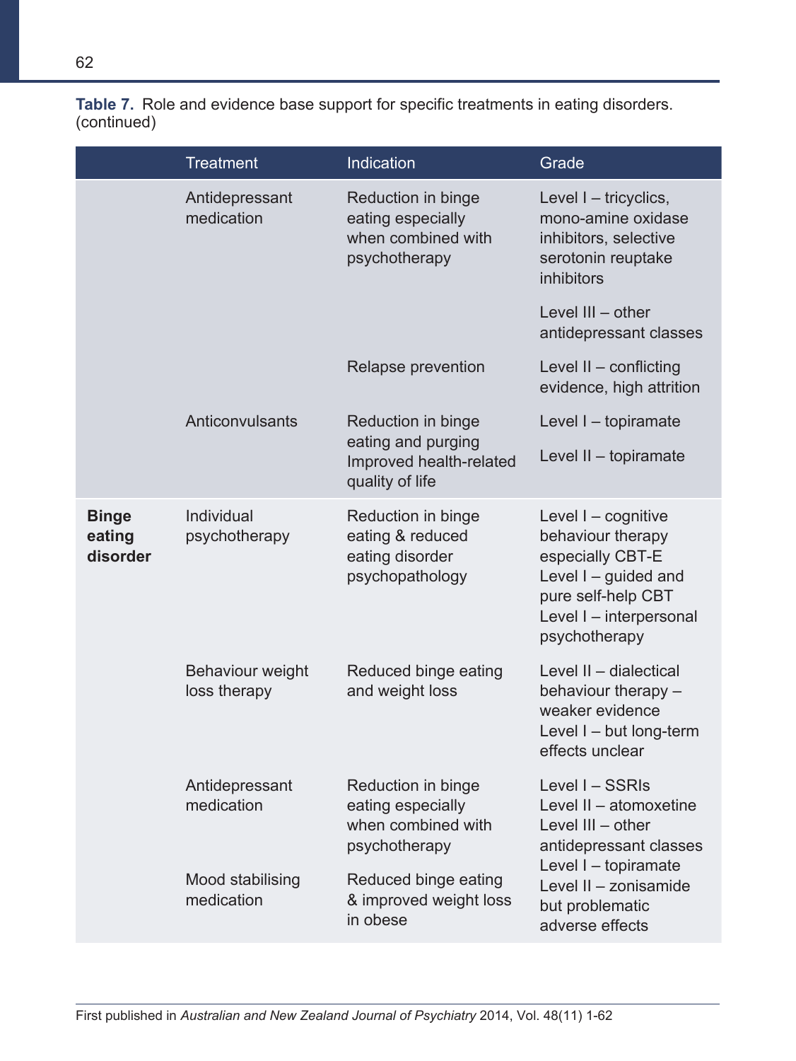**Table 7.** Role and evidence base support for specific treatments in eating disorders. (continued)

| | Treatment | Indication | Grade |
|---|---|---|---|
| | Antidepressant medication | Reduction in binge eating especially when combined with psychotherapy | Level I – tricyclics, mono-amine oxidase inhibitors, selective serotonin reuptake inhibitors<br>Level III – other antidepressant classes |
| | | Relapse prevention | Level II – conflicting evidence, high attrition |
| | Anticonvulsants | Reduction in binge eating and purging<br>Improved health-related quality of life | Level I – topiramate<br>Level II – topiramate |
| **Binge eating disorder** | Individual psychotherapy | Reduction in binge eating & reduced eating disorder psychopathology | Level I – cognitive behaviour therapy especially CBT-E<br>Level I – guided and pure self-help CBT<br>Level I – interpersonal psychotherapy |
| | Behaviour weight loss therapy | Reduced binge eating and weight loss | Level II – dialectical behaviour therapy – weaker evidence<br>Level I – but long-term effects unclear |
| | Antidepressant medication | Reduction in binge eating especially when combined with psychotherapy | Level I – SSRIs<br>Level II – atomoxetine<br>Level III – other antidepressant classes |
| | Mood stabilising medication | Reduced binge eating & improved weight loss in obese | Level I – topiramate<br>Level II – zonisamide but problematic adverse effects |

First published in *Australian and New Zealand Journal of Psychiatry* 2014, Vol. 48(11) 1-62